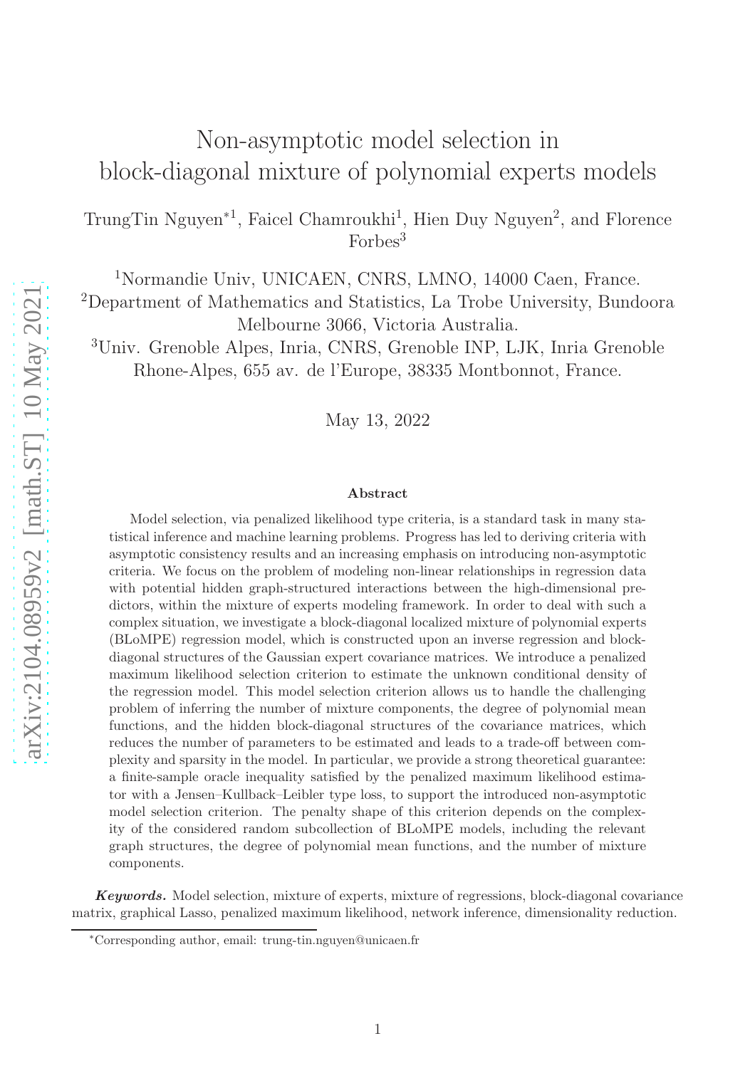# Non-asymptotic model selection in block-diagonal mixture of polynomial experts models

TrungTin Nguyen*[1], Faicel Chamroukhi[1], Hien Duy Nguyen[2], and Florence Forbes[3]

[1]Normandie Univ, UNICAEN, CNRS, LMNO, 14000 Caen, France.
[2]Department of Mathematics and Statistics, La Trobe University, Bundoora Melbourne 3066, Victoria Australia.
[3]Univ. Grenoble Alpes, Inria, CNRS, Grenoble INP, LJK, Inria Grenoble Rhone-Alpes, 655 av. de l'Europe, 38335 Montbonnot, France.

May 13, 2022

## Abstract

Model selection, via penalized likelihood type criteria, is a standard task in many statistical inference and machine learning problems. Progress has led to deriving criteria with asymptotic consistency results and an increasing emphasis on introducing non-asymptotic criteria. We focus on the problem of modeling non-linear relationships in regression data with potential hidden graph-structured interactions between the high-dimensional predictors, within the mixture of experts modeling framework. In order to deal with such a complex situation, we investigate a block-diagonal localized mixture of polynomial experts (BLoMPE) regression model, which is constructed upon an inverse regression and block-diagonal structures of the Gaussian expert covariance matrices. We introduce a penalized maximum likelihood selection criterion to estimate the unknown conditional density of the regression model. This model selection criterion allows us to handle the challenging problem of inferring the number of mixture components, the degree of polynomial mean functions, and the hidden block-diagonal structures of the covariance matrices, which reduces the number of parameters to be estimated and leads to a trade-off between complexity and sparsity in the model. In particular, we provide a strong theoretical guarantee: a finite-sample oracle inequality satisfied by the penalized maximum likelihood estimator with a Jensen–Kullback–Leibler type loss, to support the introduced non-asymptotic model selection criterion. The penalty shape of this criterion depends on the complexity of the considered random subcollection of BLoMPE models, including the relevant graph structures, the degree of polynomial mean functions, and the number of mixture components.

***Keywords.*** Model selection, mixture of experts, mixture of regressions, block-diagonal covariance matrix, graphical Lasso, penalized maximum likelihood, network inference, dimensionality reduction.

*Corresponding author, email: trung-tin.nguyen@unicaen.fr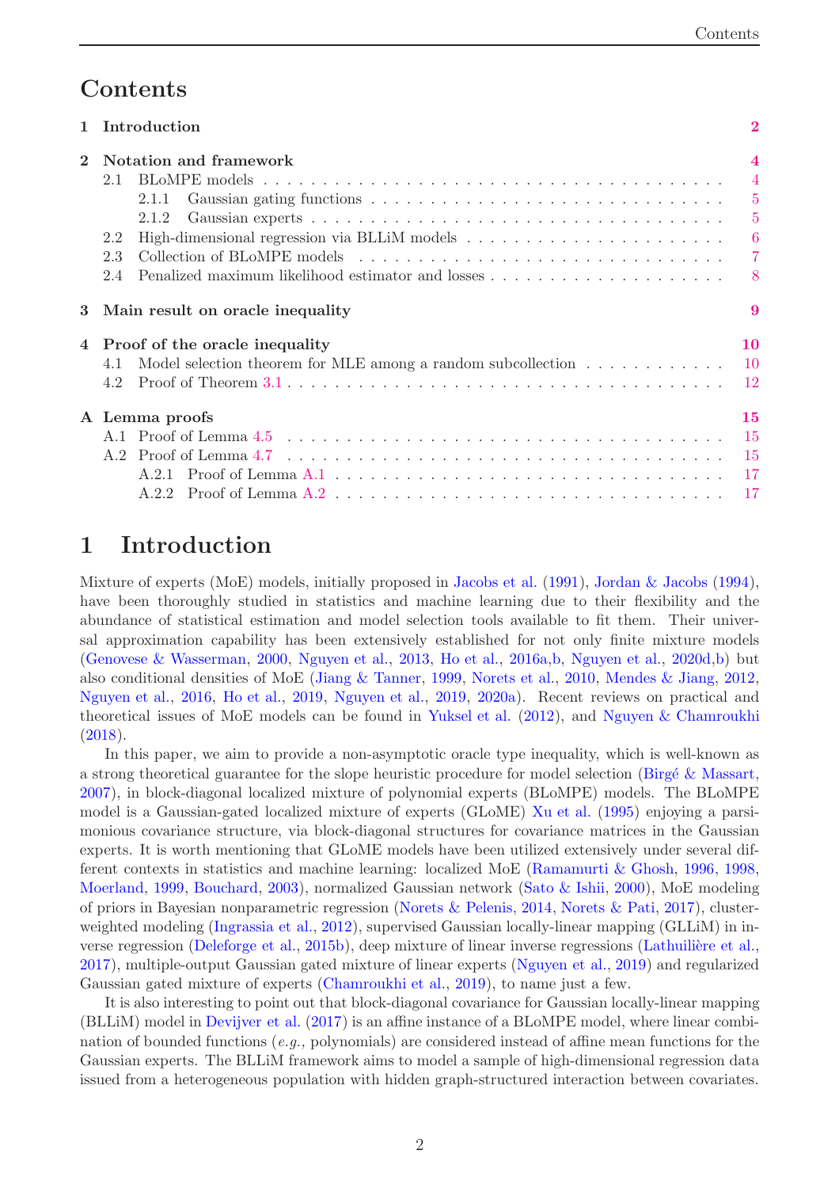# Contents

| | | |
|---|---|---|
| **1** | **Introduction** | **2** |
| **2** | **Notation and framework** | **4** |
| 2.1 | BLoMPE models | 4 |
| 2.1.1 | Gaussian gating functions | 5 |
| 2.1.2 | Gaussian experts | 5 |
| 2.2 | High-dimensional regression via BLLiM models | 6 |
| 2.3 | Collection of BLoMPE models | 7 |
| 2.4 | Penalized maximum likelihood estimator and losses | 8 |
| **3** | **Main result on oracle inequality** | **9** |
| **4** | **Proof of the oracle inequality** | **10** |
| 4.1 | Model selection theorem for MLE among a random subcollection | 10 |
| 4.2 | Proof of Theorem 3.1 | 12 |
| **A** | **Lemma proofs** | **15** |
| A.1 | Proof of Lemma 4.5 | 15 |
| A.2 | Proof of Lemma 4.7 | 15 |
| A.2.1 | Proof of Lemma A.1 | 17 |
| A.2.2 | Proof of Lemma A.2 | 17 |

# 1 Introduction

Mixture of experts (MoE) models, initially proposed in Jacobs et al. (1991), Jordan & Jacobs (1994), have been thoroughly studied in statistics and machine learning due to their flexibility and the abundance of statistical estimation and model selection tools available to fit them. Their universal approximation capability has been extensively established for not only finite mixture models (Genovese & Wasserman, 2000, Nguyen et al., 2013, Ho et al., 2016a,b, Nguyen et al., 2020d,b) but also conditional densities of MoE (Jiang & Tanner, 1999, Norets et al., 2010, Mendes & Jiang, 2012, Nguyen et al., 2016, Ho et al., 2019, Nguyen et al., 2019, 2020a). Recent reviews on practical and theoretical issues of MoE models can be found in Yuksel et al. (2012), and Nguyen & Chamroukhi (2018).

In this paper, we aim to provide a non-asymptotic oracle type inequality, which is well-known as a strong theoretical guarantee for the slope heuristic procedure for model selection (Birgé & Massart, 2007), in block-diagonal localized mixture of polynomial experts (BLoMPE) models. The BLoMPE model is a Gaussian-gated localized mixture of experts (GLoME) Xu et al. (1995) enjoying a parsimonious covariance structure, via block-diagonal structures for covariance matrices in the Gaussian experts. It is worth mentioning that GLoME models have been utilized extensively under several different contexts in statistics and machine learning: localized MoE (Ramamurti & Ghosh, 1996, 1998, Moerland, 1999, Bouchard, 2003), normalized Gaussian network (Sato & Ishii, 2000), MoE modeling of priors in Bayesian nonparametric regression (Norets & Pelenis, 2014, Norets & Pati, 2017), cluster-weighted modeling (Ingrassia et al., 2012), supervised Gaussian locally-linear mapping (GLLiM) in inverse regression (Deleforge et al., 2015b), deep mixture of linear inverse regressions (Lathuilière et al., 2017), multiple-output Gaussian gated mixture of linear experts (Nguyen et al., 2019) and regularized Gaussian gated mixture of experts (Chamroukhi et al., 2019), to name just a few.

It is also interesting to point out that block-diagonal covariance for Gaussian locally-linear mapping (BLLiM) model in Devijver et al. (2017) is an affine instance of a BLoMPE model, where linear combination of bounded functions (*e.g.,* polynomials) are considered instead of affine mean functions for the Gaussian experts. The BLLiM framework aims to model a sample of high-dimensional regression data issued from a heterogeneous population with hidden graph-structured interaction between covariates.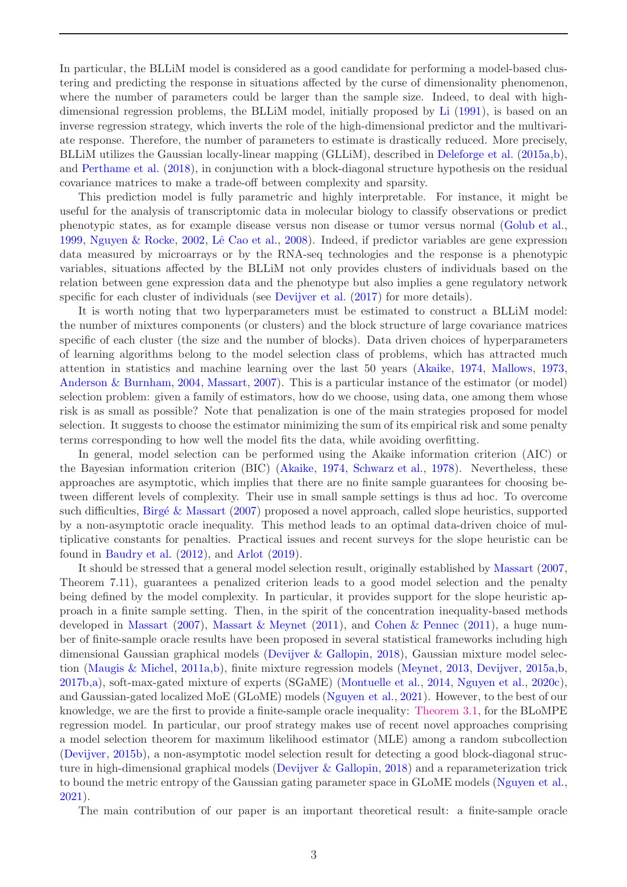In particular, the BLLiM model is considered as a good candidate for performing a model-based clustering and predicting the response in situations affected by the curse of dimensionality phenomenon, where the number of parameters could be larger than the sample size. Indeed, to deal with high-dimensional regression problems, the BLLiM model, initially proposed by Li (1991), is based on an inverse regression strategy, which inverts the role of the high-dimensional predictor and the multivariate response. Therefore, the number of parameters to estimate is drastically reduced. More precisely, BLLiM utilizes the Gaussian locally-linear mapping (GLLiM), described in Deleforge et al. (2015a,b), and Perthame et al. (2018), in conjunction with a block-diagonal structure hypothesis on the residual covariance matrices to make a trade-off between complexity and sparsity.

This prediction model is fully parametric and highly interpretable. For instance, it might be useful for the analysis of transcriptomic data in molecular biology to classify observations or predict phenotypic states, as for example disease versus non disease or tumor versus normal (Golub et al., 1999, Nguyen & Rocke, 2002, Lê Cao et al., 2008). Indeed, if predictor variables are gene expression data measured by microarrays or by the RNA-seq technologies and the response is a phenotypic variables, situations affected by the BLLiM not only provides clusters of individuals based on the relation between gene expression data and the phenotype but also implies a gene regulatory network specific for each cluster of individuals (see Devijver et al. (2017) for more details).

It is worth noting that two hyperparameters must be estimated to construct a BLLiM model: the number of mixtures components (or clusters) and the block structure of large covariance matrices specific of each cluster (the size and the number of blocks). Data driven choices of hyperparameters of learning algorithms belong to the model selection class of problems, which has attracted much attention in statistics and machine learning over the last 50 years (Akaike, 1974, Mallows, 1973, Anderson & Burnham, 2004, Massart, 2007). This is a particular instance of the estimator (or model) selection problem: given a family of estimators, how do we choose, using data, one among them whose risk is as small as possible? Note that penalization is one of the main strategies proposed for model selection. It suggests to choose the estimator minimizing the sum of its empirical risk and some penalty terms corresponding to how well the model fits the data, while avoiding overfitting.

In general, model selection can be performed using the Akaike information criterion (AIC) or the Bayesian information criterion (BIC) (Akaike, 1974, Schwarz et al., 1978). Nevertheless, these approaches are asymptotic, which implies that there are no finite sample guarantees for choosing between different levels of complexity. Their use in small sample settings is thus ad hoc. To overcome such difficulties, Birgé & Massart (2007) proposed a novel approach, called slope heuristics, supported by a non-asymptotic oracle inequality. This method leads to an optimal data-driven choice of multiplicative constants for penalties. Practical issues and recent surveys for the slope heuristic can be found in Baudry et al. (2012), and Arlot (2019).

It should be stressed that a general model selection result, originally established by Massart (2007, Theorem 7.11), guarantees a penalized criterion leads to a good model selection and the penalty being defined by the model complexity. In particular, it provides support for the slope heuristic approach in a finite sample setting. Then, in the spirit of the concentration inequality-based methods developed in Massart (2007), Massart & Meynet (2011), and Cohen & Pennec (2011), a huge number of finite-sample oracle results have been proposed in several statistical frameworks including high dimensional Gaussian graphical models (Devijver & Gallopin, 2018), Gaussian mixture model selection (Maugis & Michel, 2011a,b), finite mixture regression models (Meynet, 2013, Devijver, 2015a,b, 2017b,a), soft-max-gated mixture of experts (SGaME) (Montuelle et al., 2014, Nguyen et al., 2020c), and Gaussian-gated localized MoE (GLoME) models (Nguyen et al., 2021). However, to the best of our knowledge, we are the first to provide a finite-sample oracle inequality: Theorem 3.1, for the BLoMPE regression model. In particular, our proof strategy makes use of recent novel approaches comprising a model selection theorem for maximum likelihood estimator (MLE) among a random subcollection (Devijver, 2015b), a non-asymptotic model selection result for detecting a good block-diagonal structure in high-dimensional graphical models (Devijver & Gallopin, 2018) and a reparameterization trick to bound the metric entropy of the Gaussian gating parameter space in GLoME models (Nguyen et al., 2021).

The main contribution of our paper is an important theoretical result: a finite-sample oracle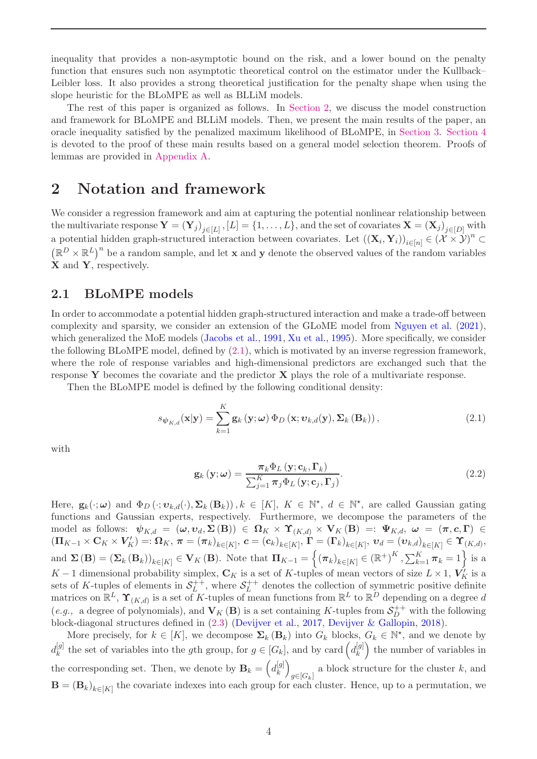inequality that provides a non-asymptotic bound on the risk, and a lower bound on the penalty function that ensures such non asymptotic theoretical control on the estimator under the Kullback–Leibler loss. It also provides a strong theoretical justification for the penalty shape when using the slope heuristic for the BLoMPE as well as BLLiM models.

The rest of this paper is organized as follows. In Section 2, we discuss the model construction and framework for BLoMPE and BLLiM models. Then, we present the main results of the paper, an oracle inequality satisfied by the penalized maximum likelihood of BLoMPE, in Section 3. Section 4 is devoted to the proof of these main results based on a general model selection theorem. Proofs of lemmas are provided in Appendix A.

# 2 Notation and framework

We consider a regression framework and aim at capturing the potential nonlinear relationship between the multivariate response $\mathbf{Y} = (\mathbf{Y}_j)_{j\in[L]}, [L] = \{1,\dots,L\}$, and the set of covariates $\mathbf{X} = (\mathbf{X}_j)_{j\in[D]}$ with a potential hidden graph-structured interaction between covariates. Let $((\mathbf{X}_i, \mathbf{Y}_i))_{i\in[n]} \in (\mathcal{X}\times\mathcal{Y})^n \subset (\mathbb{R}^D \times \mathbb{R}^L)^n$ be a random sample, and let $\mathbf{x}$ and $\mathbf{y}$ denote the observed values of the random variables $\mathbf{X}$ and $\mathbf{Y}$, respectively.

## 2.1 BLoMPE models

In order to accommodate a potential hidden graph-structured interaction and make a trade-off between complexity and sparsity, we consider an extension of the GLoME model from Nguyen et al. (2021), which generalized the MoE models (Jacobs et al., 1991, Xu et al., 1995). More specifically, we consider the following BLoMPE model, defined by (2.1), which is motivated by an inverse regression framework, where the role of response variables and high-dimensional predictors are exchanged such that the response $\mathbf{Y}$ becomes the covariate and the predictor $\mathbf{X}$ plays the role of a multivariate response.

Then the BLoMPE model is defined by the following conditional density:

$$s_{\boldsymbol{\psi}_{K,d}}(\mathbf{x}|\mathbf{y}) = \sum_{k=1}^{K} \mathbf{g}_k(\mathbf{y};\boldsymbol{\omega})\, \Phi_D\left(\mathbf{x}; \boldsymbol{\upsilon}_{k,d}(\mathbf{y}), \boldsymbol{\Sigma}_k(\mathbf{B}_k)\right), \tag{2.1}$$

with

$$\mathbf{g}_k(\mathbf{y};\boldsymbol{\omega}) = \frac{\boldsymbol{\pi}_k \Phi_L(\mathbf{y}; \mathbf{c}_k, \boldsymbol{\Gamma}_k)}{\sum_{j=1}^{K} \boldsymbol{\pi}_j \Phi_L(\mathbf{y}; \mathbf{c}_j, \boldsymbol{\Gamma}_j)}. \tag{2.2}$$

Here, $\mathbf{g}_k(\cdot;\boldsymbol{\omega})$ and $\Phi_D(\cdot; \boldsymbol{\upsilon}_{k,d}(\cdot), \boldsymbol{\Sigma}_k(\mathbf{B}_k)), k \in [K]$, $K \in \mathbb{N}^\star$, $d \in \mathbb{N}^\star$, are called Gaussian gating functions and Gaussian experts, respectively. Furthermore, we decompose the parameters of the model as follows: $\boldsymbol{\psi}_{K,d} = (\boldsymbol{\omega}, \boldsymbol{\upsilon}_d, \boldsymbol{\Sigma}(\mathbf{B})) \in \boldsymbol{\Omega}_K \times \boldsymbol{\Upsilon}_{(K,d)} \times \mathbf{V}_K(\mathbf{B}) =: \boldsymbol{\Psi}_{K,d}$, $\boldsymbol{\omega} = (\boldsymbol{\pi}, \boldsymbol{c}, \boldsymbol{\Gamma}) \in (\boldsymbol{\Pi}_{K-1} \times \mathbf{C}_K \times \boldsymbol{V}'_K) =: \boldsymbol{\Omega}_K$, $\boldsymbol{\pi} = (\boldsymbol{\pi}_k)_{k\in[K]}$, $\boldsymbol{c} = (\mathbf{c}_k)_{k\in[K]}$, $\boldsymbol{\Gamma} = (\boldsymbol{\Gamma}_k)_{k\in[K]}$, $\boldsymbol{\upsilon}_d = (\boldsymbol{\upsilon}_{k,d})_{k\in[K]} \in \boldsymbol{\Upsilon}_{(K,d)}$, and $\boldsymbol{\Sigma}(\mathbf{B}) = (\boldsymbol{\Sigma}_k(\mathbf{B}_k))_{k\in[K]} \in \mathbf{V}_K(\mathbf{B})$. Note that $\boldsymbol{\Pi}_{K-1} = \left\{(\boldsymbol{\pi}_k)_{k\in[K]} \in (\mathbb{R}^+)^K, \sum_{k=1}^K \boldsymbol{\pi}_k = 1\right\}$ is a $K-1$ dimensional probability simplex, $\mathbf{C}_K$ is a set of $K$-tuples of mean vectors of size $L \times 1$, $\boldsymbol{V}'_K$ is a sets of $K$-tuples of elements in $\mathcal{S}_L^{++}$, where $\mathcal{S}_L^{++}$ denotes the collection of symmetric positive definite matrices on $\mathbb{R}^L$, $\boldsymbol{\Upsilon}_{(K,d)}$ is a set of $K$-tuples of mean functions from $\mathbb{R}^L$ to $\mathbb{R}^D$ depending on a degree $d$ (*e.g.,* a degree of polynomials), and $\mathbf{V}_K(\mathbf{B})$ is a set containing $K$-tuples from $\mathcal{S}_D^{++}$ with the following block-diagonal structures defined in (2.3) (Devijver et al., 2017, Devijver & Gallopin, 2018).

More precisely, for $k \in [K]$, we decompose $\boldsymbol{\Sigma}_k(\mathbf{B}_k)$ into $G_k$ blocks, $G_k \in \mathbb{N}^\star$, and we denote by $d_k^{[g]}$ the set of variables into the $g$th group, for $g \in [G_k]$, and by $\operatorname{card}\left(d_k^{[g]}\right)$ the number of variables in the corresponding set. Then, we denote by $\mathbf{B}_k = \left(d_k^{[g]}\right)_{g\in[G_k]}$ a block structure for the cluster $k$, and $\mathbf{B} = (\mathbf{B}_k)_{k\in[K]}$ the covariate indexes into each group for each cluster. Hence, up to a permutation, we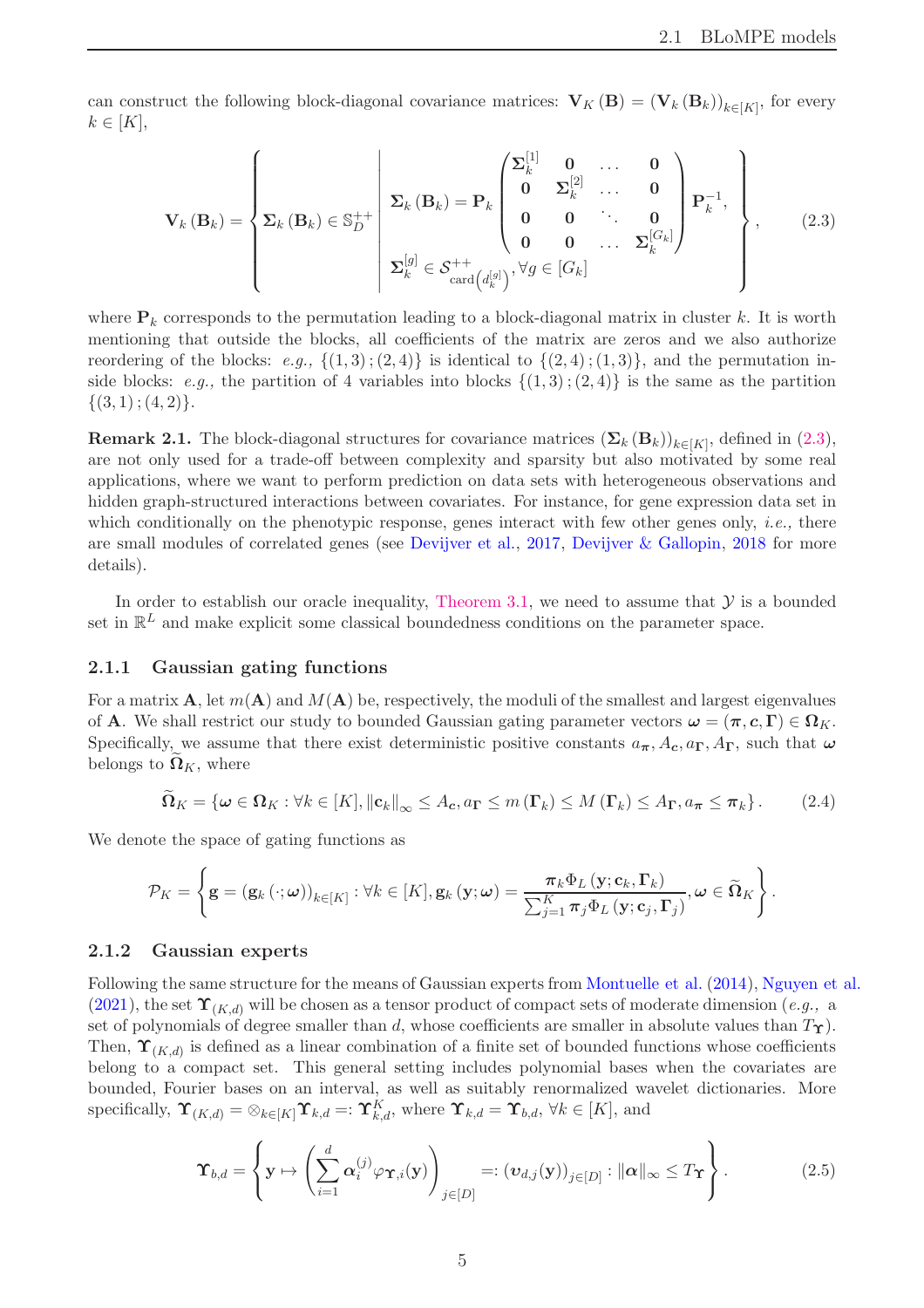can construct the following block-diagonal covariance matrices: $\mathbf{V}_K(\mathbf{B}) = (\mathbf{V}_k(\mathbf{B}_k))_{k\in[K]}$, for every $k \in [K]$,

$$\mathbf{V}_k(\mathbf{B}_k) = \left\{ \boldsymbol{\Sigma}_k(\mathbf{B}_k) \in \mathbb{S}_D^{++} \;\middle|\; \begin{array}{l} \boldsymbol{\Sigma}_k(\mathbf{B}_k) = \mathbf{P}_k \begin{pmatrix} \boldsymbol{\Sigma}_k^{[1]} & \mathbf{0} & \dots & \mathbf{0} \\ \mathbf{0} & \boldsymbol{\Sigma}_k^{[2]} & \dots & \mathbf{0} \\ \mathbf{0} & \mathbf{0} & \ddots & \mathbf{0} \\ \mathbf{0} & \mathbf{0} & \dots & \boldsymbol{\Sigma}_k^{[G_k]} \end{pmatrix} \mathbf{P}_k^{-1}, \\ \boldsymbol{\Sigma}_k^{[g]} \in \mathcal{S}^{++}_{\operatorname{card}\left(d_k^{[g]}\right)}, \forall g \in [G_k] \end{array} \right\}, \tag{2.3}$$

where $\mathbf{P}_k$ corresponds to the permutation leading to a block-diagonal matrix in cluster $k$. It is worth mentioning that outside the blocks, all coefficients of the matrix are zeros and we also authorize reordering of the blocks: *e.g.,* $\{(1,3);(2,4)\}$ is identical to $\{(2,4);(1,3)\}$, and the permutation inside blocks: *e.g.,* the partition of 4 variables into blocks $\{(1,3);(2,4)\}$ is the same as the partition $\{(3,1);(4,2)\}$.

**Remark 2.1.** The block-diagonal structures for covariance matrices $(\boldsymbol{\Sigma}_k(\mathbf{B}_k))_{k\in[K]}$, defined in (2.3), are not only used for a trade-off between complexity and sparsity but also motivated by some real applications, where we want to perform prediction on data sets with heterogeneous observations and hidden graph-structured interactions between covariates. For instance, for gene expression data set in which conditionally on the phenotypic response, genes interact with few other genes only, *i.e.,* there are small modules of correlated genes (see Devijver et al., 2017, Devijver & Gallopin, 2018 for more details).

In order to establish our oracle inequality, Theorem 3.1, we need to assume that $\mathcal{Y}$ is a bounded set in $\mathbb{R}^L$ and make explicit some classical boundedness conditions on the parameter space.

### 2.1.1 Gaussian gating functions

For a matrix $\mathbf{A}$, let $m(\mathbf{A})$ and $M(\mathbf{A})$ be, respectively, the moduli of the smallest and largest eigenvalues of $\mathbf{A}$. We shall restrict our study to bounded Gaussian gating parameter vectors $\boldsymbol{\omega} = (\boldsymbol{\pi}, \boldsymbol{c}, \boldsymbol{\Gamma}) \in \boldsymbol{\Omega}_K$. Specifically, we assume that there exist deterministic positive constants $a_{\boldsymbol{\pi}}, A_{\boldsymbol{c}}, a_{\boldsymbol{\Gamma}}, A_{\boldsymbol{\Gamma}}$, such that $\boldsymbol{\omega}$ belongs to $\widetilde{\boldsymbol{\Omega}}_K$, where

$$\widetilde{\boldsymbol{\Omega}}_K = \left\{\boldsymbol{\omega} \in \boldsymbol{\Omega}_K : \forall k \in [K], \|\mathbf{c}_k\|_\infty \leq A_{\boldsymbol{c}}, a_{\boldsymbol{\Gamma}} \leq m(\boldsymbol{\Gamma}_k) \leq M(\boldsymbol{\Gamma}_k) \leq A_{\boldsymbol{\Gamma}}, a_{\boldsymbol{\pi}} \leq \boldsymbol{\pi}_k\right\}. \tag{2.4}$$

We denote the space of gating functions as

$$\mathcal{P}_K = \left\{ \mathbf{g} = (\mathbf{g}_k(\cdot;\boldsymbol{\omega}))_{k\in[K]} : \forall k \in [K], \mathbf{g}_k(\mathbf{y};\boldsymbol{\omega}) = \frac{\boldsymbol{\pi}_k \Phi_L(\mathbf{y};\mathbf{c}_k,\boldsymbol{\Gamma}_k)}{\sum_{j=1}^K \boldsymbol{\pi}_j \Phi_L(\mathbf{y};\mathbf{c}_j,\boldsymbol{\Gamma}_j)}, \boldsymbol{\omega} \in \widetilde{\boldsymbol{\Omega}}_K \right\}.$$

### 2.1.2 Gaussian experts

Following the same structure for the means of Gaussian experts from Montuelle et al. (2014), Nguyen et al. (2021), the set $\boldsymbol{\Upsilon}_{(K,d)}$ will be chosen as a tensor product of compact sets of moderate dimension (*e.g.,* a set of polynomials of degree smaller than $d$, whose coefficients are smaller in absolute values than $T_{\boldsymbol{\Upsilon}}$). Then, $\boldsymbol{\Upsilon}_{(K,d)}$ is defined as a linear combination of a finite set of bounded functions whose coefficients belong to a compact set. This general setting includes polynomial bases when the covariates are bounded, Fourier bases on an interval, as well as suitably renormalized wavelet dictionaries. More specifically, $\boldsymbol{\Upsilon}_{(K,d)} = \otimes_{k\in[K]} \boldsymbol{\Upsilon}_{k,d} =: \boldsymbol{\Upsilon}_{k,d}^K$, where $\boldsymbol{\Upsilon}_{k,d} = \boldsymbol{\Upsilon}_{b,d}$, $\forall k \in [K]$, and

$$\boldsymbol{\Upsilon}_{b,d} = \left\{ \mathbf{y} \mapsto \left( \sum_{i=1}^d \boldsymbol{\alpha}_i^{(j)} \varphi_{\boldsymbol{\Upsilon},i}(\mathbf{y}) \right)_{j\in[D]} =: (\boldsymbol{\upsilon}_{d,j}(\mathbf{y}))_{j\in[D]} : \|\boldsymbol{\alpha}\|_\infty \leq T_{\boldsymbol{\Upsilon}} \right\}. \tag{2.5}$$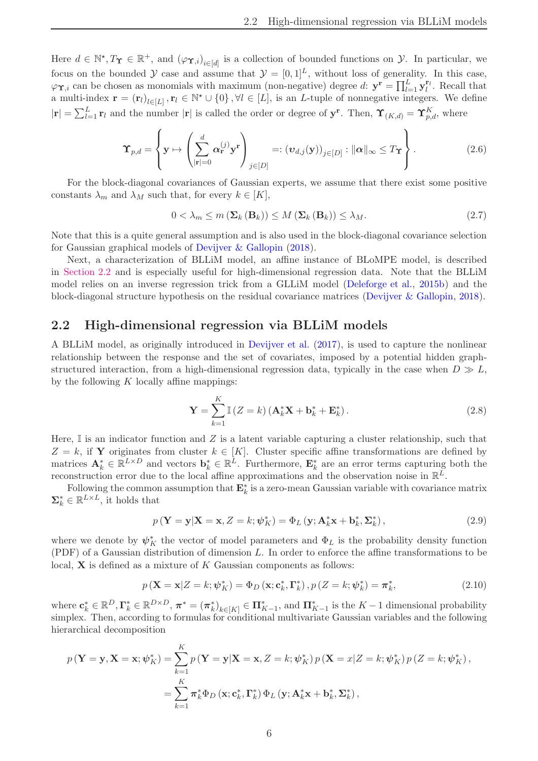Here $d \in \mathbb{N}^{\star}, T_{\boldsymbol{\Upsilon}} \in \mathbb{R}^{+}$, and $\left(\varphi_{\boldsymbol{\Upsilon},i}\right)_{i\in[d]}$ is a collection of bounded functions on $\mathcal{Y}$. In particular, we focus on the bounded $\mathcal{Y}$ case and assume that $\mathcal{Y} = [0,1]^L$, without loss of generality. In this case, $\varphi_{\boldsymbol{\Upsilon},i}$ can be chosen as monomials with maximum (non-negative) degree $d$: $\mathbf{y}^{\mathbf{r}} = \prod_{l=1}^{L} \mathbf{y}_l^{\mathbf{r}_l}$. Recall that a multi-index $\mathbf{r} = (\mathbf{r}_l)_{l\in[L]}, \mathbf{r}_l \in \mathbb{N}^{\star} \cup \{0\}, \forall l \in [L]$, is an $L$-tuple of nonnegative integers. We define $|\mathbf{r}| = \sum_{l=1}^{L} \mathbf{r}_l$ and the number $|\mathbf{r}|$ is called the order or degree of $\mathbf{y}^{\mathbf{r}}$. Then, $\boldsymbol{\Upsilon}_{(K,d)} = \boldsymbol{\Upsilon}_{p,d}^{K}$, where

$$
\boldsymbol{\Upsilon}_{p,d} = \left\{ \mathbf{y} \mapsto \left( \sum_{|\mathbf{r}|=0}^{d} \boldsymbol{\alpha}_{\mathbf{r}}^{(j)} \mathbf{y}^{\mathbf{r}} \right)_{j\in[D]} =: \left(\boldsymbol{\upsilon}_{d,j}(\mathbf{y})\right)_{j\in[D]} : \|\boldsymbol{\alpha}\|_{\infty} \leq T_{\boldsymbol{\Upsilon}} \right\}. \tag{2.6}
$$

For the block-diagonal covariances of Gaussian experts, we assume that there exist some positive constants $\lambda_m$ and $\lambda_M$ such that, for every $k \in [K]$,

$$
0 < \lambda_m \leq m\left(\boldsymbol{\Sigma}_k\left(\mathbf{B}_k\right)\right) \leq M\left(\boldsymbol{\Sigma}_k\left(\mathbf{B}_k\right)\right) \leq \lambda_M. \tag{2.7}
$$

Note that this is a quite general assumption and is also used in the block-diagonal covariance selection for Gaussian graphical models of Devijver & Gallopin (2018).

Next, a characterization of BLLiM model, an affine instance of BLoMPE model, is described in Section 2.2 and is especially useful for high-dimensional regression data. Note that the BLLiM model relies on an inverse regression trick from a GLLiM model (Deleforge et al., 2015b) and the block-diagonal structure hypothesis on the residual covariance matrices (Devijver & Gallopin, 2018).

## 2.2 High-dimensional regression via BLLiM models

A BLLiM model, as originally introduced in Devijver et al. (2017), is used to capture the nonlinear relationship between the response and the set of covariates, imposed by a potential hidden graph-structured interaction, from a high-dimensional regression data, typically in the case when $D \gg L$, by the following $K$ locally affine mappings:

$$
\mathbf{Y} = \sum_{k=1}^{K} \mathbb{I}\left(Z = k\right)\left(\mathbf{A}_k^{*}\mathbf{X} + \mathbf{b}_k^{*} + \mathbf{E}_k^{*}\right). \tag{2.8}
$$

Here, $\mathbb{I}$ is an indicator function and $Z$ is a latent variable capturing a cluster relationship, such that $Z = k$, if $\mathbf{Y}$ originates from cluster $k \in [K]$. Cluster specific affine transformations are defined by matrices $\mathbf{A}_k^{*} \in \mathbb{R}^{L\times D}$ and vectors $\mathbf{b}_k^{*} \in \mathbb{R}^{L}$. Furthermore, $\mathbf{E}_k^{*}$ are an error terms capturing both the reconstruction error due to the local affine approximations and the observation noise in $\mathbb{R}^{L}$.

Following the common assumption that $\mathbf{E}_k^{*}$ is a zero-mean Gaussian variable with covariance matrix $\boldsymbol{\Sigma}_k^{*} \in \mathbb{R}^{L\times L}$, it holds that

$$
p\left(\mathbf{Y} = \mathbf{y} | \mathbf{X} = \mathbf{x}, Z = k; \boldsymbol{\psi}_K^{*}\right) = \Phi_L\left(\mathbf{y}; \mathbf{A}_k^{*}\mathbf{x} + \mathbf{b}_k^{*}, \boldsymbol{\Sigma}_k^{*}\right), \tag{2.9}
$$

where we denote by $\boldsymbol{\psi}_K^{*}$ the vector of model parameters and $\Phi_L$ is the probability density function (PDF) of a Gaussian distribution of dimension $L$. In order to enforce the affine transformations to be local, $\mathbf{X}$ is defined as a mixture of $K$ Gaussian components as follows:

$$
p\left(\mathbf{X} = \mathbf{x} | Z = k; \boldsymbol{\psi}_K^{*}\right) = \Phi_D\left(\mathbf{x}; \mathbf{c}_k^{*}, \boldsymbol{\Gamma}_k^{*}\right), p\left(Z = k; \boldsymbol{\psi}_k^{*}\right) = \boldsymbol{\pi}_k^{*}, \tag{2.10}
$$

where $\mathbf{c}_k^{*} \in \mathbb{R}^{D}, \boldsymbol{\Gamma}_k^{*} \in \mathbb{R}^{D\times D}$, $\boldsymbol{\pi}^{*} = \left(\boldsymbol{\pi}_k^{*}\right)_{k\in[K]} \in \boldsymbol{\Pi}_{K-1}^{*}$, and $\boldsymbol{\Pi}_{K-1}^{*}$ is the $K-1$ dimensional probability simplex. Then, according to formulas for conditional multivariate Gaussian variables and the following hierarchical decomposition

$$
\begin{aligned}
p\left(\mathbf{Y} = \mathbf{y}, \mathbf{X} = \mathbf{x}; \boldsymbol{\psi}_K^{*}\right) &= \sum_{k=1}^{K} p\left(\mathbf{Y} = \mathbf{y} | \mathbf{X} = \mathbf{x}, Z = k; \boldsymbol{\psi}_K^{*}\right) p\left(\mathbf{X} = x | Z = k; \boldsymbol{\psi}_K^{*}\right) p\left(Z = k; \boldsymbol{\psi}_K^{*}\right), \\
&= \sum_{k=1}^{K} \boldsymbol{\pi}_k^{*} \Phi_D\left(\mathbf{x}; \mathbf{c}_k^{*}, \boldsymbol{\Gamma}_k^{*}\right) \Phi_L\left(\mathbf{y}; \mathbf{A}_k^{*}\mathbf{x} + \mathbf{b}_k^{*}, \boldsymbol{\Sigma}_k^{*}\right),
\end{aligned}
$$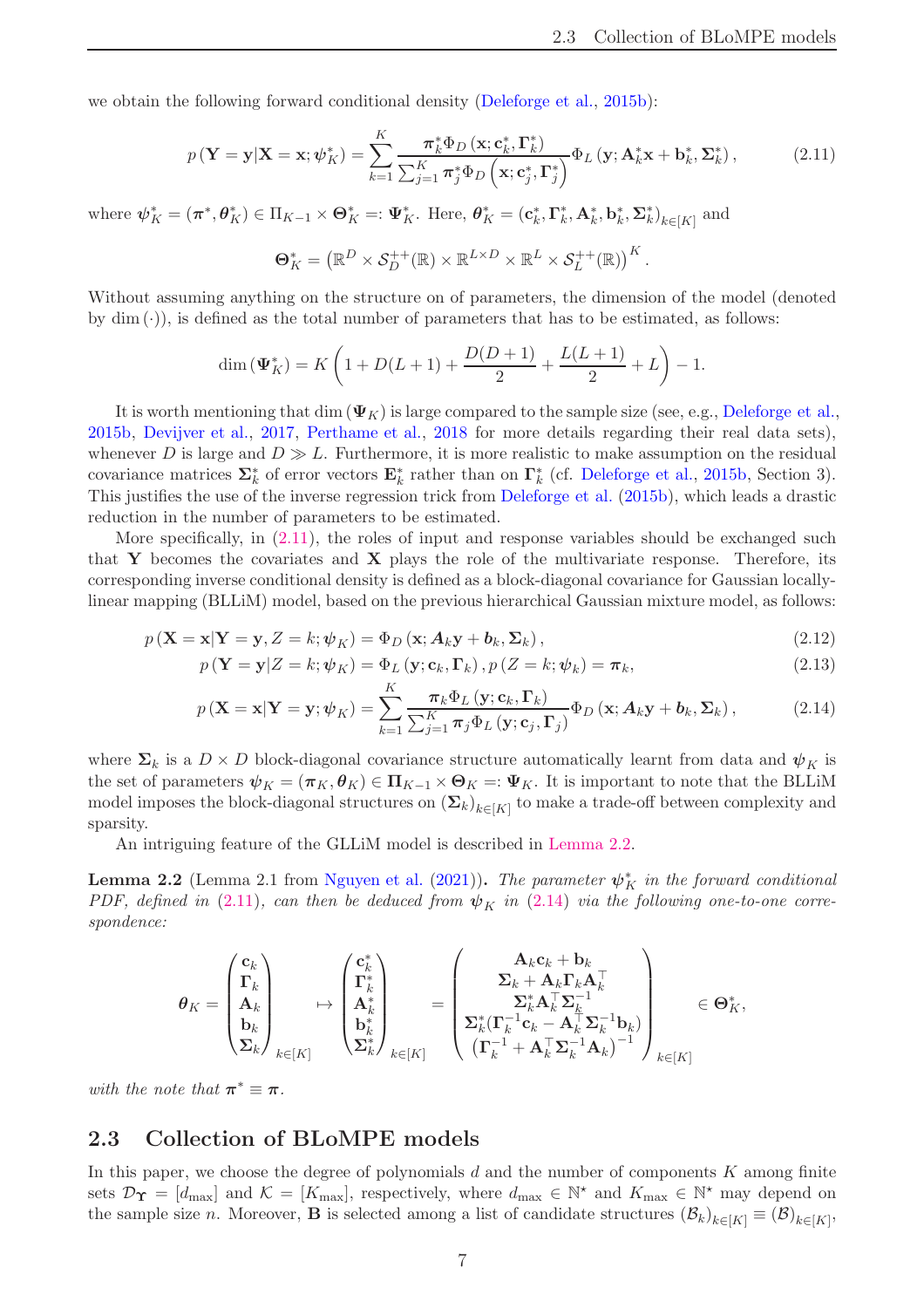we obtain the following forward conditional density (Deleforge et al., 2015b):

$$
p(\mathbf{Y}=\mathbf{y}|\mathbf{X}=\mathbf{x};\psi_K^*) = \sum_{k=1}^{K} \frac{\boldsymbol{\pi}_k^* \Phi_D(\mathbf{x};\mathbf{c}_k^*,\boldsymbol{\Gamma}_k^*)}{\sum_{j=1}^{K} \boldsymbol{\pi}_j^* \Phi_D\left(\mathbf{x};\mathbf{c}_j^*,\boldsymbol{\Gamma}_j^*\right)} \Phi_L\left(\mathbf{y};\mathbf{A}_k^*\mathbf{x}+\mathbf{b}_k^*,\boldsymbol{\Sigma}_k^*\right), \tag{2.11}
$$

where $\boldsymbol{\psi}_K^* = (\boldsymbol{\pi}^*, \boldsymbol{\theta}_K^*) \in \Pi_{K-1} \times \boldsymbol{\Theta}_K^* =: \boldsymbol{\Psi}_K^*$. Here, $\boldsymbol{\theta}_K^* = (\mathbf{c}_k^*, \boldsymbol{\Gamma}_k^*, \mathbf{A}_k^*, \mathbf{b}_k^*, \boldsymbol{\Sigma}_k^*)_{k\in[K]}$ and

$$
\boldsymbol{\Theta}_K^* = \left(\mathbb{R}^D \times \mathcal{S}_D^{++}(\mathbb{R}) \times \mathbb{R}^{L\times D} \times \mathbb{R}^L \times \mathcal{S}_L^{++}(\mathbb{R})\right)^K.
$$

Without assuming anything on the structure on of parameters, the dimension of the model (denoted by $\dim(\cdot)$), is defined as the total number of parameters that has to be estimated, as follows:

$$
\dim(\boldsymbol{\Psi}_K^*) = K\left(1 + D(L+1) + \frac{D(D+1)}{2} + \frac{L(L+1)}{2} + L\right) - 1.
$$

It is worth mentioning that $\dim(\boldsymbol{\Psi}_K)$ is large compared to the sample size (see, e.g., Deleforge et al., 2015b, Devijver et al., 2017, Perthame et al., 2018 for more details regarding their real data sets), whenever $D$ is large and $D \gg L$. Furthermore, it is more realistic to make assumption on the residual covariance matrices $\boldsymbol{\Sigma}_k^*$ of error vectors $\mathbf{E}_k^*$ rather than on $\boldsymbol{\Gamma}_k^*$ (cf. Deleforge et al., 2015b, Section 3). This justifies the use of the inverse regression trick from Deleforge et al. (2015b), which leads a drastic reduction in the number of parameters to be estimated.

More specifically, in (2.11), the roles of input and response variables should be exchanged such that $\mathbf{Y}$ becomes the covariates and $\mathbf{X}$ plays the role of the multivariate response. Therefore, its corresponding inverse conditional density is defined as a block-diagonal covariance for Gaussian locally-linear mapping (BLLiM) model, based on the previous hierarchical Gaussian mixture model, as follows:

$$
p(\mathbf{X}=\mathbf{x}|\mathbf{Y}=\mathbf{y}, Z=k;\boldsymbol{\psi}_K) = \Phi_D(\mathbf{x};\boldsymbol{A}_k\mathbf{y}+\boldsymbol{b}_k,\boldsymbol{\Sigma}_k), \tag{2.12}
$$

$$
p(\mathbf{Y}=\mathbf{y}|Z=k;\boldsymbol{\psi}_K) = \Phi_L(\mathbf{y};\mathbf{c}_k,\boldsymbol{\Gamma}_k), p(Z=k;\boldsymbol{\psi}_k) = \boldsymbol{\pi}_k, \tag{2.13}
$$

$$
p(\mathbf{X}=\mathbf{x}|\mathbf{Y}=\mathbf{y};\boldsymbol{\psi}_K) = \sum_{k=1}^{K} \frac{\boldsymbol{\pi}_k \Phi_L(\mathbf{y};\mathbf{c}_k,\boldsymbol{\Gamma}_k)}{\sum_{j=1}^{K} \boldsymbol{\pi}_j \Phi_L(\mathbf{y};\mathbf{c}_j,\boldsymbol{\Gamma}_j)} \Phi_D(\mathbf{x};\boldsymbol{A}_k\mathbf{y}+\boldsymbol{b}_k,\boldsymbol{\Sigma}_k), \tag{2.14}
$$

where $\boldsymbol{\Sigma}_k$ is a $D\times D$ block-diagonal covariance structure automatically learnt from data and $\boldsymbol{\psi}_K$ is the set of parameters $\boldsymbol{\psi}_K = (\boldsymbol{\pi}_K, \boldsymbol{\theta}_K) \in \boldsymbol{\Pi}_{K-1} \times \boldsymbol{\Theta}_K =: \boldsymbol{\Psi}_K$. It is important to note that the BLLiM model imposes the block-diagonal structures on $(\boldsymbol{\Sigma}_k)_{k\in[K]}$ to make a trade-off between complexity and sparsity.

An intriguing feature of the GLLiM model is described in Lemma 2.2.

**Lemma 2.2** (Lemma 2.1 from Nguyen et al. (2021))**.** *The parameter $\boldsymbol{\psi}_K^*$ in the forward conditional PDF, defined in (2.11), can then be deduced from $\boldsymbol{\psi}_K$ in (2.14) via the following one-to-one correspondence:*

$$
\boldsymbol{\theta}_K = \begin{pmatrix} \mathbf{c}_k \\ \boldsymbol{\Gamma}_k \\ \mathbf{A}_k \\ \mathbf{b}_k \\ \boldsymbol{\Sigma}_k \end{pmatrix}_{k\in[K]} \mapsto \begin{pmatrix} \mathbf{c}_k^* \\ \boldsymbol{\Gamma}_k^* \\ \mathbf{A}_k^* \\ \mathbf{b}_k^* \\ \boldsymbol{\Sigma}_k^* \end{pmatrix}_{k\in[K]} = \begin{pmatrix} \mathbf{A}_k\mathbf{c}_k + \mathbf{b}_k \\ \boldsymbol{\Sigma}_k + \mathbf{A}_k\boldsymbol{\Gamma}_k\mathbf{A}_k^\top \\ \boldsymbol{\Sigma}_k^*\mathbf{A}_k^\top\boldsymbol{\Sigma}_k^{-1} \\ \boldsymbol{\Sigma}_k^*(\boldsymbol{\Gamma}_k^{-1}\mathbf{c}_k - \mathbf{A}_k^\top\boldsymbol{\Sigma}_k^{-1}\mathbf{b}_k) \\ \left(\boldsymbol{\Gamma}_k^{-1} + \mathbf{A}_k^\top\boldsymbol{\Sigma}_k^{-1}\mathbf{A}_k\right)^{-1} \end{pmatrix}_{k\in[K]} \in \boldsymbol{\Theta}_K^*,
$$

*with the note that $\boldsymbol{\pi}^* \equiv \boldsymbol{\pi}$.*

## 2.3 Collection of BLoMPE models

In this paper, we choose the degree of polynomials $d$ and the number of components $K$ among finite sets $\mathcal{D}_{\boldsymbol{\Upsilon}} = [d_{\max}]$ and $\mathcal{K} = [K_{\max}]$, respectively, where $d_{\max} \in \mathbb{N}^\star$ and $K_{\max} \in \mathbb{N}^\star$ may depend on the sample size $n$. Moreover, $\mathbf{B}$ is selected among a list of candidate structures $(\mathcal{B}_k)_{k\in[K]} \equiv (\mathcal{B})_{k\in[K]}$,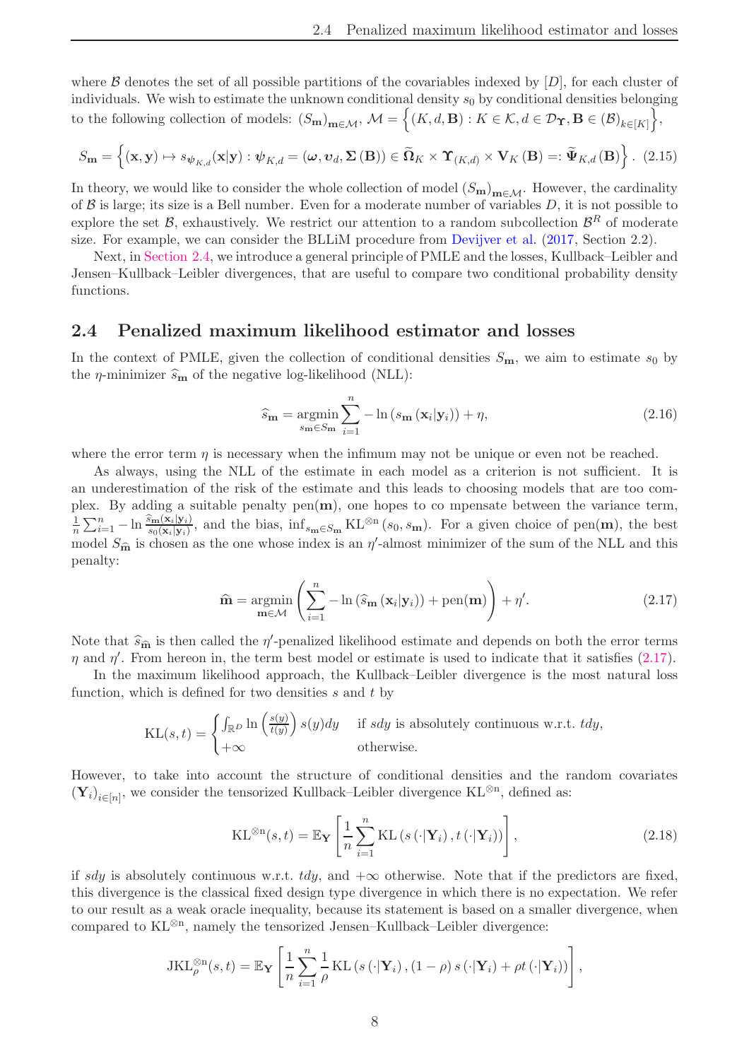where $\mathcal{B}$ denotes the set of all possible partitions of the covariables indexed by $[D]$, for each cluster of individuals. We wish to estimate the unknown conditional density $s_0$ by conditional densities belonging to the following collection of models: $(S_{\mathbf{m}})_{\mathbf{m}\in\mathcal{M}}$, $\mathcal{M} = \left\{(K, d, \mathbf{B}) : K \in \mathcal{K}, d \in \mathcal{D}_{\boldsymbol{\Upsilon}}, \mathbf{B} \in (\mathcal{B})_{k\in[K]}\right\}$,

$$S_{\mathbf{m}} = \left\{(\mathbf{x}, \mathbf{y}) \mapsto s_{\boldsymbol{\psi}_{K,d}}(\mathbf{x}|\mathbf{y}) : \boldsymbol{\psi}_{K,d} = (\boldsymbol{\omega}, \boldsymbol{\upsilon}_d, \boldsymbol{\Sigma}(\mathbf{B})) \in \widetilde{\boldsymbol{\Omega}}_K \times \boldsymbol{\Upsilon}_{(K,d)} \times \mathbf{V}_K(\mathbf{B}) =: \widetilde{\boldsymbol{\Psi}}_{K,d}(\mathbf{B})\right\}. \quad (2.15)$$

In theory, we would like to consider the whole collection of model $(S_{\mathbf{m}})_{\mathbf{m}\in\mathcal{M}}$. However, the cardinality of $\mathcal{B}$ is large; its size is a Bell number. Even for a moderate number of variables $D$, it is not possible to explore the set $\mathcal{B}$, exhaustively. We restrict our attention to a random subcollection $\mathcal{B}^R$ of moderate size. For example, we can consider the BLLiM procedure from Devijver et al. (2017, Section 2.2).

Next, in Section 2.4, we introduce a general principle of PMLE and the losses, Kullback–Leibler and Jensen–Kullback–Leibler divergences, that are useful to compare two conditional probability density functions.

## 2.4 Penalized maximum likelihood estimator and losses

In the context of PMLE, given the collection of conditional densities $S_{\mathbf{m}}$, we aim to estimate $s_0$ by the $\eta$-minimizer $\widehat{s}_{\mathbf{m}}$ of the negative log-likelihood (NLL):

$$\widehat{s}_{\mathbf{m}} = \underset{s_{\mathbf{m}}\in S_{\mathbf{m}}}{\operatorname{argmin}} \sum_{i=1}^{n} -\ln\left(s_{\mathbf{m}}\left(\mathbf{x}_i|\mathbf{y}_i\right)\right) + \eta, \quad (2.16)$$

where the error term $\eta$ is necessary when the infimum may not be unique or even not be reached.

As always, using the NLL of the estimate in each model as a criterion is not sufficient. It is an underestimation of the risk of the estimate and this leads to choosing models that are too complex. By adding a suitable penalty $\operatorname{pen}(\mathbf{m})$, one hopes to co mpensate between the variance term, $\frac{1}{n}\sum_{i=1}^{n} -\ln\frac{\widehat{s}_{\mathbf{m}}(\mathbf{x}_i|\mathbf{y}_i)}{s_0(\mathbf{x}_i|\mathbf{y}_i)}$, and the bias, $\inf_{s_{\mathbf{m}}\in S_{\mathbf{m}}} \operatorname{KL}^{\otimes n}(s_0, s_{\mathbf{m}})$. For a given choice of $\operatorname{pen}(\mathbf{m})$, the best model $S_{\widehat{\mathbf{m}}}$ is chosen as the one whose index is an $\eta'$-almost minimizer of the sum of the NLL and this penalty:

$$\widehat{\mathbf{m}} = \underset{\mathbf{m}\in\mathcal{M}}{\operatorname{argmin}} \left(\sum_{i=1}^{n} -\ln\left(\widehat{s}_{\mathbf{m}}\left(\mathbf{x}_i|\mathbf{y}_i\right)\right) + \operatorname{pen}(\mathbf{m})\right) + \eta'. \quad (2.17)$$

Note that $\widehat{s}_{\widehat{\mathbf{m}}}$ is then called the $\eta'$-penalized likelihood estimate and depends on both the error terms $\eta$ and $\eta'$. From hereon in, the term best model or estimate is used to indicate that it satisfies (2.17).

In the maximum likelihood approach, the Kullback–Leibler divergence is the most natural loss function, which is defined for two densities $s$ and $t$ by

$$\operatorname{KL}(s, t) = \begin{cases} \int_{\mathbb{R}^D} \ln\left(\frac{s(y)}{t(y)}\right) s(y)dy & \text{if } sdy \text{ is absolutely continuous w.r.t. } tdy, \\ +\infty & \text{otherwise.} \end{cases}$$

However, to take into account the structure of conditional densities and the random covariates $(\mathbf{Y}_i)_{i\in[n]}$, we consider the tensorized Kullback–Leibler divergence $\operatorname{KL}^{\otimes n}$, defined as:

$$\operatorname{KL}^{\otimes n}(s, t) = \mathbb{E}_{\mathbf{Y}}\left[\frac{1}{n}\sum_{i=1}^{n} \operatorname{KL}\left(s\left(\cdot|\mathbf{Y}_i\right), t\left(\cdot|\mathbf{Y}_i\right)\right)\right], \quad (2.18)$$

if $sdy$ is absolutely continuous w.r.t. $tdy$, and $+\infty$ otherwise. Note that if the predictors are fixed, this divergence is the classical fixed design type divergence in which there is no expectation. We refer to our result as a weak oracle inequality, because its statement is based on a smaller divergence, when compared to $\operatorname{KL}^{\otimes n}$, namely the tensorized Jensen–Kullback–Leibler divergence:

$$\operatorname{JKL}_{\rho}^{\otimes n}(s, t) = \mathbb{E}_{\mathbf{Y}}\left[\frac{1}{n}\sum_{i=1}^{n} \frac{1}{\rho} \operatorname{KL}\left(s\left(\cdot|\mathbf{Y}_i\right), (1-\rho)\, s\left(\cdot|\mathbf{Y}_i\right) + \rho t\left(\cdot|\mathbf{Y}_i\right)\right)\right],$$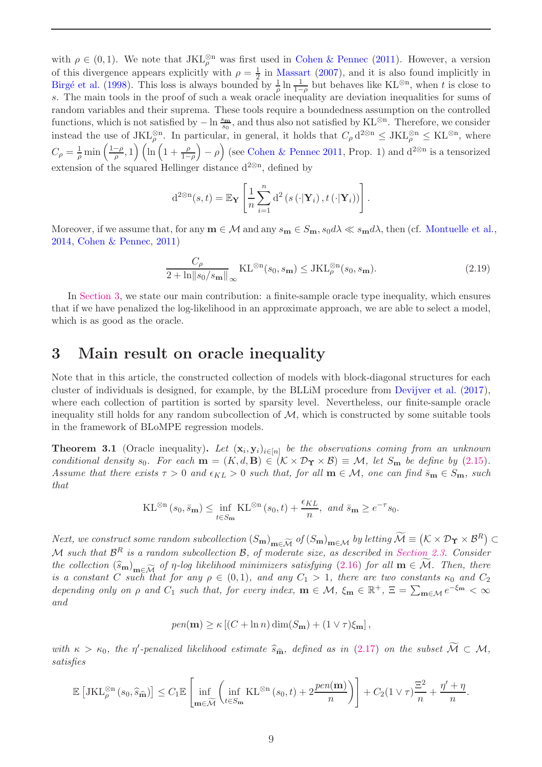with $\rho \in (0,1)$. We note that $\mathrm{JKL}_\rho^{\otimes \mathrm{n}}$ was first used in Cohen & Pennec (2011). However, a version of this divergence appears explicitly with $\rho = \frac{1}{2}$ in Massart (2007), and it is also found implicitly in Birgé et al. (1998). This loss is always bounded by $\frac{1}{\rho} \ln \frac{1}{1-\rho}$ but behaves like $\mathrm{KL}^{\otimes \mathrm{n}}$, when $t$ is close to $s$. The main tools in the proof of such a weak oracle inequality are deviation inequalities for sums of random variables and their suprema. These tools require a boundedness assumption on the controlled functions, which is not satisfied by $-\ln \frac{s_{\mathbf{m}}}{s_0}$, and thus also not satisfied by $\mathrm{KL}^{\otimes \mathrm{n}}$. Therefore, we consider instead the use of $\mathrm{JKL}_\rho^{\otimes \mathrm{n}}$. In particular, in general, it holds that $C_\rho \, \mathrm{d}^{2 \otimes \mathrm{n}} \leq \mathrm{JKL}_\rho^{\otimes \mathrm{n}} \leq \mathrm{KL}^{\otimes \mathrm{n}}$, where $C_\rho = \frac{1}{\rho} \min \left( \frac{1-\rho}{\rho}, 1 \right) \left( \ln \left( 1 + \frac{\rho}{1-\rho} \right) - \rho \right)$ (see Cohen & Pennec 2011, Prop. 1) and $\mathrm{d}^{2 \otimes \mathrm{n}}$ is a tensorized extension of the squared Hellinger distance $\mathrm{d}^{2 \otimes \mathrm{n}}$, defined by

$$\mathrm{d}^{2 \otimes \mathrm{n}}(s,t) = \mathbb{E}_{\mathbf{Y}} \left[ \frac{1}{n} \sum_{i=1}^{n} \mathrm{d}^2 \left( s \left( \cdot | \mathbf{Y}_i \right), t \left( \cdot | \mathbf{Y}_i \right) \right) \right].$$

Moreover, if we assume that, for any $\mathbf{m} \in \mathcal{M}$ and any $s_{\mathbf{m}} \in S_{\mathbf{m}}$, $s_0 d\lambda \ll s_{\mathbf{m}} d\lambda$, then (cf. Montuelle et al., 2014, Cohen & Pennec, 2011)

$$\frac{C_\rho}{2 + \ln \| s_0 / s_{\mathbf{m}} \|_\infty} \mathrm{KL}^{\otimes \mathrm{n}}(s_0, s_{\mathbf{m}}) \leq \mathrm{JKL}_\rho^{\otimes \mathrm{n}}(s_0, s_{\mathbf{m}}). \tag{2.19}$$

In Section 3, we state our main contribution: a finite-sample oracle type inequality, which ensures that if we have penalized the log-likelihood in an approximate approach, we are able to select a model, which is as good as the oracle.

# 3 Main result on oracle inequality

Note that in this article, the constructed collection of models with block-diagonal structures for each cluster of individuals is designed, for example, by the BLLiM procedure from Devijver et al. (2017), where each collection of partition is sorted by sparsity level. Nevertheless, our finite-sample oracle inequality still holds for any random subcollection of $\mathcal{M}$, which is constructed by some suitable tools in the framework of BLoMPE regression models.

**Theorem 3.1** (Oracle inequality). *Let $(\mathbf{x}_i, \mathbf{y}_i)_{i \in [n]}$ be the observations coming from an unknown conditional density $s_0$. For each $\mathbf{m} = (K, d, \mathbf{B}) \in (\mathcal{K} \times \mathcal{D}_{\mathbf{\Upsilon}} \times \mathcal{B}) \equiv \mathcal{M}$, let $S_{\mathbf{m}}$ be define by (2.15). Assume that there exists $\tau > 0$ and $\epsilon_{KL} > 0$ such that, for all $\mathbf{m} \in \mathcal{M}$, one can find $\bar{s}_{\mathbf{m}} \in S_{\mathbf{m}}$, such that*

$$\mathrm{KL}^{\otimes \mathrm{n}} \left( s_0, \bar{s}_{\mathbf{m}} \right) \leq \inf_{t \in S_{\mathbf{m}}} \mathrm{KL}^{\otimes \mathrm{n}} \left( s_0, t \right) + \frac{\epsilon_{KL}}{n}, \text{ and } \bar{s}_{\mathbf{m}} \geq e^{-\tau} s_0.$$

*Next, we construct some random subcollection $(S_{\mathbf{m}})_{\mathbf{m} \in \widetilde{\mathcal{M}}}$ of $(S_{\mathbf{m}})_{\mathbf{m} \in \mathcal{M}}$ by letting $\widetilde{\mathcal{M}} \equiv \left( \mathcal{K} \times \mathcal{D}_{\mathbf{\Upsilon}} \times \mathcal{B}^R \right) \subset \mathcal{M}$ such that $\mathcal{B}^R$ is a random subcollection $\mathcal{B}$, of moderate size, as described in Section 2.3. Consider the collection $(\widehat{s}_{\mathbf{m}})_{\mathbf{m} \in \widetilde{\mathcal{M}}}$ of $\eta$-log likelihood minimizers satisfying (2.16) for all $\mathbf{m} \in \widetilde{\mathcal{M}}$. Then, there is a constant $C$ such that for any $\rho \in (0,1)$, and any $C_1 > 1$, there are two constants $\kappa_0$ and $C_2$ depending only on $\rho$ and $C_1$ such that, for every index, $\mathbf{m} \in \mathcal{M}$, $\xi_{\mathbf{m}} \in \mathbb{R}^+$, $\Xi = \sum_{\mathbf{m} \in \mathcal{M}} e^{-\xi_{\mathbf{m}}} < \infty$ and*

$$\mathrm{pen}(\mathbf{m}) \geq \kappa \left[ (C + \ln n) \dim(S_{\mathbf{m}}) + (1 \vee \tau) \xi_{\mathbf{m}} \right],$$

*with $\kappa > \kappa_0$, the $\eta'$-penalized likelihood estimate $\widehat{s}_{\widehat{\mathbf{m}}}$, defined as in (2.17) on the subset $\widetilde{\mathcal{M}} \subset \mathcal{M}$, satisfies*

$$\mathbb{E} \left[ \mathrm{JKL}_\rho^{\otimes \mathrm{n}} \left( s_0, \widehat{s}_{\widehat{\mathbf{m}}} \right) \right] \leq C_1 \mathbb{E} \left[ \inf_{\mathbf{m} \in \widetilde{\mathcal{M}}} \left( \inf_{t \in S_{\mathbf{m}}} \mathrm{KL}^{\otimes \mathrm{n}} \left( s_0, t \right) + 2 \frac{\mathrm{pen}(\mathbf{m})}{n} \right) \right] + C_2 (1 \vee \tau) \frac{\Xi^2}{n} + \frac{\eta' + \eta}{n}.$$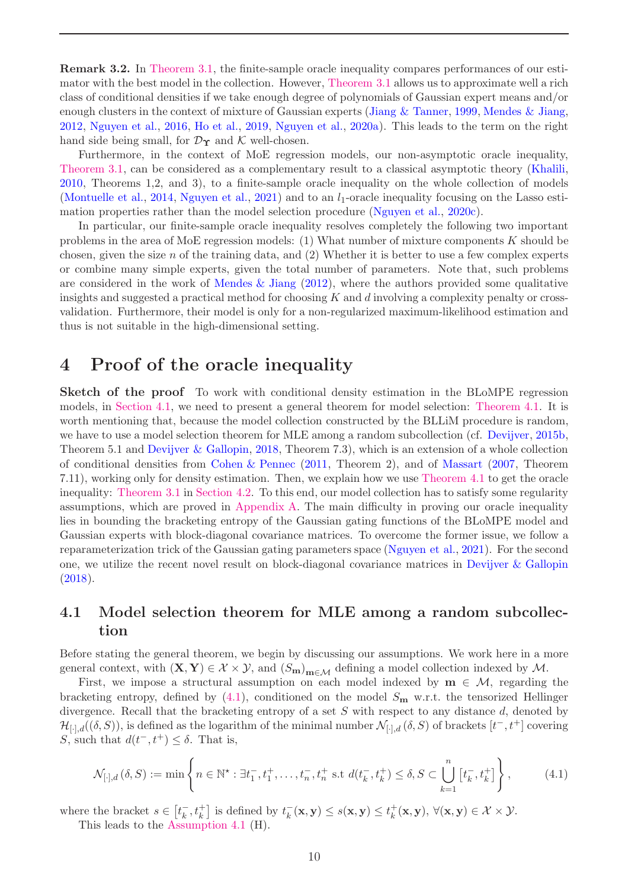**Remark 3.2.** In Theorem 3.1, the finite-sample oracle inequality compares performances of our estimator with the best model in the collection. However, Theorem 3.1 allows us to approximate well a rich class of conditional densities if we take enough degree of polynomials of Gaussian expert means and/or enough clusters in the context of mixture of Gaussian experts (Jiang & Tanner, 1999, Mendes & Jiang, 2012, Nguyen et al., 2016, Ho et al., 2019, Nguyen et al., 2020a). This leads to the term on the right hand side being small, for $\mathcal{D}_{\mathbf{\Upsilon}}$ and $\mathcal{K}$ well-chosen.

Furthermore, in the context of MoE regression models, our non-asymptotic oracle inequality, Theorem 3.1, can be considered as a complementary result to a classical asymptotic theory (Khalili, 2010, Theorems 1,2, and 3), to a finite-sample oracle inequality on the whole collection of models (Montuelle et al., 2014, Nguyen et al., 2021) and to an $l_1$-oracle inequality focusing on the Lasso estimation properties rather than the model selection procedure (Nguyen et al., 2020c).

In particular, our finite-sample oracle inequality resolves completely the following two important problems in the area of MoE regression models: (1) What number of mixture components $K$ should be chosen, given the size $n$ of the training data, and (2) Whether it is better to use a few complex experts or combine many simple experts, given the total number of parameters. Note that, such problems are considered in the work of Mendes & Jiang (2012), where the authors provided some qualitative insights and suggested a practical method for choosing $K$ and $d$ involving a complexity penalty or cross-validation. Furthermore, their model is only for a non-regularized maximum-likelihood estimation and thus is not suitable in the high-dimensional setting.

# 4 Proof of the oracle inequality

**Sketch of the proof** To work with conditional density estimation in the BLoMPE regression models, in Section 4.1, we need to present a general theorem for model selection: Theorem 4.1. It is worth mentioning that, because the model collection constructed by the BLLiM procedure is random, we have to use a model selection theorem for MLE among a random subcollection (cf. Devijver, 2015b, Theorem 5.1 and Devijver & Gallopin, 2018, Theorem 7.3), which is an extension of a whole collection of conditional densities from Cohen & Pennec (2011, Theorem 2), and of Massart (2007, Theorem 7.11), working only for density estimation. Then, we explain how we use Theorem 4.1 to get the oracle inequality: Theorem 3.1 in Section 4.2. To this end, our model collection has to satisfy some regularity assumptions, which are proved in Appendix A. The main difficulty in proving our oracle inequality lies in bounding the bracketing entropy of the Gaussian gating functions of the BLoMPE model and Gaussian experts with block-diagonal covariance matrices. To overcome the former issue, we follow a reparameterization trick of the Gaussian gating parameters space (Nguyen et al., 2021). For the second one, we utilize the recent novel result on block-diagonal covariance matrices in Devijver & Gallopin (2018).

## 4.1 Model selection theorem for MLE among a random subcollection

Before stating the general theorem, we begin by discussing our assumptions. We work here in a more general context, with $(\mathbf{X}, \mathbf{Y}) \in \mathcal{X} \times \mathcal{Y}$, and $(S_{\mathbf{m}})_{\mathbf{m} \in \mathcal{M}}$ defining a model collection indexed by $\mathcal{M}$.

First, we impose a structural assumption on each model indexed by $\mathbf{m} \in \mathcal{M}$, regarding the bracketing entropy, defined by (4.1), conditioned on the model $S_{\mathbf{m}}$ w.r.t. the tensorized Hellinger divergence. Recall that the bracketing entropy of a set $S$ with respect to any distance $d$, denoted by $\mathcal{H}_{[\cdot],d}((\delta, S))$, is defined as the logarithm of the minimal number $\mathcal{N}_{[\cdot],d}(\delta, S)$ of brackets $[t^-, t^+]$ covering $S$, such that $d(t^-, t^+) \leq \delta$. That is,

$$\mathcal{N}_{[\cdot],d}(\delta, S) := \min \left\{ n \in \mathbb{N}^\star : \exists t_1^-, t_1^+, \ldots, t_n^-, t_n^+ \text{ s.t } d(t_k^-, t_k^+) \leq \delta, S \subset \bigcup_{k=1}^{n} \left[t_k^-, t_k^+\right] \right\}, \tag{4.1}$$

where the bracket $s \in \left[t_k^-, t_k^+\right]$ is defined by $t_k^-(\mathbf{x}, \mathbf{y}) \leq s(\mathbf{x}, \mathbf{y}) \leq t_k^+(\mathbf{x}, \mathbf{y})$, $\forall (\mathbf{x}, \mathbf{y}) \in \mathcal{X} \times \mathcal{Y}$.

This leads to the Assumption 4.1 (H).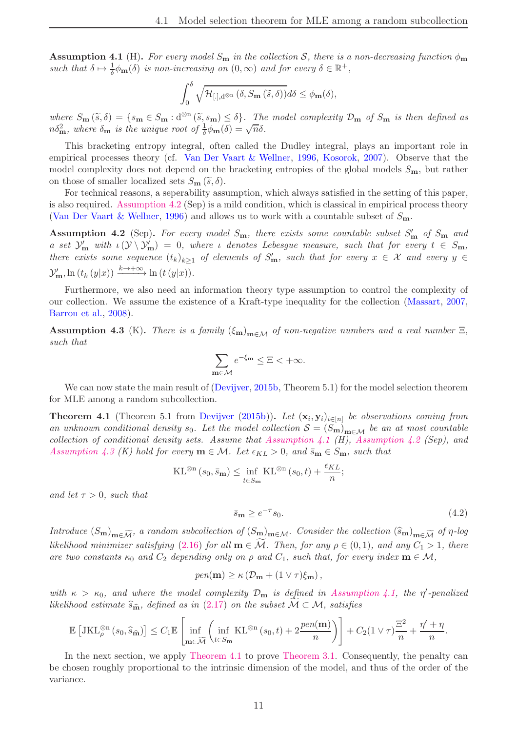**Assumption 4.1** (H)**.** *For every model $S_{\mathbf{m}}$ in the collection $\mathcal{S}$, there is a non-decreasing function $\phi_{\mathbf{m}}$ such that $\delta \mapsto \frac{1}{\delta}\phi_{\mathbf{m}}(\delta)$ is non-increasing on $(0,\infty)$ and for every $\delta \in \mathbb{R}^+$,*

$$\int_0^\delta \sqrt{\mathcal{H}_{[.],\mathrm{d}^{\otimes n}}\left(\delta, S_{\mathbf{m}}\left(\widetilde{s},\delta\right)\right)} d\delta \leq \phi_{\mathbf{m}}(\delta),$$

*where $S_{\mathbf{m}}\left(\widetilde{s},\delta\right) = \left\{s_{\mathbf{m}} \in S_{\mathbf{m}} : \mathrm{d}^{\otimes n}\left(\widetilde{s}, s_{\mathbf{m}}\right) \leq \delta\right\}$. The model complexity $\mathcal{D}_{\mathbf{m}}$ of $S_{\mathbf{m}}$ is then defined as $n\delta_{\mathbf{m}}^2$, where $\delta_{\mathbf{m}}$ is the unique root of $\frac{1}{\delta}\phi_{\mathbf{m}}(\delta) = \sqrt{n}\delta$.*

This bracketing entropy integral, often called the Dudley integral, plays an important role in empirical processes theory (cf. Van Der Vaart & Wellner, 1996, Kosorok, 2007). Observe that the model complexity does not depend on the bracketing entropies of the global models $S_{\mathbf{m}}$, but rather on those of smaller localized sets $S_{\mathbf{m}}\left(\widetilde{s},\delta\right)$.

For technical reasons, a seperability assumption, which always satisfied in the setting of this paper, is also required. Assumption 4.2 (Sep) is a mild condition, which is classical in empirical process theory (Van Der Vaart & Wellner, 1996) and allows us to work with a countable subset of $S_{\mathbf{m}}$.

**Assumption 4.2** (Sep)**.** *For every model $S_{\mathbf{m}}$, there exists some countable subset $S'_{\mathbf{m}}$ of $S_{\mathbf{m}}$ and a set $\mathcal{Y}'_{\mathbf{m}}$ with $\iota\left(\mathcal{Y} \setminus \mathcal{Y}'_{\mathbf{m}}\right) = 0$, where $\iota$ denotes Lebesgue measure, such that for every $t \in S_{\mathbf{m}}$, there exists some sequence $(t_k)_{k\geq 1}$ of elements of $S'_{\mathbf{m}}$, such that for every $x \in \mathcal{X}$ and every $y \in \mathcal{Y}'_{\mathbf{m}}$, $\ln\left(t_k\left(y|x\right)\right) \xrightarrow{k\to+\infty} \ln\left(t\left(y|x\right)\right)$.*

Furthermore, we also need an information theory type assumption to control the complexity of our collection. We assume the existence of a Kraft-type inequality for the collection (Massart, 2007, Barron et al., 2008).

**Assumption 4.3** (K)**.** *There is a family $\left(\xi_{\mathbf{m}}\right)_{\mathbf{m}\in\mathcal{M}}$ of non-negative numbers and a real number $\Xi$, such that*

$$\sum_{\mathbf{m}\in\mathcal{M}} e^{-\xi_{\mathbf{m}}} \leq \Xi < +\infty.$$

We can now state the main result of (Devijver, 2015b, Theorem 5.1) for the model selection theorem for MLE among a random subcollection.

**Theorem 4.1** (Theorem 5.1 from Devijver (2015b))**.** *Let $\left(\mathbf{x}_i, \mathbf{y}_i\right)_{i\in[n]}$ be observations coming from an unknown conditional density $s_0$. Let the model collection $\mathcal{S} = \left(S_{\mathbf{m}}\right)_{\mathbf{m}\in\mathcal{M}}$ be an at most countable collection of conditional density sets. Assume that Assumption 4.1 (H), Assumption 4.2 (Sep), and Assumption 4.3 (K) hold for every $\mathbf{m} \in \mathcal{M}$. Let $\epsilon_{KL} > 0$, and $\bar{s}_{\mathbf{m}} \in S_{\mathbf{m}}$, such that*

$$\mathrm{KL}^{\otimes n}\left(s_0, \bar{s}_{\mathbf{m}}\right) \leq \inf_{t\in S_{\mathbf{m}}} \mathrm{KL}^{\otimes n}\left(s_0, t\right) + \frac{\epsilon_{KL}}{n};$$

*and let $\tau > 0$, such that*

$$\bar{s}_{\mathbf{m}} \geq e^{-\tau} s_0. \tag{4.2}$$

*Introduce $\left(S_{\mathbf{m}}\right)_{\mathbf{m}\in\widetilde{\mathcal{M}}}$, a random subcollection of $\left(S_{\mathbf{m}}\right)_{\mathbf{m}\in\mathcal{M}}$. Consider the collection $\left(\widehat{s}_{\mathbf{m}}\right)_{\mathbf{m}\in\widetilde{\mathcal{M}}}$ of $\eta$-log likelihood minimizer satisfying (2.16) for all $\mathbf{m} \in \widetilde{\mathcal{M}}$. Then, for any $\rho \in (0,1)$, and any $C_1 > 1$, there are two constants $\kappa_0$ and $C_2$ depending only on $\rho$ and $C_1$, such that, for every index $\mathbf{m} \in \mathcal{M}$,*

$$pen(\mathbf{m}) \geq \kappa\left(\mathcal{D}_{\mathbf{m}} + (1 \vee \tau)\xi_{\mathbf{m}}\right),$$

*with $\kappa > \kappa_0$, and where the model complexity $\mathcal{D}_{\mathbf{m}}$ is defined in Assumption 4.1, the $\eta'$-penalized likelihood estimate $\widehat{s}_{\widehat{\mathbf{m}}}$, defined as in (2.17) on the subset $\widetilde{\mathcal{M}} \subset \mathcal{M}$, satisfies*

$$\mathbb{E}\left[\mathrm{JKL}_\rho^{\otimes n}\left(s_0, \widehat{s}_{\widehat{\mathbf{m}}}\right)\right] \leq C_1 \mathbb{E}\left[\inf_{\mathbf{m}\in\widetilde{\mathcal{M}}}\left(\inf_{t\in S_{\mathbf{m}}} \mathrm{KL}^{\otimes n}\left(s_0, t\right) + 2\frac{pen(\mathbf{m})}{n}\right)\right] + C_2(1 \vee \tau)\frac{\Xi^2}{n} + \frac{\eta' + \eta}{n}.$$

In the next section, we apply Theorem 4.1 to prove Theorem 3.1. Consequently, the penalty can be chosen roughly proportional to the intrinsic dimension of the model, and thus of the order of the variance.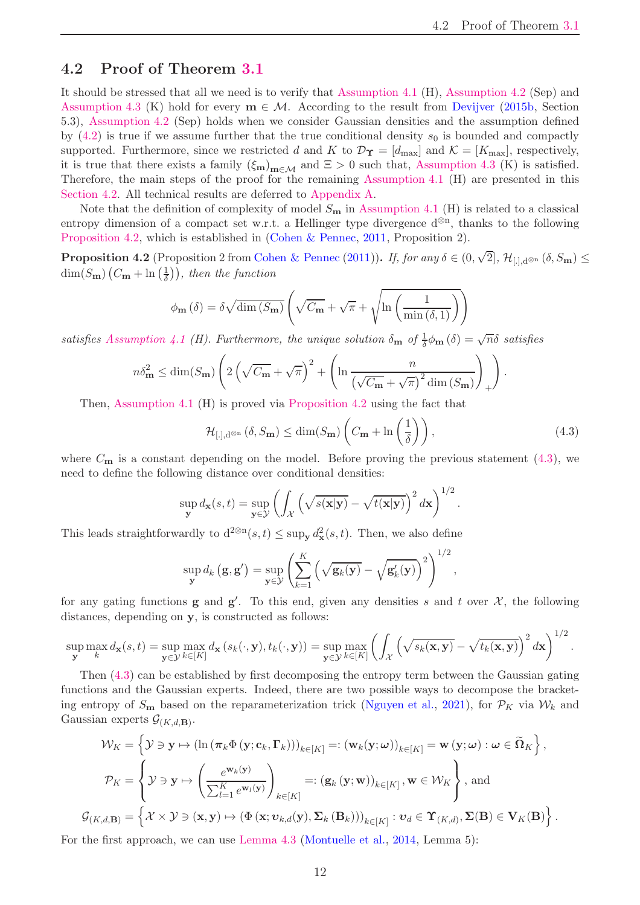## 4.2 Proof of Theorem 3.1

It should be stressed that all we need is to verify that Assumption 4.1 (H), Assumption 4.2 (Sep) and Assumption 4.3 (K) hold for every $\mathbf{m} \in \mathcal{M}$. According to the result from Devijver (2015b, Section 5.3), Assumption 4.2 (Sep) holds when we consider Gaussian densities and the assumption defined by (4.2) is true if we assume further that the true conditional density $s_0$ is bounded and compactly supported. Furthermore, since we restricted $d$ and $K$ to $\mathcal{D}_{\Upsilon} = [d_{\max}]$ and $\mathcal{K} = [K_{\max}]$, respectively, it is true that there exists a family $(\xi_{\mathbf{m}})_{\mathbf{m}\in\mathcal{M}}$ and $\Xi > 0$ such that, Assumption 4.3 (K) is satisfied. Therefore, the main steps of the proof for the remaining Assumption 4.1 (H) are presented in this Section 4.2. All technical results are deferred to Appendix A.

Note that the definition of complexity of model $S_{\mathbf{m}}$ in Assumption 4.1 (H) is related to a classical entropy dimension of a compact set w.r.t. a Hellinger type divergence $\mathrm{d}^{\otimes \mathrm{n}}$, thanks to the following Proposition 4.2, which is established in (Cohen & Pennec, 2011, Proposition 2).

**Proposition 4.2** (Proposition 2 from Cohen & Pennec (2011)). *If, for any $\delta \in (0, \sqrt{2}]$, $\mathcal{H}_{[\cdot],\mathrm{d}^{\otimes \mathrm{n}}}(\delta, S_{\mathbf{m}}) \leq \dim(S_{\mathbf{m}}) \left(C_{\mathbf{m}} + \ln\left(\frac{1}{\delta}\right)\right)$, then the function*

$$\phi_{\mathbf{m}}(\delta) = \delta\sqrt{\dim(S_{\mathbf{m}})}\left(\sqrt{C_{\mathbf{m}}} + \sqrt{\pi} + \sqrt{\ln\left(\frac{1}{\min(\delta,1)}\right)}\right)$$

*satisfies Assumption 4.1 (H). Furthermore, the unique solution $\delta_{\mathbf{m}}$ of $\frac{1}{\delta}\phi_{\mathbf{m}}(\delta) = \sqrt{n}\delta$ satisfies*

$$n\delta_{\mathbf{m}}^2 \leq \dim(S_{\mathbf{m}})\left(2\left(\sqrt{C_{\mathbf{m}}} + \sqrt{\pi}\right)^2 + \left(\ln\frac{n}{\left(\sqrt{C_{\mathbf{m}}} + \sqrt{\pi}\right)^2 \dim(S_{\mathbf{m}})}\right)_+\right).$$

Then, Assumption 4.1 (H) is proved via Proposition 4.2 using the fact that

$$\mathcal{H}_{[\cdot],\mathrm{d}^{\otimes \mathrm{n}}}(\delta, S_{\mathbf{m}}) \leq \dim(S_{\mathbf{m}})\left(C_{\mathbf{m}} + \ln\left(\frac{1}{\delta}\right)\right), \tag{4.3}$$

where $C_{\mathbf{m}}$ is a constant depending on the model. Before proving the previous statement (4.3), we need to define the following distance over conditional densities:

$$\sup_{\mathbf{y}} d_{\mathbf{x}}(s,t) = \sup_{\mathbf{y}\in\mathcal{Y}}\left(\int_{\mathcal{X}}\left(\sqrt{s(\mathbf{x}|\mathbf{y})} - \sqrt{t(\mathbf{x}|\mathbf{y})}\right)^2 d\mathbf{x}\right)^{1/2}.$$

This leads straightforwardly to $\mathrm{d}^{2\otimes \mathrm{n}}(s,t) \leq \sup_{\mathbf{y}} d_{\mathbf{x}}^2(s,t)$. Then, we also define

$$\sup_{\mathbf{y}} d_k(\mathbf{g}, \mathbf{g}') = \sup_{\mathbf{y}\in\mathcal{Y}}\left(\sum_{k=1}^{K}\left(\sqrt{\mathbf{g}_k(\mathbf{y})} - \sqrt{\mathbf{g}'_k(\mathbf{y})}\right)^2\right)^{1/2},$$

for any gating functions $\mathbf{g}$ and $\mathbf{g}'$. To this end, given any densities $s$ and $t$ over $\mathcal{X}$, the following distances, depending on $\mathbf{y}$, is constructed as follows:

$$\sup_{\mathbf{y}}\max_{k} d_{\mathbf{x}}(s,t) = \sup_{\mathbf{y}\in\mathcal{Y}}\max_{k\in[K]} d_{\mathbf{x}}(s_k(\cdot,\mathbf{y}), t_k(\cdot,\mathbf{y})) = \sup_{\mathbf{y}\in\mathcal{Y}}\max_{k\in[K]}\left(\int_{\mathcal{X}}\left(\sqrt{s_k(\mathbf{x},\mathbf{y})} - \sqrt{t_k(\mathbf{x},\mathbf{y})}\right)^2 d\mathbf{x}\right)^{1/2}.$$

Then (4.3) can be established by first decomposing the entropy term between the Gaussian gating functions and the Gaussian experts. Indeed, there are two possible ways to decompose the bracketing entropy of $S_{\mathbf{m}}$ based on the reparameterization trick (Nguyen et al., 2021), for $\mathcal{P}_K$ via $\mathcal{W}_k$ and Gaussian experts $\mathcal{G}_{(K,d,\mathbf{B})}$.

$$\mathcal{W}_K = \left\{\mathcal{Y} \ni \mathbf{y} \mapsto \left(\ln\left(\boldsymbol{\pi}_k \Phi\left(\mathbf{y}; \mathbf{c}_k, \boldsymbol{\Gamma}_k\right)\right)\right)_{k\in[K]} =: \left(\mathbf{w}_k(\mathbf{y};\boldsymbol{\omega})\right)_{k\in[K]} = \mathbf{w}\left(\mathbf{y};\boldsymbol{\omega}\right) : \boldsymbol{\omega} \in \widetilde{\boldsymbol{\Omega}}_K\right\},$$

$$\mathcal{P}_K = \left\{\mathcal{Y} \ni \mathbf{y} \mapsto \left(\frac{e^{\mathbf{w}_k(\mathbf{y})}}{\sum_{l=1}^{K} e^{\mathbf{w}_l(\mathbf{y})}}\right)_{k\in[K]} =: \left(\mathbf{g}_k\left(\mathbf{y};\mathbf{w}\right)\right)_{k\in[K]}, \mathbf{w} \in \mathcal{W}_K\right\}, \text{ and}$$

$$\mathcal{G}_{(K,d,\mathbf{B})} = \left\{\mathcal{X}\times\mathcal{Y} \ni (\mathbf{x},\mathbf{y}) \mapsto \left(\Phi\left(\mathbf{x}; \boldsymbol{\upsilon}_{k,d}(\mathbf{y}), \boldsymbol{\Sigma}_k\left(\mathbf{B}_k\right)\right)\right)_{k\in[K]} : \boldsymbol{\upsilon}_d \in \boldsymbol{\Upsilon}_{(K,d)}, \boldsymbol{\Sigma}(\mathbf{B}) \in \mathbf{V}_K(\mathbf{B})\right\}.$$

For the first approach, we can use Lemma 4.3 (Montuelle et al., 2014, Lemma 5):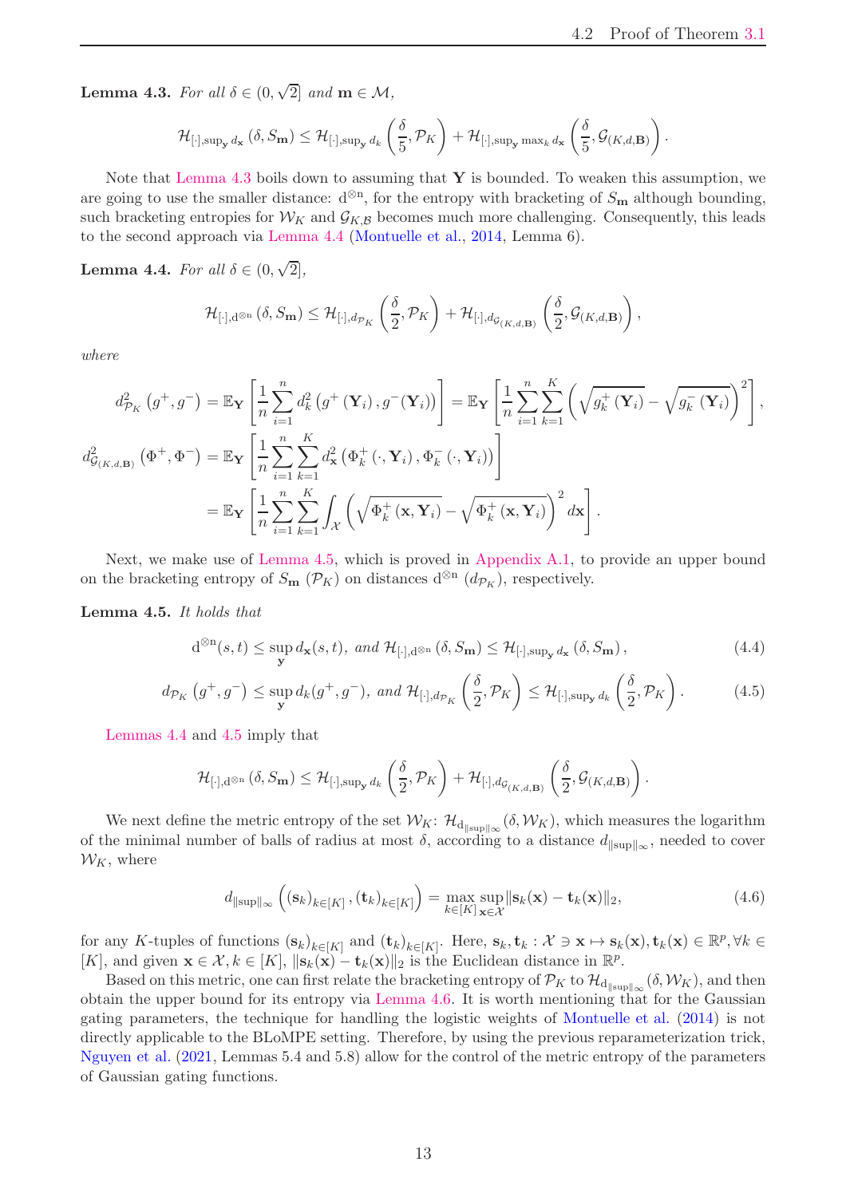**Lemma 4.3.** *For all $\delta \in (0, \sqrt{2}]$ and $\mathbf{m} \in \mathcal{M}$,*

$$\mathcal{H}_{[\cdot],\sup_{\mathbf{y}} d_{\mathbf{x}}}\left(\delta, S_{\mathbf{m}}\right) \leq \mathcal{H}_{[\cdot],\sup_{\mathbf{y}} d_k}\left(\frac{\delta}{5}, \mathcal{P}_K\right) + \mathcal{H}_{[\cdot],\sup_{\mathbf{y}} \max_k d_{\mathbf{x}}}\left(\frac{\delta}{5}, \mathcal{G}_{(K,d,\mathbf{B})}\right).$$

Note that Lemma 4.3 boils down to assuming that $\mathbf{Y}$ is bounded. To weaken this assumption, we are going to use the smaller distance: $\mathrm{d}^{\otimes \mathrm{n}}$, for the entropy with bracketing of $S_{\mathbf{m}}$ although bounding, such bracketing entropies for $\mathcal{W}_K$ and $\mathcal{G}_{K,\mathcal{B}}$ becomes much more challenging. Consequently, this leads to the second approach via Lemma 4.4 (Montuelle et al., 2014, Lemma 6).

**Lemma 4.4.** *For all $\delta \in (0, \sqrt{2}]$,*

$$\mathcal{H}_{[\cdot],\mathrm{d}^{\otimes \mathrm{n}}}\left(\delta, S_{\mathbf{m}}\right) \leq \mathcal{H}_{[\cdot],d_{\mathcal{P}_K}}\left(\frac{\delta}{2}, \mathcal{P}_K\right) + \mathcal{H}_{[\cdot],d_{\mathcal{G}_{(K,d,\mathbf{B})}}}\left(\frac{\delta}{2}, \mathcal{G}_{(K,d,\mathbf{B})}\right),$$

*where*

$$d^2_{\mathcal{P}_K}\left(g^+, g^-\right) = \mathbb{E}_{\mathbf{Y}}\left[\frac{1}{n}\sum_{i=1}^{n} d_k^2\left(g^+\left(\mathbf{Y}_i\right), g^-\left(\mathbf{Y}_i\right)\right)\right] = \mathbb{E}_{\mathbf{Y}}\left[\frac{1}{n}\sum_{i=1}^{n}\sum_{k=1}^{K}\left(\sqrt{g_k^+\left(\mathbf{Y}_i\right)} - \sqrt{g_k^-\left(\mathbf{Y}_i\right)}\right)^2\right],$$

$$\begin{aligned}
d^2_{\mathcal{G}_{(K,d,\mathbf{B})}}\left(\Phi^+, \Phi^-\right) &= \mathbb{E}_{\mathbf{Y}}\left[\frac{1}{n}\sum_{i=1}^{n}\sum_{k=1}^{K} d_{\mathbf{x}}^2\left(\Phi_k^+\left(\cdot, \mathbf{Y}_i\right), \Phi_k^-\left(\cdot, \mathbf{Y}_i\right)\right)\right] \\
&= \mathbb{E}_{\mathbf{Y}}\left[\frac{1}{n}\sum_{i=1}^{n}\sum_{k=1}^{K}\int_{\mathcal{X}}\left(\sqrt{\Phi_k^+\left(\mathbf{x}, \mathbf{Y}_i\right)} - \sqrt{\Phi_k^+\left(\mathbf{x}, \mathbf{Y}_i\right)}\right)^2 d\mathbf{x}\right].
\end{aligned}$$

Next, we make use of Lemma 4.5, which is proved in Appendix A.1, to provide an upper bound on the bracketing entropy of $S_{\mathbf{m}}$ ($\mathcal{P}_K$) on distances $\mathrm{d}^{\otimes \mathrm{n}}$ ($d_{\mathcal{P}_K}$), respectively.

**Lemma 4.5.** *It holds that*

$$\mathrm{d}^{\otimes \mathrm{n}}(s,t) \leq \sup_{\mathbf{y}} d_{\mathbf{x}}(s,t), \text{ and } \mathcal{H}_{[\cdot],\mathrm{d}^{\otimes \mathrm{n}}}\left(\delta, S_{\mathbf{m}}\right) \leq \mathcal{H}_{[\cdot],\sup_{\mathbf{y}} d_{\mathbf{x}}}\left(\delta, S_{\mathbf{m}}\right), \tag{4.4}$$

$$d_{\mathcal{P}_K}\left(g^+, g^-\right) \leq \sup_{\mathbf{y}} d_k(g^+, g^-), \text{ and } \mathcal{H}_{[\cdot],d_{\mathcal{P}_K}}\left(\frac{\delta}{2}, \mathcal{P}_K\right) \leq \mathcal{H}_{[\cdot],\sup_{\mathbf{y}} d_k}\left(\frac{\delta}{2}, \mathcal{P}_K\right). \tag{4.5}$$

Lemmas 4.4 and 4.5 imply that

$$\mathcal{H}_{[\cdot],\mathrm{d}^{\otimes \mathrm{n}}}\left(\delta, S_{\mathbf{m}}\right) \leq \mathcal{H}_{[\cdot],\sup_{\mathbf{y}} d_k}\left(\frac{\delta}{2}, \mathcal{P}_K\right) + \mathcal{H}_{[\cdot],d_{\mathcal{G}_{(K,d,\mathbf{B})}}}\left(\frac{\delta}{2}, \mathcal{G}_{(K,d,\mathbf{B})}\right).$$

We next define the metric entropy of the set $\mathcal{W}_K$: $\mathcal{H}_{\mathrm{d}_{\|\sup\|_\infty}}(\delta, \mathcal{W}_K)$, which measures the logarithm of the minimal number of balls of radius at most $\delta$, according to a distance $d_{\|\sup\|_\infty}$, needed to cover $\mathcal{W}_K$, where

$$d_{\|\sup\|_\infty}\left(\left(\mathbf{s}_k\right)_{k\in[K]}, \left(\mathbf{t}_k\right)_{k\in[K]}\right) = \max_{k\in[K]}\sup_{\mathbf{x}\in\mathcal{X}}\|\mathbf{s}_k(\mathbf{x}) - \mathbf{t}_k(\mathbf{x})\|_2, \tag{4.6}$$

for any $K$-tuples of functions $(\mathbf{s}_k)_{k\in[K]}$ and $(\mathbf{t}_k)_{k\in[K]}$. Here, $\mathbf{s}_k, \mathbf{t}_k : \mathcal{X} \ni \mathbf{x} \mapsto \mathbf{s}_k(\mathbf{x}), \mathbf{t}_k(\mathbf{x}) \in \mathbb{R}^p, \forall k \in [K]$, and given $\mathbf{x} \in \mathcal{X}, k \in [K]$, $\|\mathbf{s}_k(\mathbf{x}) - \mathbf{t}_k(\mathbf{x})\|_2$ is the Euclidean distance in $\mathbb{R}^p$.

Based on this metric, one can first relate the bracketing entropy of $\mathcal{P}_K$ to $\mathcal{H}_{\mathrm{d}_{\|\sup\|_\infty}}(\delta, \mathcal{W}_K)$, and then obtain the upper bound for its entropy via Lemma 4.6. It is worth mentioning that for the Gaussian gating parameters, the technique for handling the logistic weights of Montuelle et al. (2014) is not directly applicable to the BLoMPE setting. Therefore, by using the previous reparameterization trick, Nguyen et al. (2021, Lemmas 5.4 and 5.8) allow for the control of the metric entropy of the parameters of Gaussian gating functions.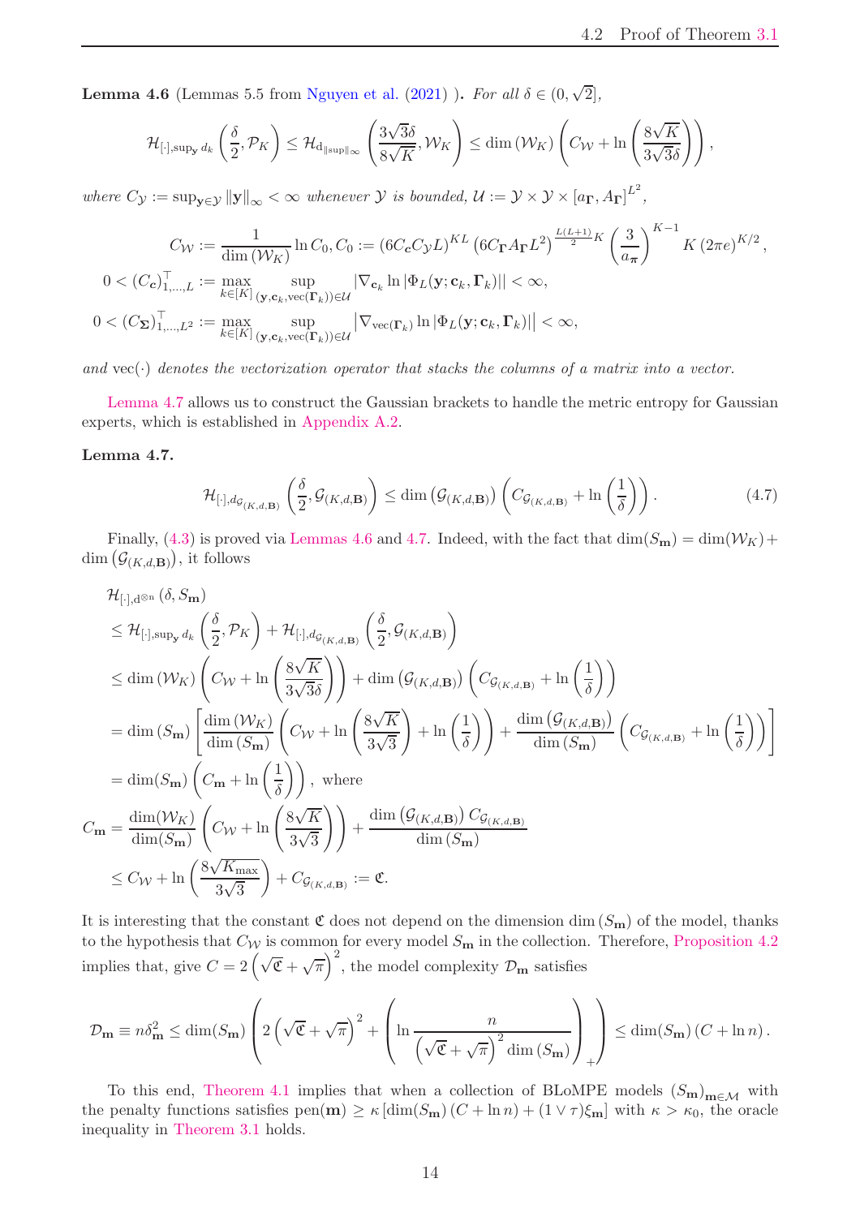**Lemma 4.6** (Lemmas 5.5 from Nguyen et al. (2021) ). *For all $\delta \in (0, \sqrt{2}]$,*

$$\mathcal{H}_{[\cdot],\sup_{\mathbf{y}} d_k}\left(\frac{\delta}{2}, \mathcal{P}_K\right) \le \mathcal{H}_{\mathrm{d}_{\|\sup\|_\infty}}\left(\frac{3\sqrt{3}\delta}{8\sqrt{K}}, \mathcal{W}_K\right) \le \dim\left(\mathcal{W}_K\right)\left(C_{\mathcal{W}} + \ln\left(\frac{8\sqrt{K}}{3\sqrt{3}\delta}\right)\right),$$

*where $C_{\mathcal{Y}} := \sup_{\mathbf{y}\in\mathcal{Y}} \|\mathbf{y}\|_\infty < \infty$ whenever $\mathcal{Y}$ is bounded, $\mathcal{U} := \mathcal{Y} \times \mathcal{Y} \times [a_{\mathbf{\Gamma}}, A_{\mathbf{\Gamma}}]^{L^2}$,*

$$C_{\mathcal{W}} := \frac{1}{\dim\left(\mathcal{W}_K\right)} \ln C_0, C_0 := \left(6C_{\mathbf{c}}C_{\mathcal{Y}}L\right)^{KL}\left(6C_{\mathbf{\Gamma}}A_{\mathbf{\Gamma}}L^2\right)^{\frac{L(L+1)}{2}K}\left(\frac{3}{a_{\boldsymbol{\pi}}}\right)^{K-1} K\left(2\pi e\right)^{K/2},$$

$$0 < \left(C_{\mathbf{c}}\right)_{1,\ldots,L}^\top := \max_{k\in[K]} \sup_{(\mathbf{y},\mathbf{c}_k,\mathrm{vec}(\mathbf{\Gamma}_k))\in\mathcal{U}} \left|\nabla_{\mathbf{c}_k} \ln\left|\Phi_L(\mathbf{y};\mathbf{c}_k,\mathbf{\Gamma}_k)\right|\right| < \infty,$$

$$0 < \left(C_{\mathbf{\Sigma}}\right)_{1,\ldots,L^2}^\top := \max_{k\in[K]} \sup_{(\mathbf{y},\mathbf{c}_k,\mathrm{vec}(\mathbf{\Gamma}_k))\in\mathcal{U}} \left|\nabla_{\mathrm{vec}(\mathbf{\Gamma}_k)} \ln\left|\Phi_L(\mathbf{y};\mathbf{c}_k,\mathbf{\Gamma}_k)\right|\right| < \infty,$$

*and $\mathrm{vec}(\cdot)$ denotes the vectorization operator that stacks the columns of a matrix into a vector.*

Lemma 4.7 allows us to construct the Gaussian brackets to handle the metric entropy for Gaussian experts, which is established in Appendix A.2.

**Lemma 4.7.**

$$\mathcal{H}_{[\cdot],d_{\mathcal{G}_{(K,d,\mathbf{B})}}}\left(\frac{\delta}{2}, \mathcal{G}_{(K,d,\mathbf{B})}\right) \le \dim\left(\mathcal{G}_{(K,d,\mathbf{B})}\right)\left(C_{\mathcal{G}_{(K,d,\mathbf{B})}} + \ln\left(\frac{1}{\delta}\right)\right). \tag{4.7}$$

Finally, (4.3) is proved via Lemmas 4.6 and 4.7. Indeed, with the fact that $\dim(S_{\mathbf{m}}) = \dim(\mathcal{W}_K) + \dim\left(\mathcal{G}_{(K,d,\mathbf{B})}\right)$, it follows

$$\begin{aligned}
&\mathcal{H}_{[\cdot],\mathrm{d}^{\otimes n}}\left(\delta, S_{\mathbf{m}}\right)\\
&\le \mathcal{H}_{[\cdot],\sup_{\mathbf{y}} d_k}\left(\frac{\delta}{2}, \mathcal{P}_K\right) + \mathcal{H}_{[\cdot],d_{\mathcal{G}_{(K,d,\mathbf{B})}}}\left(\frac{\delta}{2}, \mathcal{G}_{(K,d,\mathbf{B})}\right)\\
&\le \dim\left(\mathcal{W}_K\right)\left(C_{\mathcal{W}} + \ln\left(\frac{8\sqrt{K}}{3\sqrt{3}\delta}\right)\right) + \dim\left(\mathcal{G}_{(K,d,\mathbf{B})}\right)\left(C_{\mathcal{G}_{(K,d,\mathbf{B})}} + \ln\left(\frac{1}{\delta}\right)\right)\\
&= \dim\left(S_{\mathbf{m}}\right)\left[\frac{\dim\left(\mathcal{W}_K\right)}{\dim\left(S_{\mathbf{m}}\right)}\left(C_{\mathcal{W}} + \ln\left(\frac{8\sqrt{K}}{3\sqrt{3}}\right) + \ln\left(\frac{1}{\delta}\right)\right) + \frac{\dim\left(\mathcal{G}_{(K,d,\mathbf{B})}\right)}{\dim\left(S_{\mathbf{m}}\right)}\left(C_{\mathcal{G}_{(K,d,\mathbf{B})}} + \ln\left(\frac{1}{\delta}\right)\right)\right]\\
&= \dim(S_{\mathbf{m}})\left(C_{\mathbf{m}} + \ln\left(\frac{1}{\delta}\right)\right), \text{ where}\\
C_{\mathbf{m}} &= \frac{\dim(\mathcal{W}_K)}{\dim(S_{\mathbf{m}})}\left(C_{\mathcal{W}} + \ln\left(\frac{8\sqrt{K}}{3\sqrt{3}}\right)\right) + \frac{\dim\left(\mathcal{G}_{(K,d,\mathbf{B})}\right)C_{\mathcal{G}_{(K,d,\mathbf{B})}}}{\dim\left(S_{\mathbf{m}}\right)}\\
&\le C_{\mathcal{W}} + \ln\left(\frac{8\sqrt{K_{\max}}}{3\sqrt{3}}\right) + C_{\mathcal{G}_{(K,d,\mathbf{B})}} := \mathfrak{C}.
\end{aligned}$$

It is interesting that the constant $\mathfrak{C}$ does not depend on the dimension $\dim\left(S_{\mathbf{m}}\right)$ of the model, thanks to the hypothesis that $C_{\mathcal{W}}$ is common for every model $S_{\mathbf{m}}$ in the collection. Therefore, Proposition 4.2 implies that, give $C = 2\left(\sqrt{\mathfrak{C}} + \sqrt{\pi}\right)^2$, the model complexity $\mathcal{D}_{\mathbf{m}}$ satisfies

$$\mathcal{D}_{\mathbf{m}} \equiv n\delta_{\mathbf{m}}^2 \le \dim(S_{\mathbf{m}})\left(2\left(\sqrt{\mathfrak{C}} + \sqrt{\pi}\right)^2 + \left(\ln\frac{n}{\left(\sqrt{\mathfrak{C}} + \sqrt{\pi}\right)^2 \dim\left(S_{\mathbf{m}}\right)}\right)_+\right) \le \dim(S_{\mathbf{m}})\left(C + \ln n\right).$$

To this end, Theorem 4.1 implies that when a collection of BLoMPE models $(S_{\mathbf{m}})_{\mathbf{m}\in\mathcal{M}}$ with the penalty functions satisfies $\mathrm{pen}(\mathbf{m}) \ge \kappa\left[\dim(S_{\mathbf{m}})\left(C + \ln n\right) + (1 \vee \tau)\xi_{\mathbf{m}}\right]$ with $\kappa > \kappa_0$, the oracle inequality in Theorem 3.1 holds.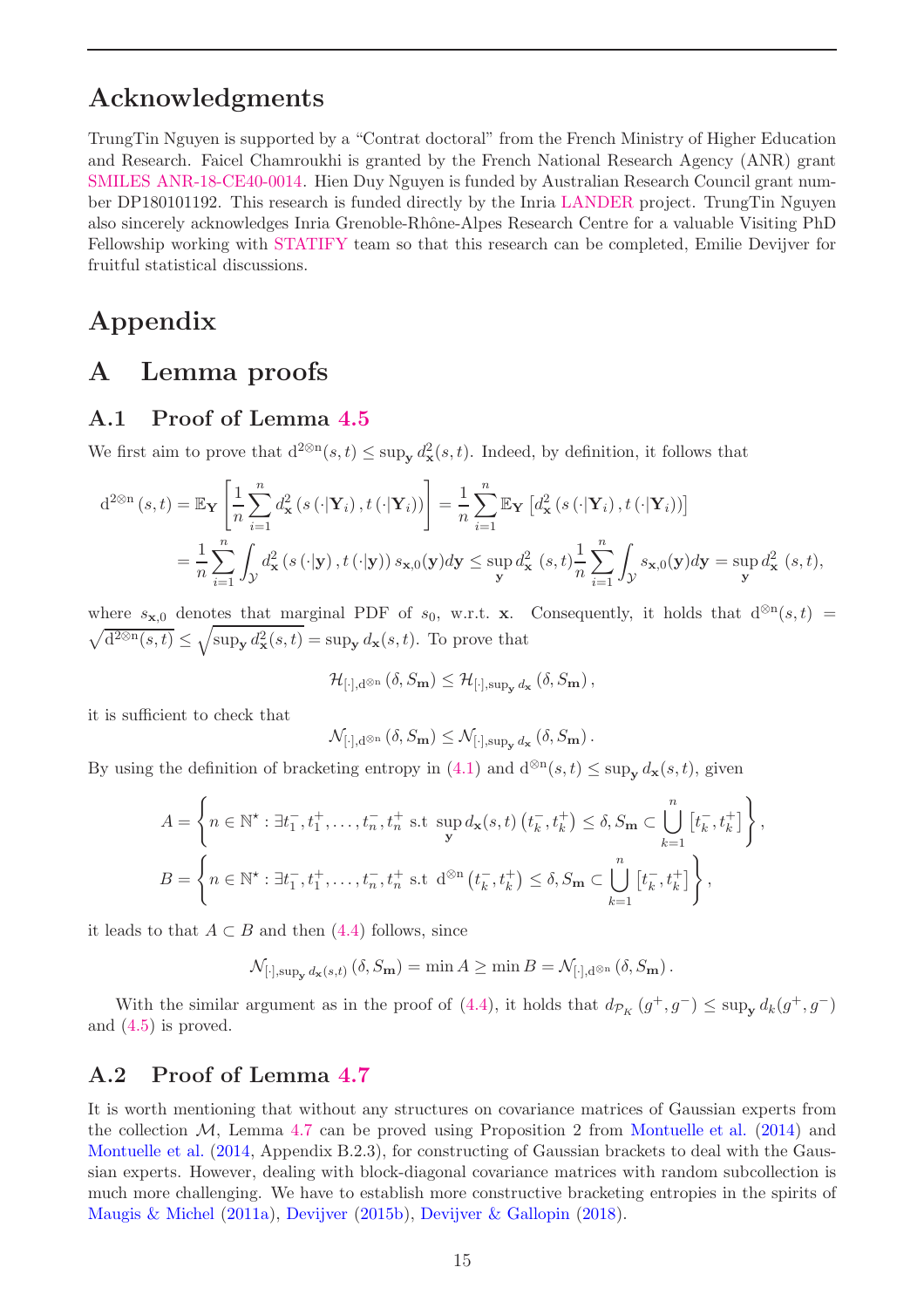## Acknowledgments

TrungTin Nguyen is supported by a “Contrat doctoral” from the French Ministry of Higher Education and Research. Faicel Chamroukhi is granted by the French National Research Agency (ANR) grant SMILES ANR-18-CE40-0014. Hien Duy Nguyen is funded by Australian Research Council grant number DP180101192. This research is funded directly by the Inria LANDER project. TrungTin Nguyen also sincerely acknowledges Inria Grenoble-Rhône-Alpes Research Centre for a valuable Visiting PhD Fellowship working with STATIFY team so that this research can be completed, Emilie Devijver for fruitful statistical discussions.

# Appendix

## A Lemma proofs

### A.1 Proof of Lemma 4.5

We first aim to prove that $\mathrm{d}^{2\otimes \mathrm{n}}(s,t) \leq \sup_{\mathbf{y}} d^2_{\mathbf{x}}(s,t)$. Indeed, by definition, it follows that

$$
\begin{aligned}
\mathrm{d}^{2\otimes \mathrm{n}}(s,t) &= \mathbb{E}_{\mathbf{Y}}\left[\frac{1}{n}\sum_{i=1}^{n} d^2_{\mathbf{x}}\left(s\left(\cdot|\mathbf{Y}_i\right), t\left(\cdot|\mathbf{Y}_i\right)\right)\right] = \frac{1}{n}\sum_{i=1}^{n}\mathbb{E}_{\mathbf{Y}}\left[d^2_{\mathbf{x}}\left(s\left(\cdot|\mathbf{Y}_i\right), t\left(\cdot|\mathbf{Y}_i\right)\right)\right] \\
&= \frac{1}{n}\sum_{i=1}^{n}\int_{\mathcal{Y}} d^2_{\mathbf{x}}\left(s\left(\cdot|\mathbf{y}\right), t\left(\cdot|\mathbf{y}\right)\right) s_{\mathbf{x},0}(\mathbf{y})d\mathbf{y} \leq \sup_{\mathbf{y}} d^2_{\mathbf{x}}\left(s,t\right)\frac{1}{n}\sum_{i=1}^{n}\int_{\mathcal{Y}} s_{\mathbf{x},0}(\mathbf{y})d\mathbf{y} = \sup_{\mathbf{y}} d^2_{\mathbf{x}}\left(s,t\right),
\end{aligned}
$$

where $s_{\mathbf{x},0}$ denotes that marginal PDF of $s_0$, w.r.t. $\mathbf{x}$. Consequently, it holds that $\mathrm{d}^{\otimes \mathrm{n}}(s,t) = \sqrt{\mathrm{d}^{2\otimes \mathrm{n}}(s,t)} \leq \sqrt{\sup_{\mathbf{y}} d^2_{\mathbf{x}}(s,t)} = \sup_{\mathbf{y}} d_{\mathbf{x}}(s,t)$. To prove that

$$
\mathcal{H}_{[\cdot],\mathrm{d}^{\otimes \mathrm{n}}}\left(\delta, S_{\mathbf{m}}\right) \leq \mathcal{H}_{[\cdot],\sup_{\mathbf{y}} d_{\mathbf{x}}}\left(\delta, S_{\mathbf{m}}\right),
$$

it is sufficient to check that

$$
\mathcal{N}_{[\cdot],\mathrm{d}^{\otimes \mathrm{n}}}\left(\delta, S_{\mathbf{m}}\right) \leq \mathcal{N}_{[\cdot],\sup_{\mathbf{y}} d_{\mathbf{x}}}\left(\delta, S_{\mathbf{m}}\right).
$$

By using the definition of bracketing entropy in (4.1) and $\mathrm{d}^{\otimes \mathrm{n}}(s,t) \leq \sup_{\mathbf{y}} d_{\mathbf{x}}(s,t)$, given

$$
\begin{aligned}
A &= \left\{n \in \mathbb{N}^\star : \exists t_1^-, t_1^+, \ldots, t_n^-, t_n^+ \text{ s.t } \sup_{\mathbf{y}} d_{\mathbf{x}}(s,t)\left(t_k^-, t_k^+\right) \leq \delta, S_{\mathbf{m}} \subset \bigcup_{k=1}^{n}\left[t_k^-, t_k^+\right]\right\}, \\
B &= \left\{n \in \mathbb{N}^\star : \exists t_1^-, t_1^+, \ldots, t_n^-, t_n^+ \text{ s.t } \mathrm{d}^{\otimes \mathrm{n}}\left(t_k^-, t_k^+\right) \leq \delta, S_{\mathbf{m}} \subset \bigcup_{k=1}^{n}\left[t_k^-, t_k^+\right]\right\},
\end{aligned}
$$

it leads to that $A \subset B$ and then (4.4) follows, since

$$
\mathcal{N}_{[\cdot],\sup_{\mathbf{y}} d_{\mathbf{x}}(s,t)}\left(\delta, S_{\mathbf{m}}\right) = \min A \geq \min B = \mathcal{N}_{[\cdot],\mathrm{d}^{\otimes \mathrm{n}}}\left(\delta, S_{\mathbf{m}}\right).
$$

With the similar argument as in the proof of (4.4), it holds that $d_{\mathcal{P}_K}\left(g^+, g^-\right) \leq \sup_{\mathbf{y}} d_k(g^+, g^-)$ and (4.5) is proved.

### A.2 Proof of Lemma 4.7

It is worth mentioning that without any structures on covariance matrices of Gaussian experts from the collection $\mathcal{M}$, Lemma 4.7 can be proved using Proposition 2 from Montuelle et al. (2014) and Montuelle et al. (2014, Appendix B.2.3), for constructing of Gaussian brackets to deal with the Gaussian experts. However, dealing with block-diagonal covariance matrices with random subcollection is much more challenging. We have to establish more constructive bracketing entropies in the spirits of Maugis & Michel (2011a), Devijver (2015b), Devijver & Gallopin (2018).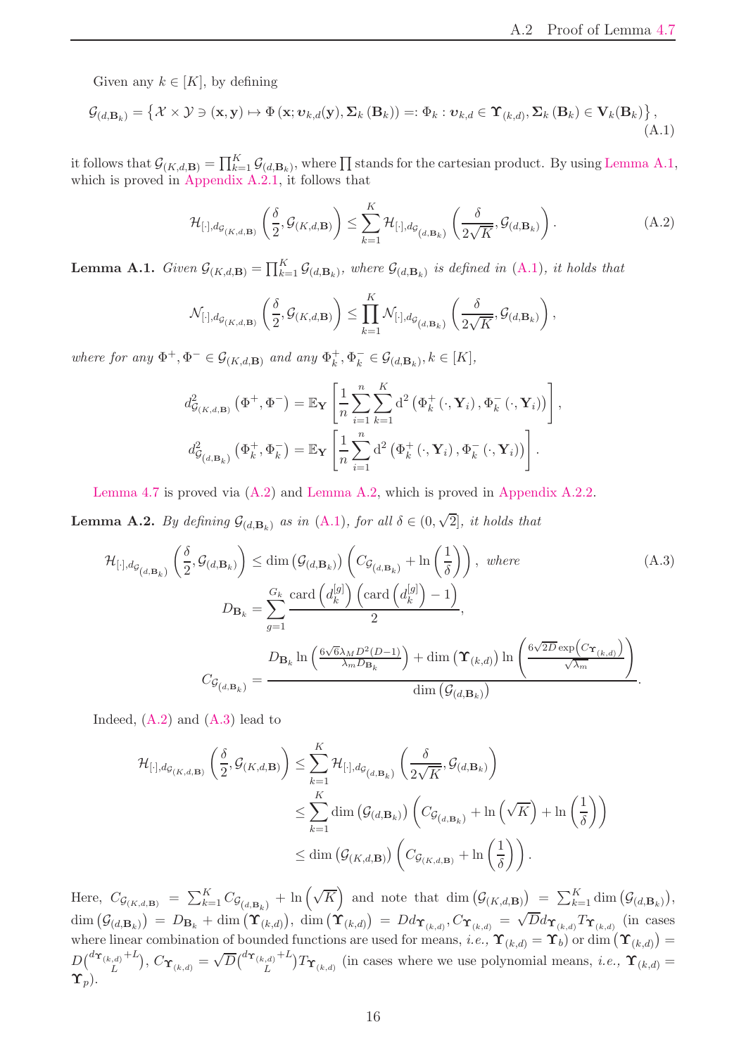Given any $k \in [K]$, by defining

$$\mathcal{G}_{(d,\mathbf{B}_k)} = \left\{ \mathcal{X} \times \mathcal{Y} \ni (\mathbf{x}, \mathbf{y}) \mapsto \Phi\left(\mathbf{x}; \boldsymbol{\upsilon}_{k,d}(\mathbf{y}), \boldsymbol{\Sigma}_k\left(\mathbf{B}_k\right)\right) =: \Phi_k : \boldsymbol{\upsilon}_{k,d} \in \boldsymbol{\Upsilon}_{(k,d)}, \boldsymbol{\Sigma}_k\left(\mathbf{B}_k\right) \in \mathbf{V}_k(\mathbf{B}_k) \right\}, \tag{A.1}$$

it follows that $\mathcal{G}_{(K,d,\mathbf{B})} = \prod_{k=1}^K \mathcal{G}_{(d,\mathbf{B}_k)}$, where $\prod$ stands for the cartesian product. By using Lemma A.1, which is proved in Appendix A.2.1, it follows that

$$\mathcal{H}_{[\cdot],d_{\mathcal{G}_{(K,d,\mathbf{B})}}}\left(\frac{\delta}{2}, \mathcal{G}_{(K,d,\mathbf{B})}\right) \leq \sum_{k=1}^K \mathcal{H}_{[\cdot],d_{\mathcal{G}_{(d,\mathbf{B}_k)}}}\left(\frac{\delta}{2\sqrt{K}}, \mathcal{G}_{(d,\mathbf{B}_k)}\right). \tag{A.2}$$

**Lemma A.1.** *Given $\mathcal{G}_{(K,d,\mathbf{B})} = \prod_{k=1}^K \mathcal{G}_{(d,\mathbf{B}_k)}$, where $\mathcal{G}_{(d,\mathbf{B}_k)}$ is defined in (A.1), it holds that*

$$\mathcal{N}_{[\cdot],d_{\mathcal{G}_{(K,d,\mathbf{B})}}}\left(\frac{\delta}{2}, \mathcal{G}_{(K,d,\mathbf{B})}\right) \leq \prod_{k=1}^K \mathcal{N}_{[\cdot],d_{\mathcal{G}_{(d,\mathbf{B}_k)}}}\left(\frac{\delta}{2\sqrt{K}}, \mathcal{G}_{(d,\mathbf{B}_k)}\right),$$

*where for any $\Phi^+, \Phi^- \in \mathcal{G}_{(K,d,\mathbf{B})}$ and any $\Phi_k^+, \Phi_k^- \in \mathcal{G}_{(d,\mathbf{B}_k)}, k \in [K]$,*

$$d^2_{\mathcal{G}_{(K,d,\mathbf{B})}}\left(\Phi^+, \Phi^-\right) = \mathbb{E}_{\mathbf{Y}}\left[\frac{1}{n}\sum_{i=1}^n \sum_{k=1}^K \mathrm{d}^2\left(\Phi_k^+\left(\cdot, \mathbf{Y}_i\right), \Phi_k^-\left(\cdot, \mathbf{Y}_i\right)\right)\right],$$

$$d^2_{\mathcal{G}_{(d,\mathbf{B}_k)}}\left(\Phi_k^+, \Phi_k^-\right) = \mathbb{E}_{\mathbf{Y}}\left[\frac{1}{n}\sum_{i=1}^n \mathrm{d}^2\left(\Phi_k^+\left(\cdot, \mathbf{Y}_i\right), \Phi_k^-\left(\cdot, \mathbf{Y}_i\right)\right)\right].$$

Lemma 4.7 is proved via (A.2) and Lemma A.2, which is proved in Appendix A.2.2.

**Lemma A.2.** *By defining $\mathcal{G}_{(d,\mathbf{B}_k)}$ as in (A.1), for all $\delta \in (0, \sqrt{2}]$, it holds that*

$$\mathcal{H}_{[\cdot],d_{\mathcal{G}_{(d,\mathbf{B}_k)}}}\left(\frac{\delta}{2}, \mathcal{G}_{(d,\mathbf{B}_k)}\right) \leq \dim\left(\mathcal{G}_{(d,\mathbf{B}_k)}\right)\left(C_{\mathcal{G}_{(d,\mathbf{B}_k)}} + \ln\left(\frac{1}{\delta}\right)\right), \text{ where} \tag{A.3}$$

$$D_{\mathbf{B}_k} = \sum_{g=1}^{G_k} \frac{\mathrm{card}\left(d_k^{[g]}\right)\left(\mathrm{card}\left(d_k^{[g]}\right) - 1\right)}{2},$$

$$C_{\mathcal{G}_{(d,\mathbf{B}_k)}} = \frac{D_{\mathbf{B}_k} \ln\left(\frac{6\sqrt{6}\lambda_M D^2(D-1)}{\lambda_m D_{\mathbf{B}_k}}\right) + \dim\left(\boldsymbol{\Upsilon}_{(k,d)}\right) \ln\left(\frac{6\sqrt{2D}\exp\left(C_{\boldsymbol{\Upsilon}_{(k,d)}}\right)}{\sqrt{\lambda_m}}\right)}{\dim\left(\mathcal{G}_{(d,\mathbf{B}_k)}\right)}.$$

Indeed, (A.2) and (A.3) lead to

$$\begin{aligned}
\mathcal{H}_{[\cdot],d_{\mathcal{G}_{(K,d,\mathbf{B})}}}\left(\frac{\delta}{2}, \mathcal{G}_{(K,d,\mathbf{B})}\right) &\leq \sum_{k=1}^K \mathcal{H}_{[\cdot],d_{\mathcal{G}_{(d,\mathbf{B}_k)}}}\left(\frac{\delta}{2\sqrt{K}}, \mathcal{G}_{(d,\mathbf{B}_k)}\right) \\
&\leq \sum_{k=1}^K \dim\left(\mathcal{G}_{(d,\mathbf{B}_k)}\right)\left(C_{\mathcal{G}_{(d,\mathbf{B}_k)}} + \ln\left(\sqrt{K}\right) + \ln\left(\frac{1}{\delta}\right)\right) \\
&\leq \dim\left(\mathcal{G}_{(K,d,\mathbf{B})}\right)\left(C_{\mathcal{G}_{(K,d,\mathbf{B})}} + \ln\left(\frac{1}{\delta}\right)\right).
\end{aligned}$$

Here, $C_{\mathcal{G}_{(K,d,\mathbf{B})}} = \sum_{k=1}^K C_{\mathcal{G}_{(d,\mathbf{B}_k)}} + \ln\left(\sqrt{K}\right)$ and note that $\dim\left(\mathcal{G}_{(K,d,\mathbf{B})}\right) = \sum_{k=1}^K \dim\left(\mathcal{G}_{(d,\mathbf{B}_k)}\right)$, $\dim\left(\mathcal{G}_{(d,\mathbf{B}_k)}\right) = D_{\mathbf{B}_k} + \dim\left(\boldsymbol{\Upsilon}_{(k,d)}\right)$, $\dim\left(\boldsymbol{\Upsilon}_{(k,d)}\right) = Dd_{\boldsymbol{\Upsilon}_{(k,d)}}, C_{\boldsymbol{\Upsilon}_{(k,d)}} = \sqrt{D}d_{\boldsymbol{\Upsilon}_{(k,d)}}T_{\boldsymbol{\Upsilon}_{(k,d)}}$ (in cases where linear combination of bounded functions are used for means, *i.e.*, $\boldsymbol{\Upsilon}_{(k,d)} = \boldsymbol{\Upsilon}_b$) or $\dim\left(\boldsymbol{\Upsilon}_{(k,d)}\right) = D\binom{d_{\boldsymbol{\Upsilon}_{(k,d)}}+L}{L}$, $C_{\boldsymbol{\Upsilon}_{(k,d)}} = \sqrt{D}\binom{d_{\boldsymbol{\Upsilon}_{(k,d)}}+L}{L}T_{\boldsymbol{\Upsilon}_{(k,d)}}$ (in cases where we use polynomial means, *i.e.*, $\boldsymbol{\Upsilon}_{(k,d)} = \boldsymbol{\Upsilon}_p$).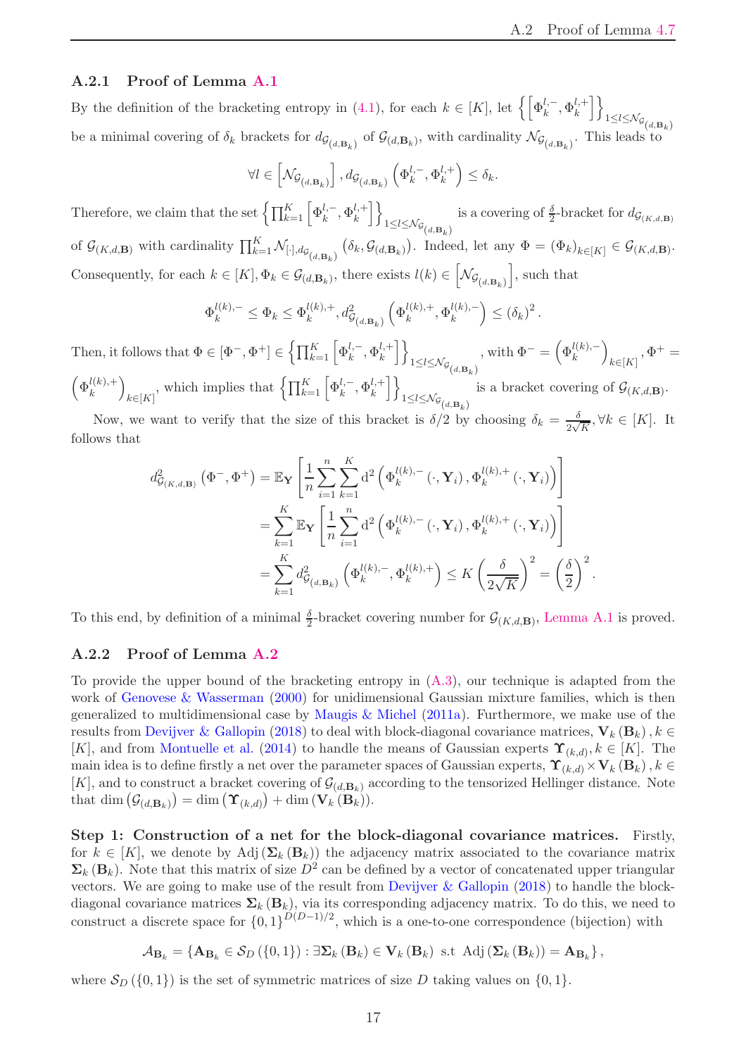### A.2.1 Proof of Lemma A.1

By the definition of the bracketing entropy in (4.1), for each $k \in [K]$, let $\left\{ \left[ \Phi_k^{l,-}, \Phi_k^{l,+} \right] \right\}_{1 \leq l \leq \mathcal{N}_{\mathcal{G}_{(d,\mathbf{B}_k)}}}$ be a minimal covering of $\delta_k$ brackets for $d_{\mathcal{G}_{(d,\mathbf{B}_k)}}$ of $\mathcal{G}_{(d,\mathbf{B}_k)}$, with cardinality $\mathcal{N}_{\mathcal{G}_{(d,\mathbf{B}_k)}}$. This leads to

$$\forall l \in \left[ \mathcal{N}_{\mathcal{G}_{(d,\mathbf{B}_k)}} \right], d_{\mathcal{G}_{(d,\mathbf{B}_k)}} \left( \Phi_k^{l,-}, \Phi_k^{l,+} \right) \leq \delta_k.$$

Therefore, we claim that the set $\left\{ \prod_{k=1}^K \left[ \Phi_k^{l,-}, \Phi_k^{l,+} \right] \right\}_{1 \leq l \leq \mathcal{N}_{\mathcal{G}_{(d,\mathbf{B}_k)}}}$ is a covering of $\frac{\delta}{2}$-bracket for $d_{\mathcal{G}_{(K,d,\mathbf{B})}}$ of $\mathcal{G}_{(K,d,\mathbf{B})}$ with cardinality $\prod_{k=1}^K \mathcal{N}_{[\cdot], d_{\mathcal{G}_{(d,\mathbf{B}_k)}}} \left( \delta_k, \mathcal{G}_{(d,\mathbf{B}_k)} \right)$. Indeed, let any $\Phi = (\Phi_k)_{k \in [K]} \in \mathcal{G}_{(K,d,\mathbf{B})}$. Consequently, for each $k \in [K], \Phi_k \in \mathcal{G}_{(d,\mathbf{B}_k)}$, there exists $l(k) \in \left[ \mathcal{N}_{\mathcal{G}_{(d,\mathbf{B}_k)}} \right]$, such that

$$\Phi_k^{l(k),-} \leq \Phi_k \leq \Phi_k^{l(k),+}, d^2_{\mathcal{G}_{(d,\mathbf{B}_k)}} \left( \Phi_k^{l(k),+}, \Phi_k^{l(k),-} \right) \leq (\delta_k)^2.$$

Then, it follows that $\Phi \in [\Phi^-, \Phi^+] \in \left\{ \prod_{k=1}^K \left[ \Phi_k^{l,-}, \Phi_k^{l,+} \right] \right\}_{1 \leq l \leq \mathcal{N}_{\mathcal{G}_{(d,\mathbf{B}_k)}}}$, with $\Phi^- = \left( \Phi_k^{l(k),-} \right)_{k \in [K]}, \Phi^+ = \left( \Phi_k^{l(k),+} \right)_{k \in [K]}$, which implies that $\left\{ \prod_{k=1}^K \left[ \Phi_k^{l,-}, \Phi_k^{l,+} \right] \right\}_{1 \leq l \leq \mathcal{N}_{\mathcal{G}_{(d,\mathbf{B}_k)}}}$ is a bracket covering of $\mathcal{G}_{(K,d,\mathbf{B})}$.

Now, we want to verify that the size of this bracket is $\delta/2$ by choosing $\delta_k = \frac{\delta}{2\sqrt{K}}, \forall k \in [K]$. It follows that

$$\begin{aligned}
d^2_{\mathcal{G}_{(K,d,\mathbf{B})}} \left( \Phi^-, \Phi^+ \right) &= \mathbb{E}_{\mathbf{Y}} \left[ \frac{1}{n} \sum_{i=1}^n \sum_{k=1}^K \mathrm{d}^2 \left( \Phi_k^{l(k),-} (\cdot, \mathbf{Y}_i), \Phi_k^{l(k),+} (\cdot, \mathbf{Y}_i) \right) \right] \\
&= \sum_{k=1}^K \mathbb{E}_{\mathbf{Y}} \left[ \frac{1}{n} \sum_{i=1}^n \mathrm{d}^2 \left( \Phi_k^{l(k),-} (\cdot, \mathbf{Y}_i), \Phi_k^{l(k),+} (\cdot, \mathbf{Y}_i) \right) \right] \\
&= \sum_{k=1}^K d^2_{\mathcal{G}_{(d,\mathbf{B}_k)}} \left( \Phi_k^{l(k),-}, \Phi_k^{l(k),+} \right) \leq K \left( \frac{\delta}{2\sqrt{K}} \right)^2 = \left( \frac{\delta}{2} \right)^2.
\end{aligned}$$

To this end, by definition of a minimal $\frac{\delta}{2}$-bracket covering number for $\mathcal{G}_{(K,d,\mathbf{B})}$, Lemma A.1 is proved.

### A.2.2 Proof of Lemma A.2

To provide the upper bound of the bracketing entropy in (A.3), our technique is adapted from the work of Genovese & Wasserman (2000) for unidimensional Gaussian mixture families, which is then generalized to multidimensional case by Maugis & Michel (2011a). Furthermore, we make use of the results from Devijver & Gallopin (2018) to deal with block-diagonal covariance matrices, $\mathbf{V}_k (\mathbf{B}_k), k \in [K]$, and from Montuelle et al. (2014) to handle the means of Gaussian experts $\mathbf{\Upsilon}_{(k,d)}, k \in [K]$. The main idea is to define firstly a net over the parameter spaces of Gaussian experts, $\mathbf{\Upsilon}_{(k,d)} \times \mathbf{V}_k (\mathbf{B}_k), k \in [K]$, and to construct a bracket covering of $\mathcal{G}_{(d,\mathbf{B}_k)}$ according to the tensorized Hellinger distance. Note that $\dim \left( \mathcal{G}_{(d,\mathbf{B}_k)} \right) = \dim \left( \mathbf{\Upsilon}_{(k,d)} \right) + \dim \left( \mathbf{V}_k (\mathbf{B}_k) \right)$.

**Step 1: Construction of a net for the block-diagonal covariance matrices.** Firstly, for $k \in [K]$, we denote by $\mathrm{Adj} \left( \mathbf{\Sigma}_k (\mathbf{B}_k) \right)$ the adjacency matrix associated to the covariance matrix $\mathbf{\Sigma}_k (\mathbf{B}_k)$. Note that this matrix of size $D^2$ can be defined by a vector of concatenated upper triangular vectors. We are going to make use of the result from Devijver & Gallopin (2018) to handle the block-diagonal covariance matrices $\mathbf{\Sigma}_k (\mathbf{B}_k)$, via its corresponding adjacency matrix. To do this, we need to construct a discrete space for $\{0,1\}^{D(D-1)/2}$, which is a one-to-one correspondence (bijection) with

$$\mathcal{A}_{\mathbf{B}_k} = \left\{ \mathbf{A}_{\mathbf{B}_k} \in \mathcal{S}_D (\{0,1\}) : \exists \mathbf{\Sigma}_k (\mathbf{B}_k) \in \mathbf{V}_k (\mathbf{B}_k) \text{ s.t } \mathrm{Adj} \left( \mathbf{\Sigma}_k (\mathbf{B}_k) \right) = \mathbf{A}_{\mathbf{B}_k} \right\},$$

where $\mathcal{S}_D (\{0,1\})$ is the set of symmetric matrices of size $D$ taking values on $\{0,1\}$.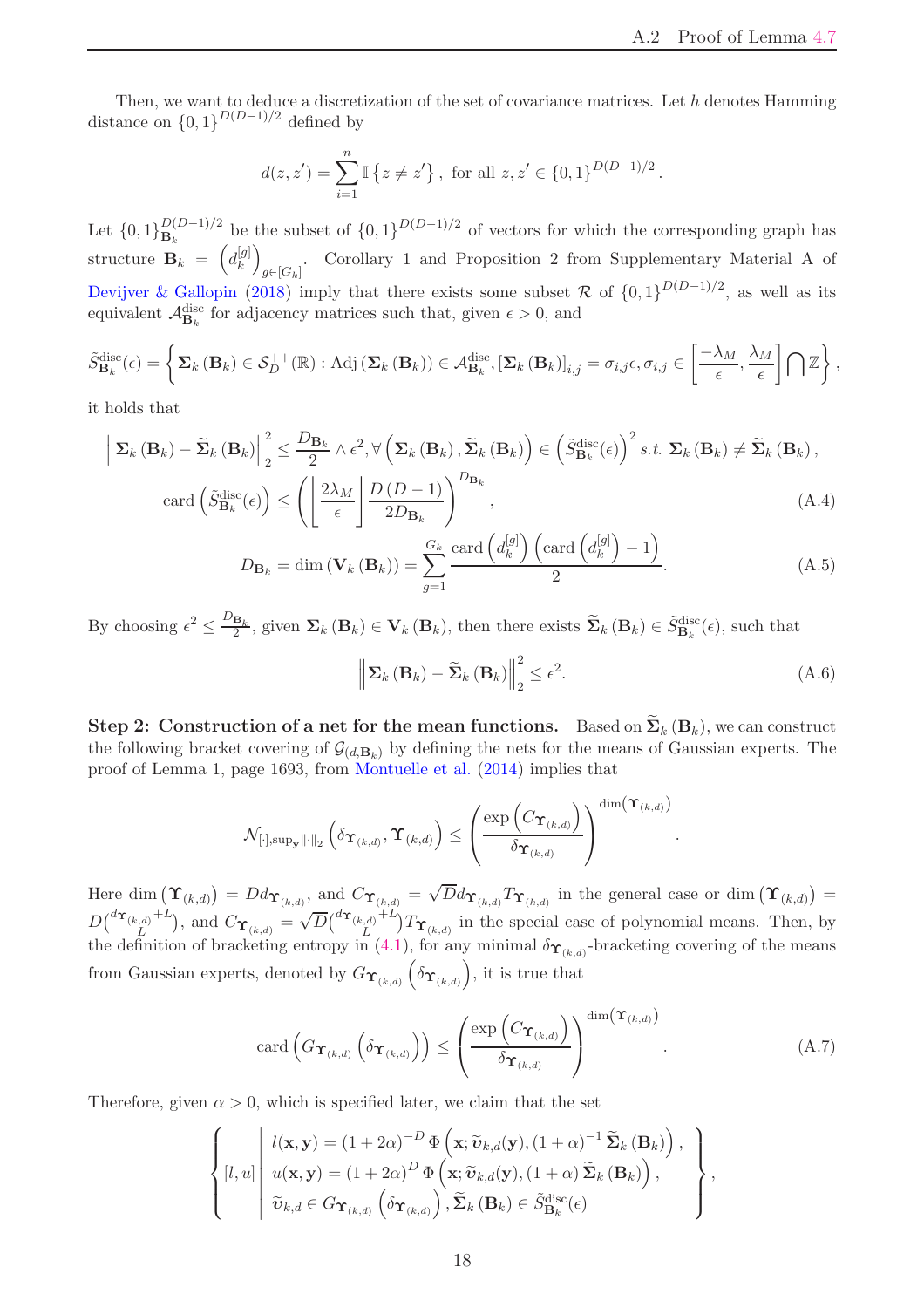Then, we want to deduce a discretization of the set of covariance matrices. Let $h$ denotes Hamming distance on $\{0,1\}^{D(D-1)/2}$ defined by

$$d(z,z') = \sum_{i=1}^{n} \mathbb{I}\left\{z \neq z'\right\}, \text{ for all } z,z' \in \{0,1\}^{D(D-1)/2}.$$

Let $\{0,1\}^{D(D-1)/2}_{\mathbf{B}_k}$ be the subset of $\{0,1\}^{D(D-1)/2}$ of vectors for which the corresponding graph has structure $\mathbf{B}_k = \left(d_k^{[g]}\right)_{g\in[G_k]}$. Corollary 1 and Proposition 2 from Supplementary Material A of Devijver & Gallopin (2018) imply that there exists some subset $\mathcal{R}$ of $\{0,1\}^{D(D-1)/2}$, as well as its equivalent $\mathcal{A}^{\text{disc}}_{\mathbf{B}_k}$ for adjacency matrices such that, given $\epsilon > 0$, and

$$\tilde{S}^{\text{disc}}_{\mathbf{B}_k}(\epsilon) = \left\{ \mathbf{\Sigma}_k\left(\mathbf{B}_k\right) \in \mathcal{S}^{++}_D(\mathbb{R}) : \operatorname{Adj}\left(\mathbf{\Sigma}_k\left(\mathbf{B}_k\right)\right) \in \mathcal{A}^{\text{disc}}_{\mathbf{B}_k}, \left[\mathbf{\Sigma}_k\left(\mathbf{B}_k\right)\right]_{i,j} = \sigma_{i,j}\epsilon, \sigma_{i,j} \in \left[\frac{-\lambda_M}{\epsilon}, \frac{\lambda_M}{\epsilon}\right] \bigcap \mathbb{Z} \right\},$$

it holds that

$$\left\|\mathbf{\Sigma}_k\left(\mathbf{B}_k\right) - \widetilde{\mathbf{\Sigma}}_k\left(\mathbf{B}_k\right)\right\|_2^2 \le \frac{D_{\mathbf{B}_k}}{2} \wedge \epsilon^2, \forall \left(\mathbf{\Sigma}_k\left(\mathbf{B}_k\right), \widetilde{\mathbf{\Sigma}}_k\left(\mathbf{B}_k\right)\right) \in \left(\tilde{S}^{\text{disc}}_{\mathbf{B}_k}(\epsilon)\right)^2 \ s.t.\ \mathbf{\Sigma}_k\left(\mathbf{B}_k\right) \neq \widetilde{\mathbf{\Sigma}}_k\left(\mathbf{B}_k\right),$$

$$\operatorname{card}\left(\tilde{S}^{\text{disc}}_{\mathbf{B}_k}(\epsilon)\right) \le \left(\left\lfloor \frac{2\lambda_M}{\epsilon} \right\rfloor \frac{D\left(D-1\right)}{2D_{\mathbf{B}_k}}\right)^{D_{\mathbf{B}_k}}, \tag{A.4}$$

$$D_{\mathbf{B}_k} = \dim\left(\mathbf{V}_k\left(\mathbf{B}_k\right)\right) = \sum_{g=1}^{G_k} \frac{\operatorname{card}\left(d_k^{[g]}\right)\left(\operatorname{card}\left(d_k^{[g]}\right) - 1\right)}{2}. \tag{A.5}$$

By choosing $\epsilon^2 \le \frac{D_{\mathbf{B}_k}}{2}$, given $\mathbf{\Sigma}_k\left(\mathbf{B}_k\right) \in \mathbf{V}_k\left(\mathbf{B}_k\right)$, then there exists $\widetilde{\mathbf{\Sigma}}_k\left(\mathbf{B}_k\right) \in \tilde{S}^{\text{disc}}_{\mathbf{B}_k}(\epsilon)$, such that

$$\left\|\mathbf{\Sigma}_k\left(\mathbf{B}_k\right) - \widetilde{\mathbf{\Sigma}}_k\left(\mathbf{B}_k\right)\right\|_2^2 \le \epsilon^2. \tag{A.6}$$

**Step 2: Construction of a net for the mean functions.** Based on $\widetilde{\mathbf{\Sigma}}_k\left(\mathbf{B}_k\right)$, we can construct the following bracket covering of $\mathcal{G}_{(d,\mathbf{B}_k)}$ by defining the nets for the means of Gaussian experts. The proof of Lemma 1, page 1693, from Montuelle et al. (2014) implies that

$$\mathcal{N}_{[\cdot],\sup_{\mathbf{y}}\|\cdot\|_2}\left(\delta_{\mathbf{\Upsilon}_{(k,d)}}, \mathbf{\Upsilon}_{(k,d)}\right) \le \left(\frac{\exp\left(C_{\mathbf{\Upsilon}_{(k,d)}}\right)}{\delta_{\mathbf{\Upsilon}_{(k,d)}}}\right)^{\dim\left(\mathbf{\Upsilon}_{(k,d)}\right)}.$$

Here $\dim\left(\mathbf{\Upsilon}_{(k,d)}\right) = Dd_{\mathbf{\Upsilon}_{(k,d)}}$, and $C_{\mathbf{\Upsilon}_{(k,d)}} = \sqrt{D}d_{\mathbf{\Upsilon}_{(k,d)}}T_{\mathbf{\Upsilon}_{(k,d)}}$ in the general case or $\dim\left(\mathbf{\Upsilon}_{(k,d)}\right) = D\binom{d_{\mathbf{\Upsilon}_{(k,d)}}+L}{L}$, and $C_{\mathbf{\Upsilon}_{(k,d)}} = \sqrt{D}\binom{d_{\mathbf{\Upsilon}_{(k,d)}}+L}{L}T_{\mathbf{\Upsilon}_{(k,d)}}$ in the special case of polynomial means. Then, by the definition of bracketing entropy in (4.1), for any minimal $\delta_{\mathbf{\Upsilon}_{(k,d)}}$-bracketing covering of the means from Gaussian experts, denoted by $G_{\mathbf{\Upsilon}_{(k,d)}}\left(\delta_{\mathbf{\Upsilon}_{(k,d)}}\right)$, it is true that

$$\operatorname{card}\left(G_{\mathbf{\Upsilon}_{(k,d)}}\left(\delta_{\mathbf{\Upsilon}_{(k,d)}}\right)\right) \le \left(\frac{\exp\left(C_{\mathbf{\Upsilon}_{(k,d)}}\right)}{\delta_{\mathbf{\Upsilon}_{(k,d)}}}\right)^{\dim\left(\mathbf{\Upsilon}_{(k,d)}\right)}. \tag{A.7}$$

Therefore, given $\alpha > 0$, which is specified later, we claim that the set

$$\left\{ [l,u] \;\middle|\; \begin{array}{l} l(\mathbf{x},\mathbf{y}) = (1+2\alpha)^{-D}\,\Phi\left(\mathbf{x}; \widetilde{\boldsymbol{\upsilon}}_{k,d}(\mathbf{y}), (1+\alpha)^{-1}\,\widetilde{\mathbf{\Sigma}}_k\left(\mathbf{B}_k\right)\right), \\ u(\mathbf{x},\mathbf{y}) = (1+2\alpha)^{D}\,\Phi\left(\mathbf{x}; \widetilde{\boldsymbol{\upsilon}}_{k,d}(\mathbf{y}), (1+\alpha)\,\widetilde{\mathbf{\Sigma}}_k\left(\mathbf{B}_k\right)\right), \\ \widetilde{\boldsymbol{\upsilon}}_{k,d} \in G_{\mathbf{\Upsilon}_{(k,d)}}\left(\delta_{\mathbf{\Upsilon}_{(k,d)}}\right), \widetilde{\mathbf{\Sigma}}_k\left(\mathbf{B}_k\right) \in \tilde{S}^{\text{disc}}_{\mathbf{B}_k}(\epsilon) \end{array} \right\},$$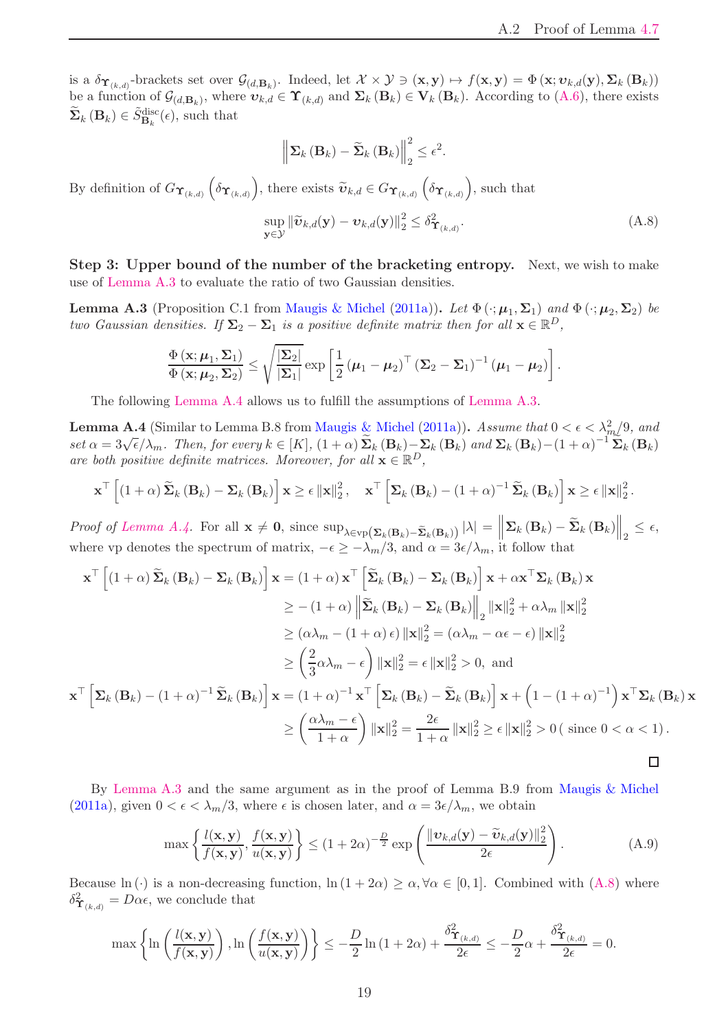is a $\delta_{\boldsymbol{\Upsilon}_{(k,d)}}$-brackets set over $\mathcal{G}_{(d,\mathbf{B}_k)}$. Indeed, let $\mathcal{X} \times \mathcal{Y} \ni (\mathbf{x}, \mathbf{y}) \mapsto f(\mathbf{x}, \mathbf{y}) = \Phi\left(\mathbf{x}; \boldsymbol{\upsilon}_{k,d}(\mathbf{y}), \boldsymbol{\Sigma}_k\left(\mathbf{B}_k\right)\right)$ be a function of $\mathcal{G}_{(d,\mathbf{B}_k)}$, where $\boldsymbol{\upsilon}_{k,d} \in \boldsymbol{\Upsilon}_{(k,d)}$ and $\boldsymbol{\Sigma}_k\left(\mathbf{B}_k\right) \in \mathbf{V}_k\left(\mathbf{B}_k\right)$. According to (A.6), there exists $\widetilde{\boldsymbol{\Sigma}}_k\left(\mathbf{B}_k\right) \in \widetilde{S}^{\text{disc}}_{\mathbf{B}_k}(\epsilon)$, such that

$$\left\|\boldsymbol{\Sigma}_k\left(\mathbf{B}_k\right) - \widetilde{\boldsymbol{\Sigma}}_k\left(\mathbf{B}_k\right)\right\|_2^2 \leq \epsilon^2.$$

By definition of $G_{\boldsymbol{\Upsilon}_{(k,d)}}\left(\delta_{\boldsymbol{\Upsilon}_{(k,d)}}\right)$, there exists $\widetilde{\boldsymbol{\upsilon}}_{k,d} \in G_{\boldsymbol{\Upsilon}_{(k,d)}}\left(\delta_{\boldsymbol{\Upsilon}_{(k,d)}}\right)$, such that

$$\sup_{\mathbf{y} \in \mathcal{Y}} \left\|\widetilde{\boldsymbol{\upsilon}}_{k,d}(\mathbf{y}) - \boldsymbol{\upsilon}_{k,d}(\mathbf{y})\right\|_2^2 \leq \delta^2_{\boldsymbol{\Upsilon}_{(k,d)}}. \tag{A.8}$$

**Step 3: Upper bound of the number of the bracketing entropy.** Next, we wish to make use of Lemma A.3 to evaluate the ratio of two Gaussian densities.

**Lemma A.3** (Proposition C.1 from Maugis & Michel (2011a))**.** *Let $\Phi\left(\cdot; \boldsymbol{\mu}_1, \boldsymbol{\Sigma}_1\right)$ and $\Phi\left(\cdot; \boldsymbol{\mu}_2, \boldsymbol{\Sigma}_2\right)$ be two Gaussian densities. If $\boldsymbol{\Sigma}_2 - \boldsymbol{\Sigma}_1$ is a positive definite matrix then for all $\mathbf{x} \in \mathbb{R}^D$,*

$$\frac{\Phi\left(\mathbf{x}; \boldsymbol{\mu}_1, \boldsymbol{\Sigma}_1\right)}{\Phi\left(\mathbf{x}; \boldsymbol{\mu}_2, \boldsymbol{\Sigma}_2\right)} \leq \sqrt{\frac{|\boldsymbol{\Sigma}_2|}{|\boldsymbol{\Sigma}_1|}} \exp\left[\frac{1}{2}\left(\boldsymbol{\mu}_1 - \boldsymbol{\mu}_2\right)^\top \left(\boldsymbol{\Sigma}_2 - \boldsymbol{\Sigma}_1\right)^{-1}\left(\boldsymbol{\mu}_1 - \boldsymbol{\mu}_2\right)\right].$$

The following Lemma A.4 allows us to fulfill the assumptions of Lemma A.3.

**Lemma A.4** (Similar to Lemma B.8 from Maugis & Michel (2011a))**.** *Assume that $0 < \epsilon < \lambda_m^2/9$, and set $\alpha = 3\sqrt{\epsilon}/\lambda_m$. Then, for every $k \in [K]$, $(1+\alpha)\,\widetilde{\boldsymbol{\Sigma}}_k\left(\mathbf{B}_k\right) - \boldsymbol{\Sigma}_k\left(\mathbf{B}_k\right)$ and $\boldsymbol{\Sigma}_k\left(\mathbf{B}_k\right) - (1+\alpha)^{-1}\widetilde{\boldsymbol{\Sigma}}_k\left(\mathbf{B}_k\right)$ are both positive definite matrices. Moreover, for all $\mathbf{x} \in \mathbb{R}^D$,*

$$\mathbf{x}^\top\left[(1+\alpha)\,\widetilde{\boldsymbol{\Sigma}}_k\left(\mathbf{B}_k\right) - \boldsymbol{\Sigma}_k\left(\mathbf{B}_k\right)\right]\mathbf{x} \geq \epsilon\left\|\mathbf{x}\right\|_2^2, \quad \mathbf{x}^\top\left[\boldsymbol{\Sigma}_k\left(\mathbf{B}_k\right) - (1+\alpha)^{-1}\widetilde{\boldsymbol{\Sigma}}_k\left(\mathbf{B}_k\right)\right]\mathbf{x} \geq \epsilon\left\|\mathbf{x}\right\|_2^2.$$

*Proof of Lemma A.4.* For all $\mathbf{x} \neq \mathbf{0}$, since $\sup_{\lambda \in \text{vp}\left(\boldsymbol{\Sigma}_k(\mathbf{B}_k) - \widetilde{\boldsymbol{\Sigma}}_k(\mathbf{B}_k)\right)} |\lambda| = \left\|\boldsymbol{\Sigma}_k\left(\mathbf{B}_k\right) - \widetilde{\boldsymbol{\Sigma}}_k\left(\mathbf{B}_k\right)\right\|_2 \leq \epsilon$, where vp denotes the spectrum of matrix, $-\epsilon \geq -\lambda_m/3$, and $\alpha = 3\epsilon/\lambda_m$, it follow that

$$\begin{aligned}
\mathbf{x}^\top\left[(1+\alpha)\,\widetilde{\boldsymbol{\Sigma}}_k\left(\mathbf{B}_k\right) - \boldsymbol{\Sigma}_k\left(\mathbf{B}_k\right)\right]\mathbf{x} &= (1+\alpha)\,\mathbf{x}^\top\left[\widetilde{\boldsymbol{\Sigma}}_k\left(\mathbf{B}_k\right) - \boldsymbol{\Sigma}_k\left(\mathbf{B}_k\right)\right]\mathbf{x} + \alpha\mathbf{x}^\top\boldsymbol{\Sigma}_k\left(\mathbf{B}_k\right)\mathbf{x} \\
&\geq -(1+\alpha)\left\|\widetilde{\boldsymbol{\Sigma}}_k\left(\mathbf{B}_k\right) - \boldsymbol{\Sigma}_k\left(\mathbf{B}_k\right)\right\|_2\left\|\mathbf{x}\right\|_2^2 + \alpha\lambda_m\left\|\mathbf{x}\right\|_2^2 \\
&\geq \left(\alpha\lambda_m - (1+\alpha)\,\epsilon\right)\left\|\mathbf{x}\right\|_2^2 = \left(\alpha\lambda_m - \alpha\epsilon - \epsilon\right)\left\|\mathbf{x}\right\|_2^2 \\
&\geq \left(\frac{2}{3}\alpha\lambda_m - \epsilon\right)\left\|\mathbf{x}\right\|_2^2 = \epsilon\left\|\mathbf{x}\right\|_2^2 > 0, \text{ and} \\
\mathbf{x}^\top\left[\boldsymbol{\Sigma}_k\left(\mathbf{B}_k\right) - (1+\alpha)^{-1}\widetilde{\boldsymbol{\Sigma}}_k\left(\mathbf{B}_k\right)\right]\mathbf{x} &= (1+\alpha)^{-1}\mathbf{x}^\top\left[\boldsymbol{\Sigma}_k\left(\mathbf{B}_k\right) - \widetilde{\boldsymbol{\Sigma}}_k\left(\mathbf{B}_k\right)\right]\mathbf{x} + \left(1 - (1+\alpha)^{-1}\right)\mathbf{x}^\top\boldsymbol{\Sigma}_k\left(\mathbf{B}_k\right)\mathbf{x} \\
&\geq \left(\frac{\alpha\lambda_m - \epsilon}{1+\alpha}\right)\left\|\mathbf{x}\right\|_2^2 = \frac{2\epsilon}{1+\alpha}\left\|\mathbf{x}\right\|_2^2 \geq \epsilon\left\|\mathbf{x}\right\|_2^2 > 0 \,(\text{ since } 0 < \alpha < 1).
\end{aligned}$$

$\square$

By Lemma A.3 and the same argument as in the proof of Lemma B.9 from Maugis & Michel (2011a), given $0 < \epsilon < \lambda_m/3$, where $\epsilon$ is chosen later, and $\alpha = 3\epsilon/\lambda_m$, we obtain

$$\max\left\{\frac{l(\mathbf{x}, \mathbf{y})}{f(\mathbf{x}, \mathbf{y})}, \frac{f(\mathbf{x}, \mathbf{y})}{u(\mathbf{x}, \mathbf{y})}\right\} \leq (1+2\alpha)^{-\frac{D}{2}} \exp\left(\frac{\left\|\boldsymbol{\upsilon}_{k,d}(\mathbf{y}) - \widetilde{\boldsymbol{\upsilon}}_{k,d}(\mathbf{y})\right\|_2^2}{2\epsilon}\right). \tag{A.9}$$

Because $\ln(\cdot)$ is a non-decreasing function, $\ln(1+2\alpha) \geq \alpha, \forall \alpha \in [0,1]$. Combined with (A.8) where $\delta^2_{\boldsymbol{\Upsilon}_{(k,d)}} = D\alpha\epsilon$, we conclude that

$$\max\left\{\ln\left(\frac{l(\mathbf{x}, \mathbf{y})}{f(\mathbf{x}, \mathbf{y})}\right), \ln\left(\frac{f(\mathbf{x}, \mathbf{y})}{u(\mathbf{x}, \mathbf{y})}\right)\right\} \leq -\frac{D}{2}\ln(1+2\alpha) + \frac{\delta^2_{\boldsymbol{\Upsilon}_{(k,d)}}}{2\epsilon} \leq -\frac{D}{2}\alpha + \frac{\delta^2_{\boldsymbol{\Upsilon}_{(k,d)}}}{2\epsilon} = 0.$$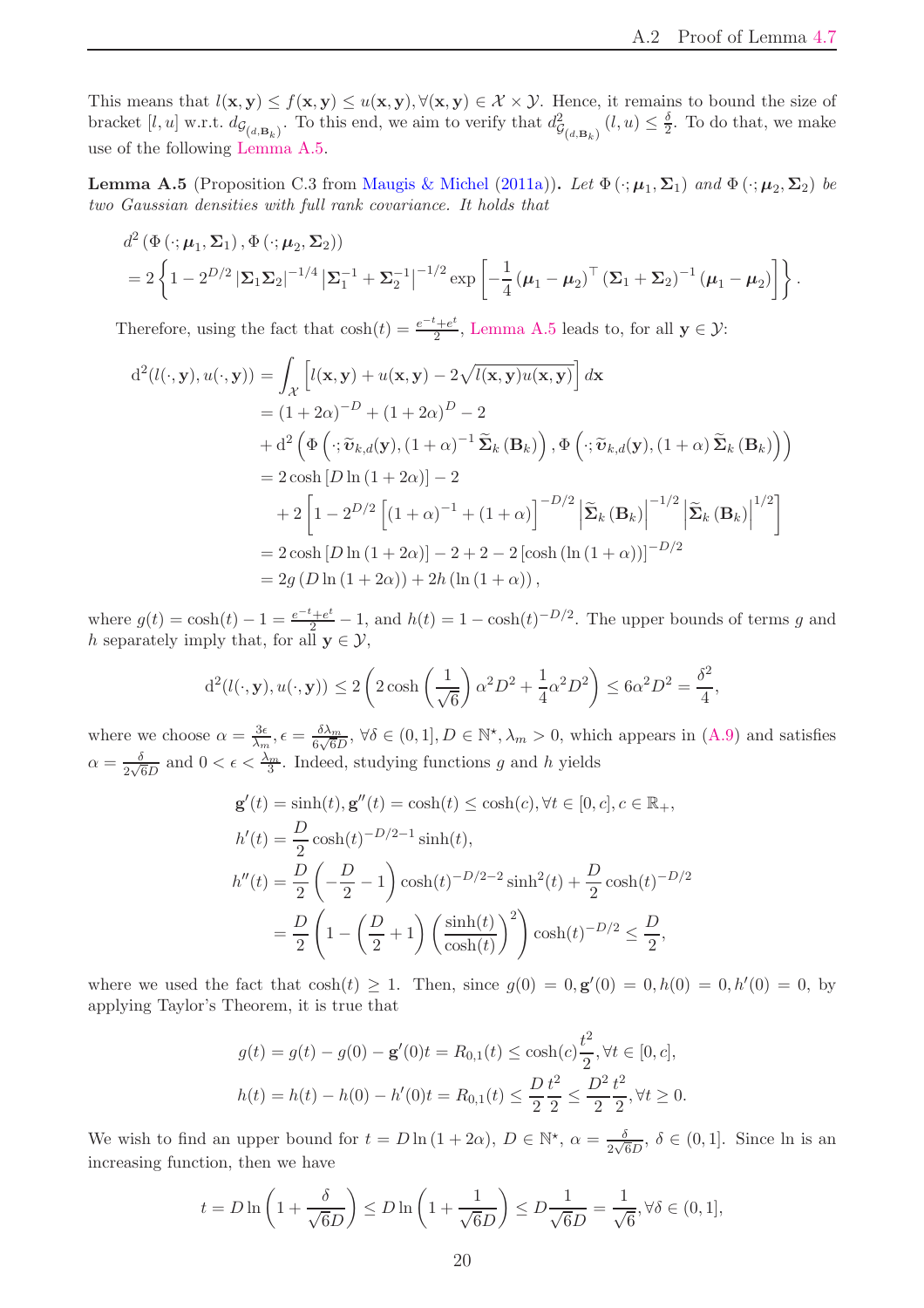This means that $l(\mathbf{x}, \mathbf{y}) \leq f(\mathbf{x}, \mathbf{y}) \leq u(\mathbf{x}, \mathbf{y}), \forall (\mathbf{x}, \mathbf{y}) \in \mathcal{X} \times \mathcal{Y}$. Hence, it remains to bound the size of bracket $[l, u]$ w.r.t. $d_{\mathcal{G}_{(d,\mathbf{B}_k)}}$. To this end, we aim to verify that $d^2_{\mathcal{G}_{(d,\mathbf{B}_k)}}(l, u) \leq \frac{\delta}{2}$. To do that, we make use of the following Lemma A.5.

**Lemma A.5** (Proposition C.3 from Maugis & Michel (2011a)). *Let $\Phi(\cdot; \boldsymbol{\mu}_1, \boldsymbol{\Sigma}_1)$ and $\Phi(\cdot; \boldsymbol{\mu}_2, \boldsymbol{\Sigma}_2)$ be two Gaussian densities with full rank covariance. It holds that*

$$
\begin{aligned}
&d^2\left(\Phi\left(\cdot; \boldsymbol{\mu}_1, \boldsymbol{\Sigma}_1\right), \Phi\left(\cdot; \boldsymbol{\mu}_2, \boldsymbol{\Sigma}_2\right)\right) \\
&= 2\left\{1 - 2^{D/2}\left|\boldsymbol{\Sigma}_1\boldsymbol{\Sigma}_2\right|^{-1/4}\left|\boldsymbol{\Sigma}_1^{-1} + \boldsymbol{\Sigma}_2^{-1}\right|^{-1/2}\exp\left[-\frac{1}{4}\left(\boldsymbol{\mu}_1 - \boldsymbol{\mu}_2\right)^\top\left(\boldsymbol{\Sigma}_1 + \boldsymbol{\Sigma}_2\right)^{-1}\left(\boldsymbol{\mu}_1 - \boldsymbol{\mu}_2\right)\right]\right\}.
\end{aligned}
$$

Therefore, using the fact that $\cosh(t) = \frac{e^{-t} + e^t}{2}$, Lemma A.5 leads to, for all $\mathbf{y} \in \mathcal{Y}$:

$$
\begin{aligned}
\mathrm{d}^2(l(\cdot, \mathbf{y}), u(\cdot, \mathbf{y})) &= \int_{\mathcal{X}}\left[l(\mathbf{x}, \mathbf{y}) + u(\mathbf{x}, \mathbf{y}) - 2\sqrt{l(\mathbf{x}, \mathbf{y})u(\mathbf{x}, \mathbf{y})}\right] d\mathbf{x} \\
&= (1 + 2\alpha)^{-D} + (1 + 2\alpha)^{D} - 2 \\
&\quad + \mathrm{d}^2\left(\Phi\left(\cdot; \widetilde{\boldsymbol{\upsilon}}_{k,d}(\mathbf{y}), (1 + \alpha)^{-1}\widetilde{\boldsymbol{\Sigma}}_k\left(\mathbf{B}_k\right)\right), \Phi\left(\cdot; \widetilde{\boldsymbol{\upsilon}}_{k,d}(\mathbf{y}), (1 + \alpha)\widetilde{\boldsymbol{\Sigma}}_k\left(\mathbf{B}_k\right)\right)\right) \\
&= 2\cosh\left[D\ln\left(1 + 2\alpha\right)\right] - 2 \\
&\quad + 2\left[1 - 2^{D/2}\left[(1 + \alpha)^{-1} + (1 + \alpha)\right]^{-D/2}\left|\widetilde{\boldsymbol{\Sigma}}_k\left(\mathbf{B}_k\right)\right|^{-1/2}\left|\widetilde{\boldsymbol{\Sigma}}_k\left(\mathbf{B}_k\right)\right|^{1/2}\right] \\
&= 2\cosh\left[D\ln\left(1 + 2\alpha\right)\right] - 2 + 2 - 2\left[\cosh\left(\ln\left(1 + \alpha\right)\right)\right]^{-D/2} \\
&= 2g\left(D\ln\left(1 + 2\alpha\right)\right) + 2h\left(\ln\left(1 + \alpha\right)\right),
\end{aligned}
$$

where $g(t) = \cosh(t) - 1 = \frac{e^{-t} + e^t}{2} - 1$, and $h(t) = 1 - \cosh(t)^{-D/2}$. The upper bounds of terms $g$ and $h$ separately imply that, for all $\mathbf{y} \in \mathcal{Y}$,

$$
\mathrm{d}^2(l(\cdot, \mathbf{y}), u(\cdot, \mathbf{y})) \leq 2\left(2\cosh\left(\frac{1}{\sqrt{6}}\right)\alpha^2 D^2 + \frac{1}{4}\alpha^2 D^2\right) \leq 6\alpha^2 D^2 = \frac{\delta^2}{4},
$$

where we choose $\alpha = \frac{3\epsilon}{\lambda_m}, \epsilon = \frac{\delta\lambda_m}{6\sqrt{6}D}, \forall \delta \in (0, 1], D \in \mathbb{N}^\star, \lambda_m > 0$, which appears in (A.9) and satisfies $\alpha = \frac{\delta}{2\sqrt{6}D}$ and $0 < \epsilon < \frac{\lambda_m}{3}$. Indeed, studying functions $g$ and $h$ yields

$$
\begin{aligned}
\mathbf{g}'(t) &= \sinh(t), \mathbf{g}''(t) = \cosh(t) \leq \cosh(c), \forall t \in [0, c], c \in \mathbb{R}_+, \\
h'(t) &= \frac{D}{2}\cosh(t)^{-D/2-1}\sinh(t), \\
h''(t) &= \frac{D}{2}\left(-\frac{D}{2} - 1\right)\cosh(t)^{-D/2-2}\sinh^2(t) + \frac{D}{2}\cosh(t)^{-D/2} \\
&= \frac{D}{2}\left(1 - \left(\frac{D}{2} + 1\right)\left(\frac{\sinh(t)}{\cosh(t)}\right)^2\right)\cosh(t)^{-D/2} \leq \frac{D}{2},
\end{aligned}
$$

where we used the fact that $\cosh(t) \geq 1$. Then, since $g(0) = 0, \mathbf{g}'(0) = 0, h(0) = 0, h'(0) = 0$, by applying Taylor's Theorem, it is true that

$$
\begin{aligned}
g(t) &= g(t) - g(0) - \mathbf{g}'(0)t = R_{0,1}(t) \leq \cosh(c)\frac{t^2}{2}, \forall t \in [0, c], \\
h(t) &= h(t) - h(0) - h'(0)t = R_{0,1}(t) \leq \frac{D}{2}\frac{t^2}{2} \leq \frac{D^2}{2}\frac{t^2}{2}, \forall t \geq 0.
\end{aligned}
$$

We wish to find an upper bound for $t = D\ln(1 + 2\alpha)$, $D \in \mathbb{N}^\star$, $\alpha = \frac{\delta}{2\sqrt{6}D}$, $\delta \in (0, 1]$. Since ln is an increasing function, then we have

$$
t = D\ln\left(1 + \frac{\delta}{\sqrt{6}D}\right) \leq D\ln\left(1 + \frac{1}{\sqrt{6}D}\right) \leq D\frac{1}{\sqrt{6}D} = \frac{1}{\sqrt{6}}, \forall \delta \in (0, 1],
$$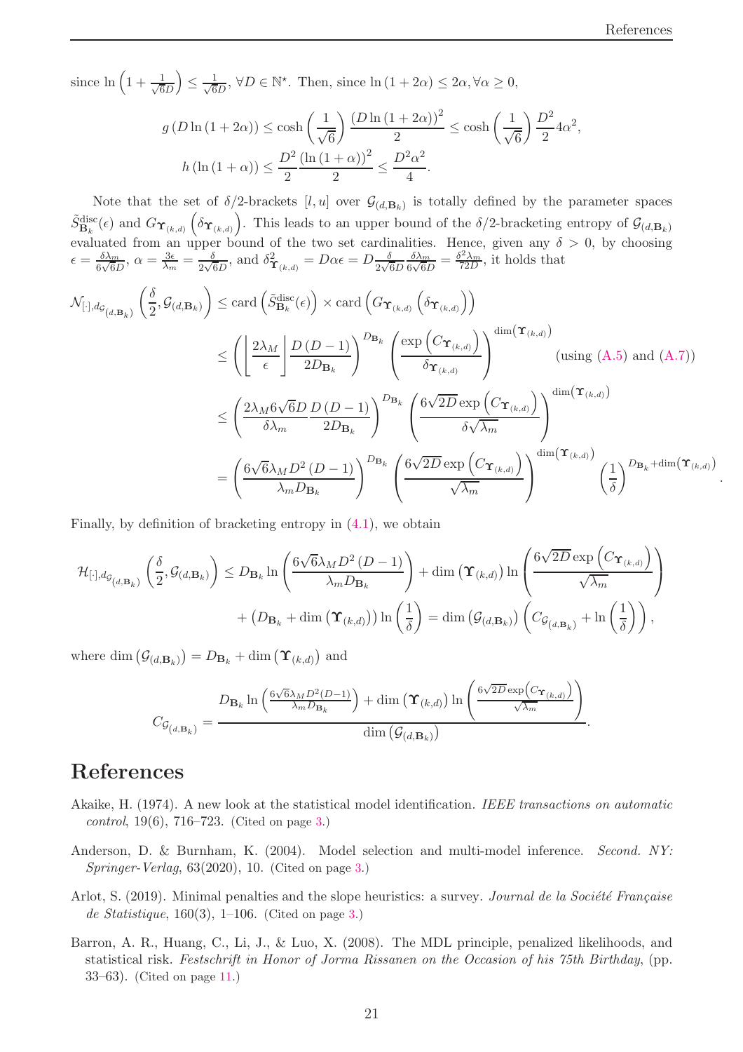since $\ln\left(1+\frac{1}{\sqrt{6D}}\right) \leq \frac{1}{\sqrt{6D}}$, $\forall D \in \mathbb{N}^\star$. Then, since $\ln(1+2\alpha) \leq 2\alpha, \forall \alpha \geq 0$,

$$
\begin{aligned}
g\left(D\ln\left(1+2\alpha\right)\right) &\leq \cosh\left(\frac{1}{\sqrt{6}}\right)\frac{\left(D\ln\left(1+2\alpha\right)\right)^2}{2} \leq \cosh\left(\frac{1}{\sqrt{6}}\right)\frac{D^2}{2}4\alpha^2,\\
h\left(\ln\left(1+\alpha\right)\right) &\leq \frac{D^2}{2}\frac{\left(\ln\left(1+\alpha\right)\right)^2}{2} \leq \frac{D^2\alpha^2}{4}.
\end{aligned}
$$

Note that the set of $\delta/2$-brackets $[l,u]$ over $\mathcal{G}_{(d,\mathbf{B}_k)}$ is totally defined by the parameter spaces $\tilde{S}^{\text{disc}}_{\mathbf{B}_k}(\epsilon)$ and $G_{\boldsymbol{\Upsilon}_{(k,d)}}\left(\delta_{\boldsymbol{\Upsilon}_{(k,d)}}\right)$. This leads to an upper bound of the $\delta/2$-bracketing entropy of $\mathcal{G}_{(d,\mathbf{B}_k)}$ evaluated from an upper bound of the two set cardinalities. Hence, given any $\delta > 0$, by choosing $\epsilon = \frac{\delta\lambda_m}{6\sqrt{6}D}$, $\alpha = \frac{3\epsilon}{\lambda_m} = \frac{\delta}{2\sqrt{6}D}$, and $\delta^2_{\boldsymbol{\Upsilon}_{(k,d)}} = D\alpha\epsilon = D\frac{\delta}{2\sqrt{6}D}\frac{\delta\lambda_m}{6\sqrt{6}D} = \frac{\delta^2\lambda_m}{72D}$, it holds that

$$
\begin{aligned}
\mathcal{N}_{[\cdot],d_{\mathcal{G}_{(d,\mathbf{B}_k)}}}\left(\frac{\delta}{2},\mathcal{G}_{(d,\mathbf{B}_k)}\right) &\leq \operatorname{card}\left(\tilde{S}^{\text{disc}}_{\mathbf{B}_k}(\epsilon)\right) \times \operatorname{card}\left(G_{\boldsymbol{\Upsilon}_{(k,d)}}\left(\delta_{\boldsymbol{\Upsilon}_{(k,d)}}\right)\right)\\
&\leq \left(\left\lfloor\frac{2\lambda_M}{\epsilon}\right\rfloor\frac{D\left(D-1\right)}{2D_{\mathbf{B}_k}}\right)^{D_{\mathbf{B}_k}}\left(\frac{\exp\left(C_{\boldsymbol{\Upsilon}_{(k,d)}}\right)}{\delta_{\boldsymbol{\Upsilon}_{(k,d)}}}\right)^{\dim\left(\boldsymbol{\Upsilon}_{(k,d)}\right)} \quad \text{(using (A.5) and (A.7))}\\
&\leq \left(\frac{2\lambda_M 6\sqrt{6}D}{\delta\lambda_m}\frac{D\left(D-1\right)}{2D_{\mathbf{B}_k}}\right)^{D_{\mathbf{B}_k}}\left(\frac{6\sqrt{2D}\exp\left(C_{\boldsymbol{\Upsilon}_{(k,d)}}\right)}{\delta\sqrt{\lambda_m}}\right)^{\dim\left(\boldsymbol{\Upsilon}_{(k,d)}\right)}\\
&= \left(\frac{6\sqrt{6}\lambda_M D^2\left(D-1\right)}{\lambda_m D_{\mathbf{B}_k}}\right)^{D_{\mathbf{B}_k}}\left(\frac{6\sqrt{2D}\exp\left(C_{\boldsymbol{\Upsilon}_{(k,d)}}\right)}{\sqrt{\lambda_m}}\right)^{\dim\left(\boldsymbol{\Upsilon}_{(k,d)}\right)}\left(\frac{1}{\delta}\right)^{D_{\mathbf{B}_k}+\dim\left(\boldsymbol{\Upsilon}_{(k,d)}\right)}.
\end{aligned}
$$

Finally, by definition of bracketing entropy in (4.1), we obtain

$$
\begin{aligned}
\mathcal{H}_{[\cdot],d_{\mathcal{G}_{(d,\mathbf{B}_k)}}}\left(\frac{\delta}{2},\mathcal{G}_{(d,\mathbf{B}_k)}\right) &\leq D_{\mathbf{B}_k}\ln\left(\frac{6\sqrt{6}\lambda_M D^2\left(D-1\right)}{\lambda_m D_{\mathbf{B}_k}}\right) + \dim\left(\boldsymbol{\Upsilon}_{(k,d)}\right)\ln\left(\frac{6\sqrt{2D}\exp\left(C_{\boldsymbol{\Upsilon}_{(k,d)}}\right)}{\sqrt{\lambda_m}}\right)\\
&\quad + \left(D_{\mathbf{B}_k}+\dim\left(\boldsymbol{\Upsilon}_{(k,d)}\right)\right)\ln\left(\frac{1}{\delta}\right) = \dim\left(\mathcal{G}_{(d,\mathbf{B}_k)}\right)\left(C_{\mathcal{G}_{(d,\mathbf{B}_k)}} + \ln\left(\frac{1}{\delta}\right)\right),
\end{aligned}
$$

where $\dim\left(\mathcal{G}_{(d,\mathbf{B}_k)}\right) = D_{\mathbf{B}_k} + \dim\left(\boldsymbol{\Upsilon}_{(k,d)}\right)$ and

$$
C_{\mathcal{G}_{(d,\mathbf{B}_k)}} = \frac{D_{\mathbf{B}_k}\ln\left(\frac{6\sqrt{6}\lambda_M D^2(D-1)}{\lambda_m D_{\mathbf{B}_k}}\right) + \dim\left(\boldsymbol{\Upsilon}_{(k,d)}\right)\ln\left(\frac{6\sqrt{2D}\exp\left(C_{\boldsymbol{\Upsilon}_{(k,d)}}\right)}{\sqrt{\lambda_m}}\right)}{\dim\left(\mathcal{G}_{(d,\mathbf{B}_k)}\right)}.
$$

# References

Akaike, H. (1974). A new look at the statistical model identification. *IEEE transactions on automatic control*, 19(6), 716–723. (Cited on page 3.)

Anderson, D. & Burnham, K. (2004). Model selection and multi-model inference. *Second. NY: Springer-Verlag*, 63(2020), 10. (Cited on page 3.)

Arlot, S. (2019). Minimal penalties and the slope heuristics: a survey. *Journal de la Société Française de Statistique*, 160(3), 1–106. (Cited on page 3.)

Barron, A. R., Huang, C., Li, J., & Luo, X. (2008). The MDL principle, penalized likelihoods, and statistical risk. *Festschrift in Honor of Jorma Rissanen on the Occasion of his 75th Birthday*, (pp. 33–63). (Cited on page 11.)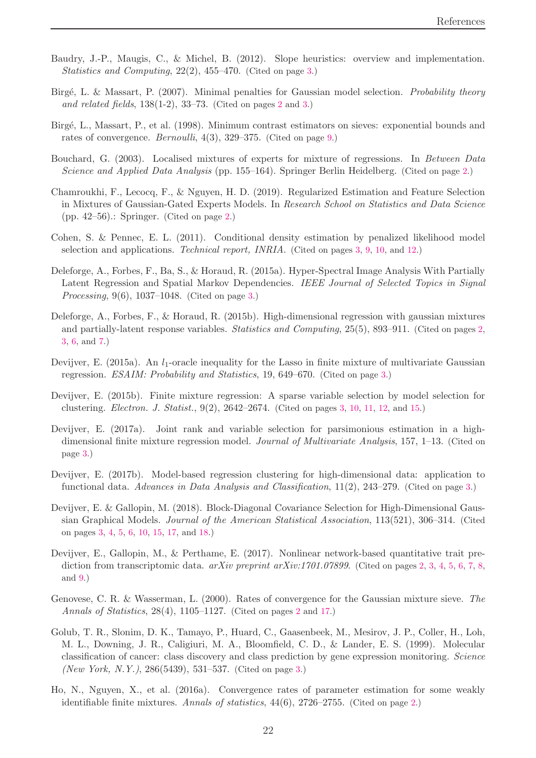Baudry, J.-P., Maugis, C., & Michel, B. (2012). Slope heuristics: overview and implementation. *Statistics and Computing*, 22(2), 455–470. (Cited on page 3.)

Birgé, L. & Massart, P. (2007). Minimal penalties for Gaussian model selection. *Probability theory and related fields*, 138(1-2), 33–73. (Cited on pages 2 and 3.)

Birgé, L., Massart, P., et al. (1998). Minimum contrast estimators on sieves: exponential bounds and rates of convergence. *Bernoulli*, 4(3), 329–375. (Cited on page 9.)

Bouchard, G. (2003). Localised mixtures of experts for mixture of regressions. In *Between Data Science and Applied Data Analysis* (pp. 155–164). Springer Berlin Heidelberg. (Cited on page 2.)

Chamroukhi, F., Lecocq, F., & Nguyen, H. D. (2019). Regularized Estimation and Feature Selection in Mixtures of Gaussian-Gated Experts Models. In *Research School on Statistics and Data Science* (pp. 42–56).: Springer. (Cited on page 2.)

Cohen, S. & Pennec, E. L. (2011). Conditional density estimation by penalized likelihood model selection and applications. *Technical report, INRIA*. (Cited on pages 3, 9, 10, and 12.)

Deleforge, A., Forbes, F., Ba, S., & Horaud, R. (2015a). Hyper-Spectral Image Analysis With Partially Latent Regression and Spatial Markov Dependencies. *IEEE Journal of Selected Topics in Signal Processing*, 9(6), 1037–1048. (Cited on page 3.)

Deleforge, A., Forbes, F., & Horaud, R. (2015b). High-dimensional regression with gaussian mixtures and partially-latent response variables. *Statistics and Computing*, 25(5), 893–911. (Cited on pages 2, 3, 6, and 7.)

Devijver, E. (2015a). An $l_1$-oracle inequality for the Lasso in finite mixture of multivariate Gaussian regression. *ESAIM: Probability and Statistics*, 19, 649–670. (Cited on page 3.)

Devijver, E. (2015b). Finite mixture regression: A sparse variable selection by model selection for clustering. *Electron. J. Statist.*, 9(2), 2642–2674. (Cited on pages 3, 10, 11, 12, and 15.)

Devijver, E. (2017a). Joint rank and variable selection for parsimonious estimation in a high-dimensional finite mixture regression model. *Journal of Multivariate Analysis*, 157, 1–13. (Cited on page 3.)

Devijver, E. (2017b). Model-based regression clustering for high-dimensional data: application to functional data. *Advances in Data Analysis and Classification*, 11(2), 243–279. (Cited on page 3.)

Devijver, E. & Gallopin, M. (2018). Block-Diagonal Covariance Selection for High-Dimensional Gaussian Graphical Models. *Journal of the American Statistical Association*, 113(521), 306–314. (Cited on pages 3, 4, 5, 6, 10, 15, 17, and 18.)

Devijver, E., Gallopin, M., & Perthame, E. (2017). Nonlinear network-based quantitative trait prediction from transcriptomic data. *arXiv preprint arXiv:1701.07899*. (Cited on pages 2, 3, 4, 5, 6, 7, 8, and 9.)

Genovese, C. R. & Wasserman, L. (2000). Rates of convergence for the Gaussian mixture sieve. *The Annals of Statistics*, 28(4), 1105–1127. (Cited on pages 2 and 17.)

Golub, T. R., Slonim, D. K., Tamayo, P., Huard, C., Gaasenbeek, M., Mesirov, J. P., Coller, H., Loh, M. L., Downing, J. R., Caligiuri, M. A., Bloomfield, C. D., & Lander, E. S. (1999). Molecular classification of cancer: class discovery and class prediction by gene expression monitoring. *Science (New York, N.Y.)*, 286(5439), 531–537. (Cited on page 3.)

Ho, N., Nguyen, X., et al. (2016a). Convergence rates of parameter estimation for some weakly identifiable finite mixtures. *Annals of statistics*, 44(6), 2726–2755. (Cited on page 2.)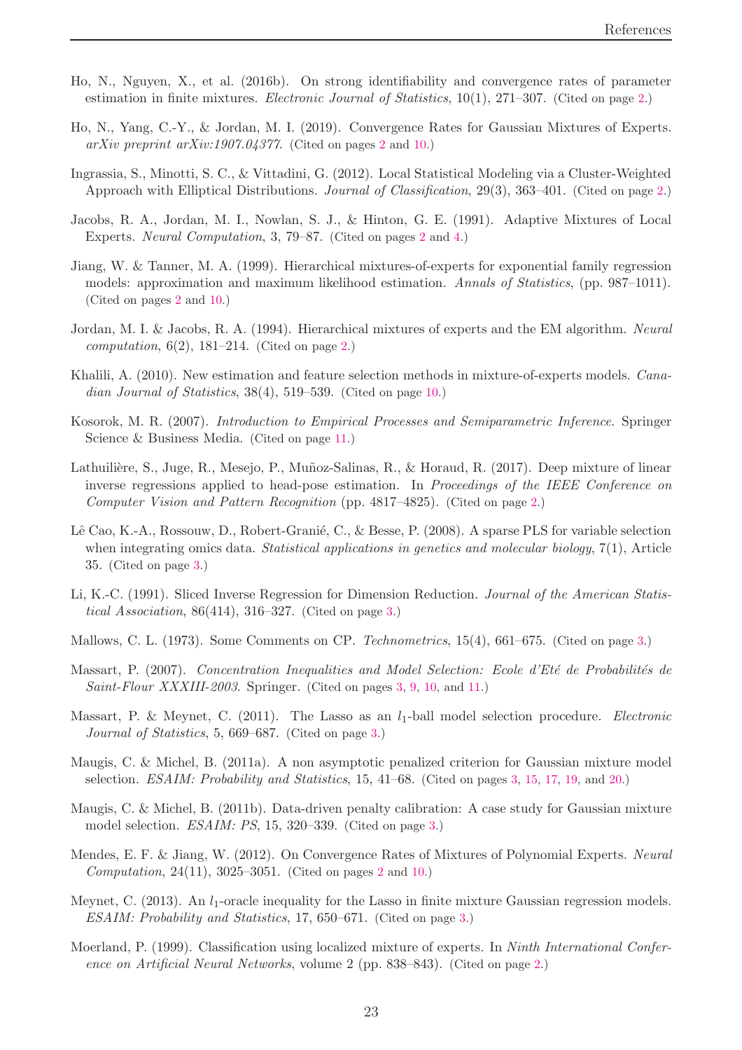Ho, N., Nguyen, X., et al. (2016b). On strong identifiability and convergence rates of parameter estimation in finite mixtures. *Electronic Journal of Statistics*, 10(1), 271–307. (Cited on page 2.)

Ho, N., Yang, C.-Y., & Jordan, M. I. (2019). Convergence Rates for Gaussian Mixtures of Experts. *arXiv preprint arXiv:1907.04377*. (Cited on pages 2 and 10.)

Ingrassia, S., Minotti, S. C., & Vittadini, G. (2012). Local Statistical Modeling via a Cluster-Weighted Approach with Elliptical Distributions. *Journal of Classification*, 29(3), 363–401. (Cited on page 2.)

Jacobs, R. A., Jordan, M. I., Nowlan, S. J., & Hinton, G. E. (1991). Adaptive Mixtures of Local Experts. *Neural Computation*, 3, 79–87. (Cited on pages 2 and 4.)

Jiang, W. & Tanner, M. A. (1999). Hierarchical mixtures-of-experts for exponential family regression models: approximation and maximum likelihood estimation. *Annals of Statistics*, (pp. 987–1011). (Cited on pages 2 and 10.)

Jordan, M. I. & Jacobs, R. A. (1994). Hierarchical mixtures of experts and the EM algorithm. *Neural computation*, 6(2), 181–214. (Cited on page 2.)

Khalili, A. (2010). New estimation and feature selection methods in mixture-of-experts models. *Canadian Journal of Statistics*, 38(4), 519–539. (Cited on page 10.)

Kosorok, M. R. (2007). *Introduction to Empirical Processes and Semiparametric Inference*. Springer Science & Business Media. (Cited on page 11.)

Lathuilière, S., Juge, R., Mesejo, P., Muñoz-Salinas, R., & Horaud, R. (2017). Deep mixture of linear inverse regressions applied to head-pose estimation. In *Proceedings of the IEEE Conference on Computer Vision and Pattern Recognition* (pp. 4817–4825). (Cited on page 2.)

Lê Cao, K.-A., Rossouw, D., Robert-Granié, C., & Besse, P. (2008). A sparse PLS for variable selection when integrating omics data. *Statistical applications in genetics and molecular biology*, 7(1), Article 35. (Cited on page 3.)

Li, K.-C. (1991). Sliced Inverse Regression for Dimension Reduction. *Journal of the American Statistical Association*, 86(414), 316–327. (Cited on page 3.)

Mallows, C. L. (1973). Some Comments on CP. *Technometrics*, 15(4), 661–675. (Cited on page 3.)

Massart, P. (2007). *Concentration Inequalities and Model Selection: Ecole d'Eté de Probabilités de Saint-Flour XXXIII-2003*. Springer. (Cited on pages 3, 9, 10, and 11.)

Massart, P. & Meynet, C. (2011). The Lasso as an $l_1$-ball model selection procedure. *Electronic Journal of Statistics*, 5, 669–687. (Cited on page 3.)

Maugis, C. & Michel, B. (2011a). A non asymptotic penalized criterion for Gaussian mixture model selection. *ESAIM: Probability and Statistics*, 15, 41–68. (Cited on pages 3, 15, 17, 19, and 20.)

Maugis, C. & Michel, B. (2011b). Data-driven penalty calibration: A case study for Gaussian mixture model selection. *ESAIM: PS*, 15, 320–339. (Cited on page 3.)

Mendes, E. F. & Jiang, W. (2012). On Convergence Rates of Mixtures of Polynomial Experts. *Neural Computation*, 24(11), 3025–3051. (Cited on pages 2 and 10.)

Meynet, C. (2013). An $l_1$-oracle inequality for the Lasso in finite mixture Gaussian regression models. *ESAIM: Probability and Statistics*, 17, 650–671. (Cited on page 3.)

Moerland, P. (1999). Classification using localized mixture of experts. In *Ninth International Conference on Artificial Neural Networks*, volume 2 (pp. 838–843). (Cited on page 2.)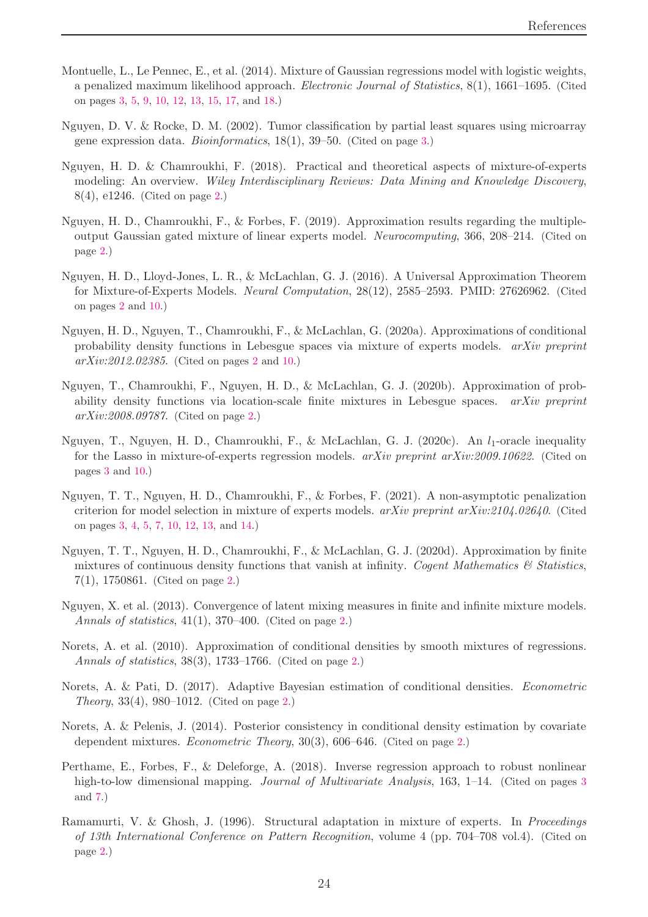Montuelle, L., Le Pennec, E., et al. (2014). Mixture of Gaussian regressions model with logistic weights, a penalized maximum likelihood approach. *Electronic Journal of Statistics*, 8(1), 1661–1695. (Cited on pages 3, 5, 9, 10, 12, 13, 15, 17, and 18.)

Nguyen, D. V. & Rocke, D. M. (2002). Tumor classification by partial least squares using microarray gene expression data. *Bioinformatics*, 18(1), 39–50. (Cited on page 3.)

Nguyen, H. D. & Chamroukhi, F. (2018). Practical and theoretical aspects of mixture-of-experts modeling: An overview. *Wiley Interdisciplinary Reviews: Data Mining and Knowledge Discovery*, 8(4), e1246. (Cited on page 2.)

Nguyen, H. D., Chamroukhi, F., & Forbes, F. (2019). Approximation results regarding the multiple-output Gaussian gated mixture of linear experts model. *Neurocomputing*, 366, 208–214. (Cited on page 2.)

Nguyen, H. D., Lloyd-Jones, L. R., & McLachlan, G. J. (2016). A Universal Approximation Theorem for Mixture-of-Experts Models. *Neural Computation*, 28(12), 2585–2593. PMID: 27626962. (Cited on pages 2 and 10.)

Nguyen, H. D., Nguyen, T., Chamroukhi, F., & McLachlan, G. (2020a). Approximations of conditional probability density functions in Lebesgue spaces via mixture of experts models. *arXiv preprint arXiv:2012.02385*. (Cited on pages 2 and 10.)

Nguyen, T., Chamroukhi, F., Nguyen, H. D., & McLachlan, G. J. (2020b). Approximation of probability density functions via location-scale finite mixtures in Lebesgue spaces. *arXiv preprint arXiv:2008.09787*. (Cited on page 2.)

Nguyen, T., Nguyen, H. D., Chamroukhi, F., & McLachlan, G. J. (2020c). An $l_1$-oracle inequality for the Lasso in mixture-of-experts regression models. *arXiv preprint arXiv:2009.10622*. (Cited on pages 3 and 10.)

Nguyen, T. T., Nguyen, H. D., Chamroukhi, F., & Forbes, F. (2021). A non-asymptotic penalization criterion for model selection in mixture of experts models. *arXiv preprint arXiv:2104.02640*. (Cited on pages 3, 4, 5, 7, 10, 12, 13, and 14.)

Nguyen, T. T., Nguyen, H. D., Chamroukhi, F., & McLachlan, G. J. (2020d). Approximation by finite mixtures of continuous density functions that vanish at infinity. *Cogent Mathematics & Statistics*, 7(1), 1750861. (Cited on page 2.)

Nguyen, X. et al. (2013). Convergence of latent mixing measures in finite and infinite mixture models. *Annals of statistics*, 41(1), 370–400. (Cited on page 2.)

Norets, A. et al. (2010). Approximation of conditional densities by smooth mixtures of regressions. *Annals of statistics*, 38(3), 1733–1766. (Cited on page 2.)

Norets, A. & Pati, D. (2017). Adaptive Bayesian estimation of conditional densities. *Econometric Theory*, 33(4), 980–1012. (Cited on page 2.)

Norets, A. & Pelenis, J. (2014). Posterior consistency in conditional density estimation by covariate dependent mixtures. *Econometric Theory*, 30(3), 606–646. (Cited on page 2.)

Perthame, E., Forbes, F., & Deleforge, A. (2018). Inverse regression approach to robust nonlinear high-to-low dimensional mapping. *Journal of Multivariate Analysis*, 163, 1–14. (Cited on pages 3 and 7.)

Ramamurti, V. & Ghosh, J. (1996). Structural adaptation in mixture of experts. In *Proceedings of 13th International Conference on Pattern Recognition*, volume 4 (pp. 704–708 vol.4). (Cited on page 2.)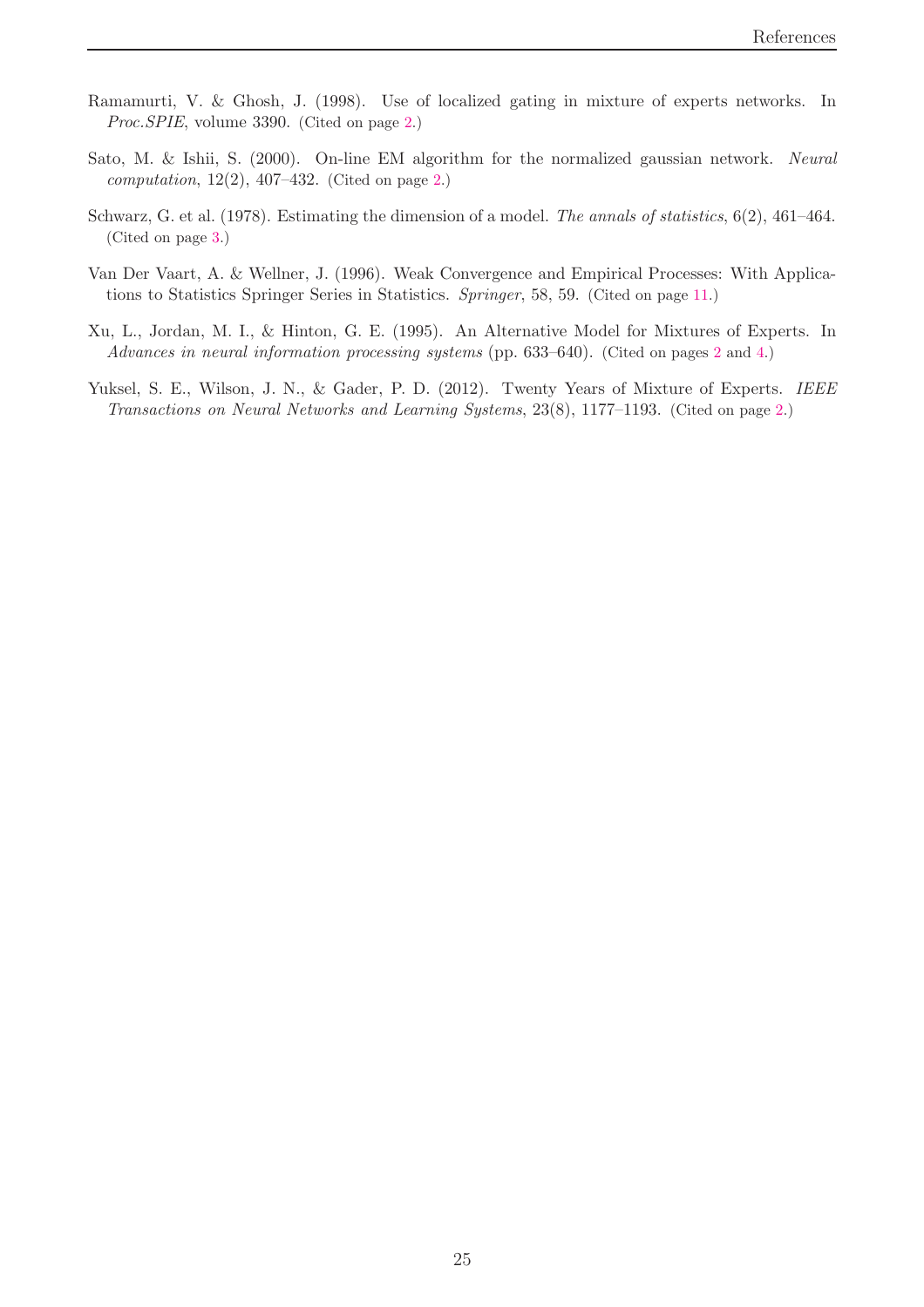Ramamurti, V. & Ghosh, J. (1998). Use of localized gating in mixture of experts networks. In *Proc.SPIE*, volume 3390. (Cited on page 2.)

Sato, M. & Ishii, S. (2000). On-line EM algorithm for the normalized gaussian network. *Neural computation*, 12(2), 407–432. (Cited on page 2.)

Schwarz, G. et al. (1978). Estimating the dimension of a model. *The annals of statistics*, 6(2), 461–464. (Cited on page 3.)

Van Der Vaart, A. & Wellner, J. (1996). Weak Convergence and Empirical Processes: With Applications to Statistics Springer Series in Statistics. *Springer*, 58, 59. (Cited on page 11.)

Xu, L., Jordan, M. I., & Hinton, G. E. (1995). An Alternative Model for Mixtures of Experts. In *Advances in neural information processing systems* (pp. 633–640). (Cited on pages 2 and 4.)

Yuksel, S. E., Wilson, J. N., & Gader, P. D. (2012). Twenty Years of Mixture of Experts. *IEEE Transactions on Neural Networks and Learning Systems*, 23(8), 1177–1193. (Cited on page 2.)